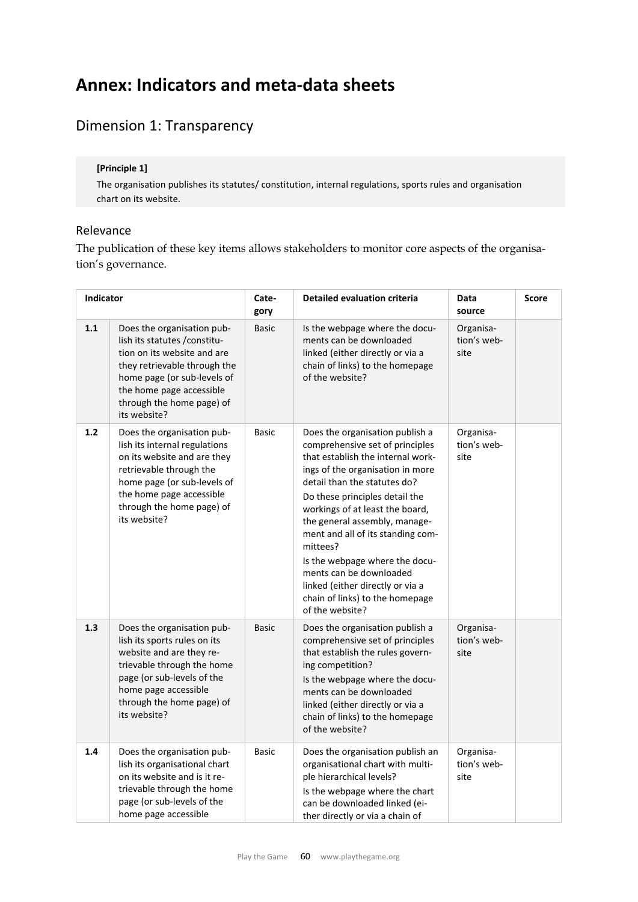# Annex: Indicators and meta-data sheets

## Dimension 1: Transparency

**[Principle 1]**

The organisation publishes its statutes/ constitution, internal regulations, sports rules and organisation chart on its website.

### Relevance

The publication of these key items allows stakeholders to monitor core aspects of the organisation's governance.

| Indicator | | Category | Detailed evaluation criteria | Data source | Score |
|---|---|---|---|---|---|
| **1.1** | Does the organisation publish its statutes /constitution on its website and are they retrievable through the home page (or sub-levels of the home page accessible through the home page) of its website? | Basic | Is the webpage where the documents can be downloaded linked (either directly or via a chain of links) to the homepage of the website? | Organisation's website | |
| **1.2** | Does the organisation publish its internal regulations on its website and are they retrievable through the home page (or sub-levels of the home page accessible through the home page) of its website? | Basic | Does the organisation publish a comprehensive set of principles that establish the internal workings of the organisation in more detail than the statutes do? Do these principles detail the workings of at least the board, the general assembly, management and all of its standing committees? Is the webpage where the documents can be downloaded linked (either directly or via a chain of links) to the homepage of the website? | Organisation's website | |
| **1.3** | Does the organisation publish its sports rules on its website and are they retrievable through the home page (or sub-levels of the home page accessible through the home page) of its website? | Basic | Does the organisation publish a comprehensive set of principles that establish the rules governing competition? Is the webpage where the documents can be downloaded linked (either directly or via a chain of links) to the homepage of the website? | Organisation's website | |
| **1.4** | Does the organisation publish its organisational chart on its website and is it retrievable through the home page (or sub-levels of the home page accessible | Basic | Does the organisation publish an organisational chart with multiple hierarchical levels? Is the webpage where the chart can be downloaded linked (either directly or via a chain of | Organisation's website | |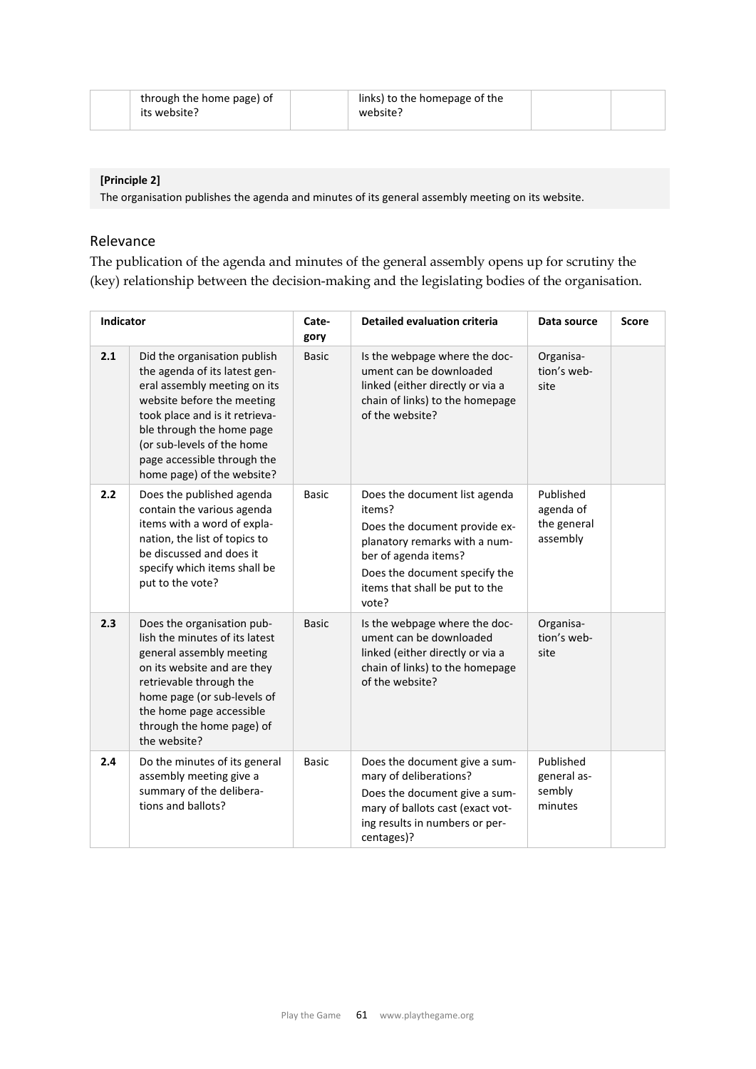| | through the home page) of its website? | | links) to the homepage of the website? | | |
|---|---|---|---|---|---|

**[Principle 2]**

The organisation publishes the agenda and minutes of its general assembly meeting on its website.

## Relevance

The publication of the agenda and minutes of the general assembly opens up for scrutiny the (key) relationship between the decision-making and the legislating bodies of the organisation.

| Indicator | | Category | Detailed evaluation criteria | Data source | Score |
|---|---|---|---|---|---|
| **2.1** | Did the organisation publish the agenda of its latest general assembly meeting on its website before the meeting took place and is it retrievable through the home page (or sub-levels of the home page accessible through the home page) of the website? | Basic | Is the webpage where the document can be downloaded linked (either directly or via a chain of links) to the homepage of the website? | Organisation's website | |
| **2.2** | Does the published agenda contain the various agenda items with a word of explanation, the list of topics to be discussed and does it specify which items shall be put to the vote? | Basic | Does the document list agenda items? Does the document provide explanatory remarks with a number of agenda items? Does the document specify the items that shall be put to the vote? | Published agenda of the general assembly | |
| **2.3** | Does the organisation publish the minutes of its latest general assembly meeting on its website and are they retrievable through the home page (or sub-levels of the home page accessible through the home page) of the website? | Basic | Is the webpage where the document can be downloaded linked (either directly or via a chain of links) to the homepage of the website? | Organisation's website | |
| **2.4** | Do the minutes of its general assembly meeting give a summary of the deliberations and ballots? | Basic | Does the document give a summary of deliberations? Does the document give a summary of ballots cast (exact voting results in numbers or percentages)? | Published general assembly minutes | |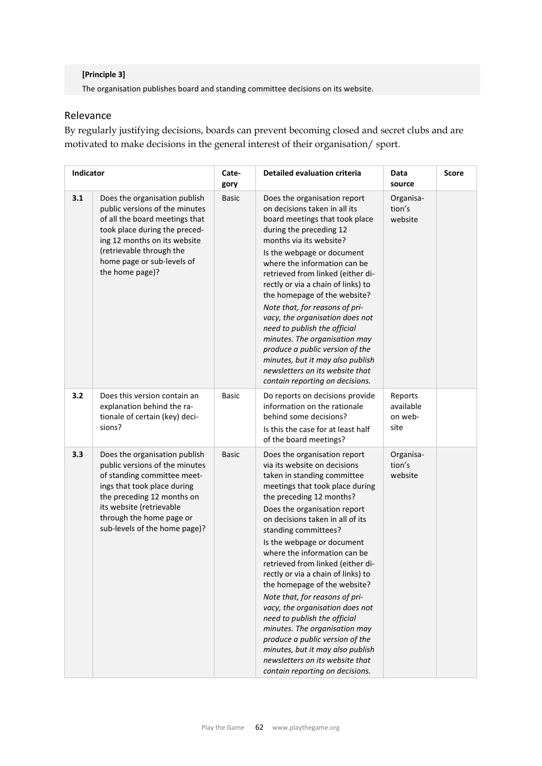**[Principle 3]**

The organisation publishes board and standing committee decisions on its website.

## Relevance

By regularly justifying decisions, boards can prevent becoming closed and secret clubs and are motivated to make decisions in the general interest of their organisation/ sport.

| Indicator | | Category | Detailed evaluation criteria | Data source | Score |
|---|---|---|---|---|---|
| **3.1** | Does the organisation publish public versions of the minutes of all the board meetings that took place during the preceding 12 months on its website (retrievable through the home page or sub-levels of the home page)? | Basic | Does the organisation report on decisions taken in all its board meetings that took place during the preceding 12 months via its website?<br>Is the webpage or document where the information can be retrieved from linked (either directly or via a chain of links) to the homepage of the website?<br>*Note that, for reasons of privacy, the organisation does not need to publish the official minutes. The organisation may produce a public version of the minutes, but it may also publish newsletters on its website that contain reporting on decisions.* | Organisation's website | |
| **3.2** | Does this version contain an explanation behind the rationale of certain (key) decisions? | Basic | Do reports on decisions provide information on the rationale behind some decisions?<br>Is this the case for at least half of the board meetings? | Reports available on website | |
| **3.3** | Does the organisation publish public versions of the minutes of standing committee meetings that took place during the preceding 12 months on its website (retrievable through the home page or sub-levels of the home page)? | Basic | Does the organisation report via its website on decisions taken in standing committee meetings that took place during the preceding 12 months?<br>Does the organisation report on decisions taken in all of its standing committees?<br>Is the webpage or document where the information can be retrieved from linked (either directly or via a chain of links) to the homepage of the website?<br>*Note that, for reasons of privacy, the organisation does not need to publish the official minutes. The organisation may produce a public version of the minutes, but it may also publish newsletters on its website that contain reporting on decisions.* | Organisation's website | |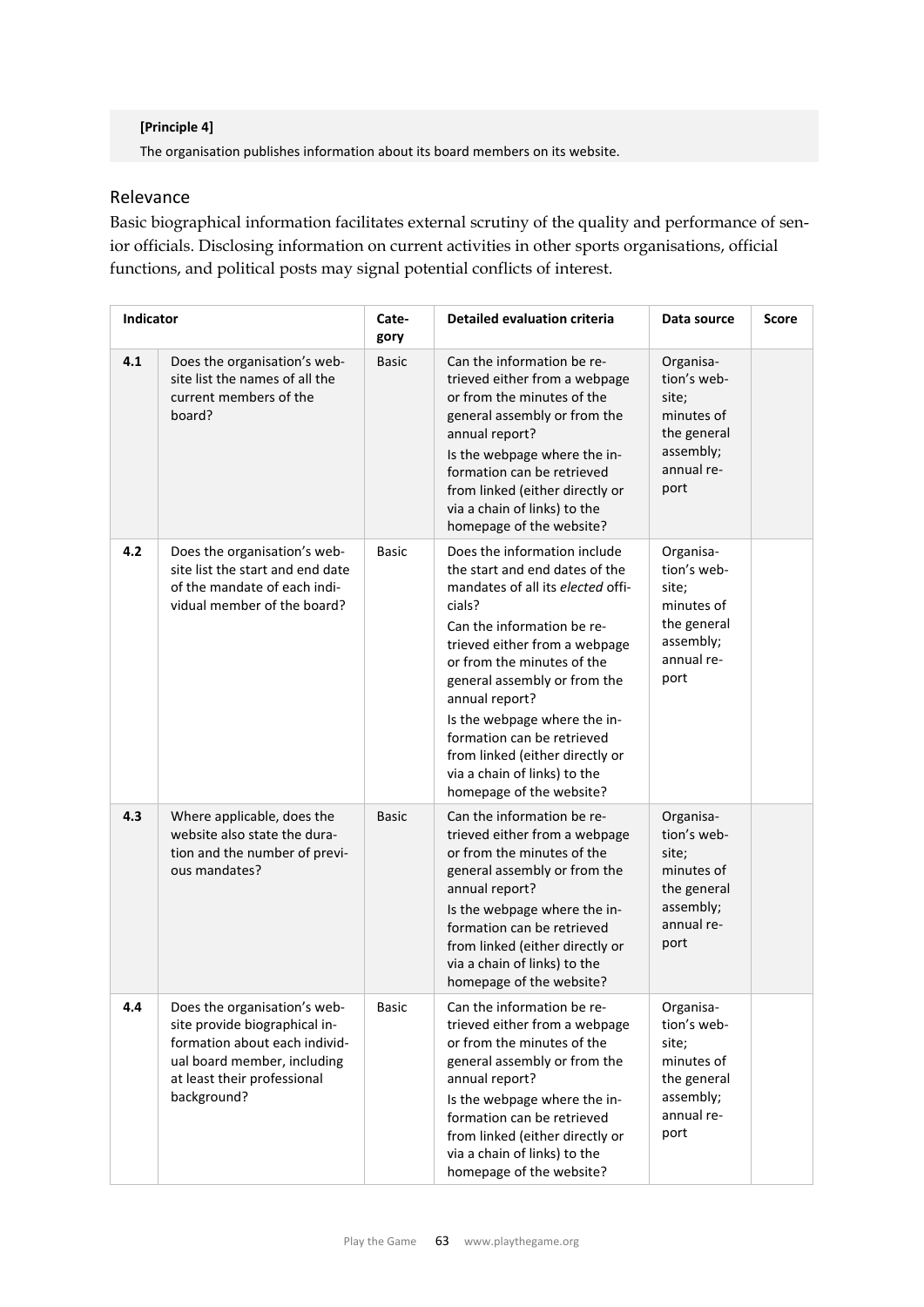**[Principle 4]**

The organisation publishes information about its board members on its website.

## Relevance

Basic biographical information facilitates external scrutiny of the quality and performance of senior officials. Disclosing information on current activities in other sports organisations, official functions, and political posts may signal potential conflicts of interest.

| Indicator | | Category | Detailed evaluation criteria | Data source | Score |
|---|---|---|---|---|---|
| **4.1** | Does the organisation's website list the names of all the current members of the board? | Basic | Can the information be retrieved either from a webpage or from the minutes of the general assembly or from the annual report?<br>Is the webpage where the information can be retrieved from linked (either directly or via a chain of links) to the homepage of the website? | Organisation's website; minutes of the general assembly; annual report | |
| **4.2** | Does the organisation's website list the start and end date of the mandate of each individual member of the board? | Basic | Does the information include the start and end dates of the mandates of all its *elected* officials?<br>Can the information be retrieved either from a webpage or from the minutes of the general assembly or from the annual report?<br>Is the webpage where the information can be retrieved from linked (either directly or via a chain of links) to the homepage of the website? | Organisation's website; minutes of the general assembly; annual report | |
| **4.3** | Where applicable, does the website also state the duration and the number of previous mandates? | Basic | Can the information be retrieved either from a webpage or from the minutes of the general assembly or from the annual report?<br>Is the webpage where the information can be retrieved from linked (either directly or via a chain of links) to the homepage of the website? | Organisation's website; minutes of the general assembly; annual report | |
| **4.4** | Does the organisation's website provide biographical information about each individual board member, including at least their professional background? | Basic | Can the information be retrieved either from a webpage or from the minutes of the general assembly or from the annual report?<br>Is the webpage where the information can be retrieved from linked (either directly or via a chain of links) to the homepage of the website? | Organisation's website; minutes of the general assembly; annual report | |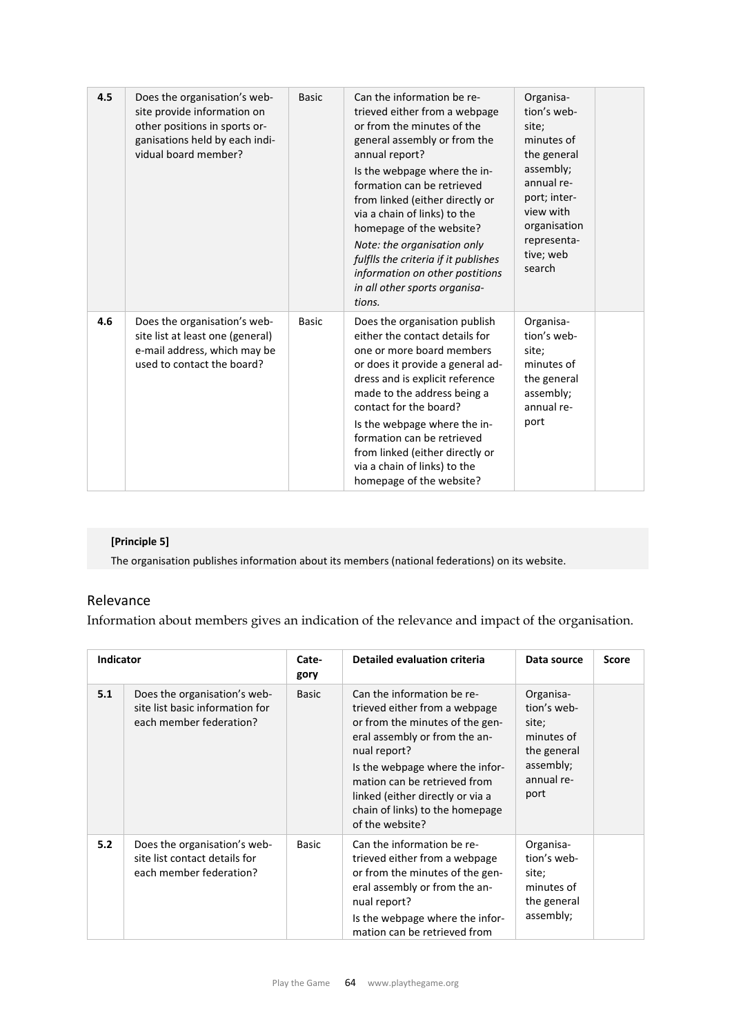| | | | | | |
|---|---|---|---|---|---|
| **4.5** | Does the organisation's website provide information on other positions in sports organisations held by each individual board member? | Basic | Can the information be retrieved either from a webpage or from the minutes of the general assembly or from the annual report?<br>Is the webpage where the information can be retrieved from linked (either directly or via a chain of links) to the homepage of the website?<br>*Note: the organisation only fulfils the criteria if it publishes information on other postitions in all other sports organisations.* | Organisation's website; minutes of the general assembly; annual report; interview with organisation representative; web search | |
| **4.6** | Does the organisation's website list at least one (general) e-mail address, which may be used to contact the board? | Basic | Does the organisation publish either the contact details for one or more board members or does it provide a general address and is explicit reference made to the address being a contact for the board?<br>Is the webpage where the information can be retrieved from linked (either directly or via a chain of links) to the homepage of the website? | Organisation's website; minutes of the general assembly; annual report | |

**[Principle 5]**

The organisation publishes information about its members (national federations) on its website.

## Relevance

Information about members gives an indication of the relevance and impact of the organisation.

| **Indicator** | | **Category** | **Detailed evaluation criteria** | **Data source** | **Score** |
|---|---|---|---|---|---|
| **5.1** | Does the organisation's website list basic information for each member federation? | Basic | Can the information be retrieved either from a webpage or from the minutes of the general assembly or from the annual report?<br>Is the webpage where the information can be retrieved from linked (either directly or via a chain of links) to the homepage of the website? | Organisation's website; minutes of the general assembly; annual report | |
| **5.2** | Does the organisation's website list contact details for each member federation? | Basic | Can the information be retrieved either from a webpage or from the minutes of the general assembly or from the annual report?<br>Is the webpage where the information can be retrieved from | Organisation's website; minutes of the general assembly; | |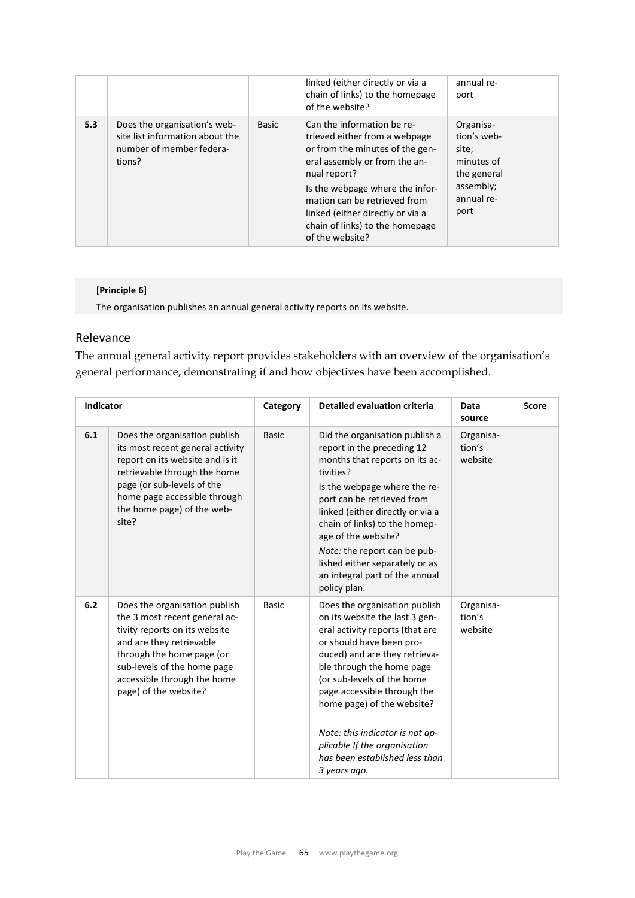| | | | linked (either directly or via a chain of links) to the homepage of the website? | annual report | |
|---|---|---|---|---|---|
| **5.3** | Does the organisation's website list information about the number of member federations? | Basic | Can the information be retrieved either from a webpage or from the minutes of the general assembly or from the annual report?<br><br>Is the webpage where the information can be retrieved from linked (either directly or via a chain of links) to the homepage of the website? | Organisation's website; minutes of the general assembly; annual report | |

**[Principle 6]**

The organisation publishes an annual general activity reports on its website.

## Relevance

The annual general activity report provides stakeholders with an overview of the organisation's general performance, demonstrating if and how objectives have been accomplished.

| **Indicator** | | **Category** | **Detailed evaluation criteria** | **Data source** | **Score** |
|---|---|---|---|---|---|
| **6.1** | Does the organisation publish its most recent general activity report on its website and is it retrievable through the home page (or sub-levels of the home page accessible through the home page) of the website? | Basic | Did the organisation publish a report in the preceding 12 months that reports on its activities?<br><br>Is the webpage where the report can be retrieved from linked (either directly or via a chain of links) to the homepage of the website?<br><br>*Note:* the report can be published either separately or as an integral part of the annual policy plan. | Organisation's website | |
| **6.2** | Does the organisation publish the 3 most recent general activity reports on its website and are they retrievable through the home page (or sub-levels of the home page accessible through the home page) of the website? | Basic | Does the organisation publish on its website the last 3 general activity reports (that are or should have been produced) and are they retrievable through the home page (or sub-levels of the home page accessible through the home page) of the website?<br><br>*Note: this indicator is not applicable If the organisation has been established less than 3 years ago.* | Organisation's website | |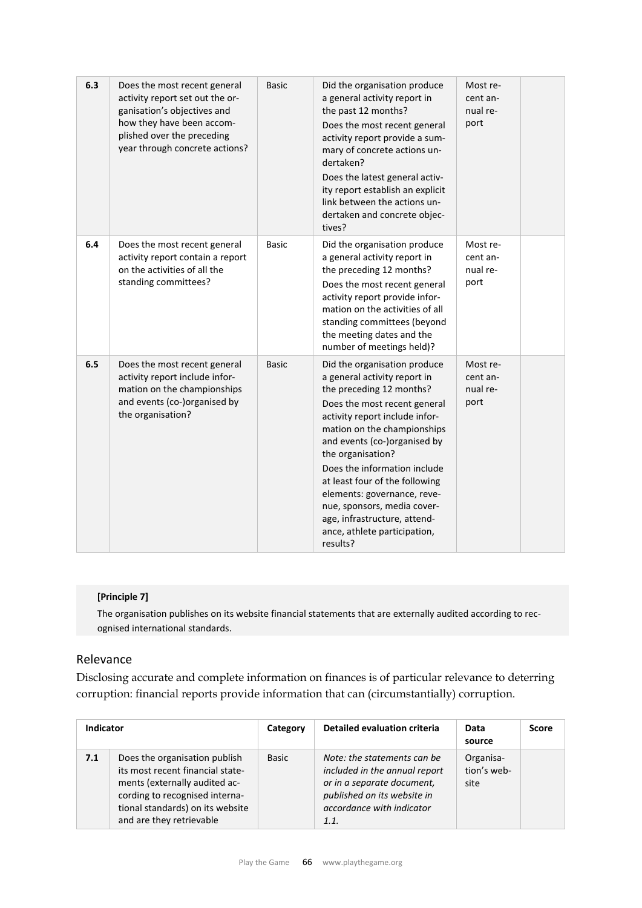| Indicator | | Category | Detailed evaluation criteria | Data source | Score |
|---|---|---|---|---|---|
| 6.3 | Does the most recent general activity report set out the organisation's objectives and how they have been accomplished over the preceding year through concrete actions? | Basic | Did the organisation produce a general activity report in the past 12 months?<br>Does the most recent general activity report provide a summary of concrete actions undertaken?<br>Does the latest general activity report establish an explicit link between the actions undertaken and concrete objectives? | Most recent annual report | |
| 6.4 | Does the most recent general activity report contain a report on the activities of all the standing committees? | Basic | Did the organisation produce a general activity report in the preceding 12 months?<br>Does the most recent general activity report provide information on the activities of all standing committees (beyond the meeting dates and the number of meetings held)? | Most recent annual report | |
| 6.5 | Does the most recent general activity report include information on the championships and events (co-)organised by the organisation? | Basic | Did the organisation produce a general activity report in the preceding 12 months?<br>Does the most recent general activity report include information on the championships and events (co-)organised by the organisation?<br>Does the information include at least four of the following elements: governance, revenue, sponsors, media coverage, infrastructure, attendance, athlete participation, results? | Most recent annual report | |

**[Principle 7]**

The organisation publishes on its website financial statements that are externally audited according to recognised international standards.

## Relevance

Disclosing accurate and complete information on finances is of particular relevance to deterring corruption: financial reports provide information that can (circumstantially) corruption.

| Indicator | | Category | Detailed evaluation criteria | Data source | Score |
|---|---|---|---|---|---|
| 7.1 | Does the organisation publish its most recent financial statements (externally audited according to recognised international standards) on its website and are they retrievable | Basic | *Note: the statements can be included in the annual report or in a separate document, published on its website in accordance with indicator 1.1.* | Organisation's website | |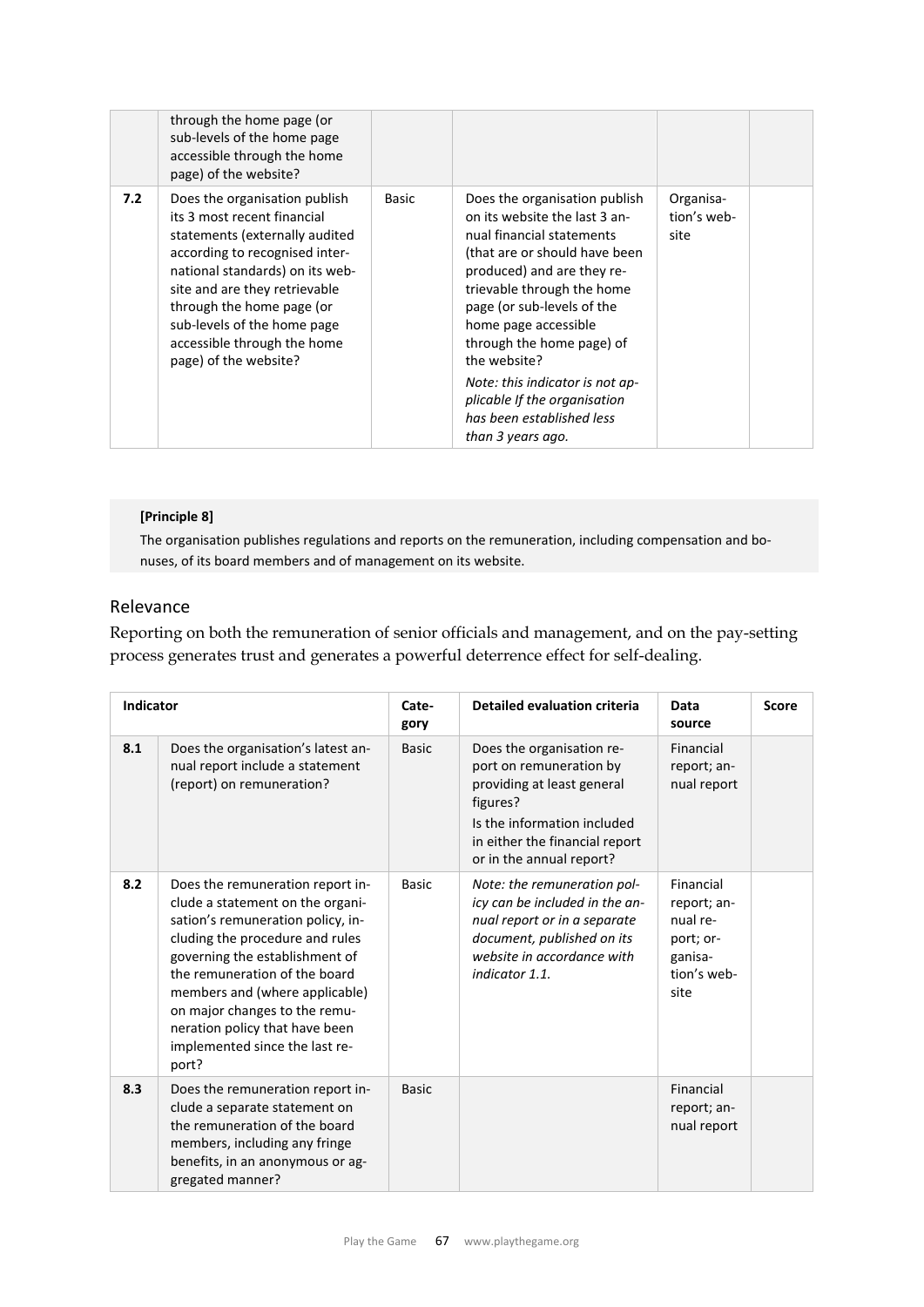| | | | | | |
|---|---|---|---|---|---|
| | through the home page (or sub-levels of the home page accessible through the home page) of the website? | | | | |
| **7.2** | Does the organisation publish its 3 most recent financial statements (externally audited according to recognised international standards) on its website and are they retrievable through the home page (or sub-levels of the home page accessible through the home page) of the website? | Basic | Does the organisation publish on its website the last 3 annual financial statements (that are or should have been produced) and are they retrievable through the home page (or sub-levels of the home page accessible through the home page) of the website?<br>*Note: this indicator is not applicable If the organisation has been established less than 3 years ago.* | Organisation's website | |

**[Principle 8]**

The organisation publishes regulations and reports on the remuneration, including compensation and bonuses, of its board members and of management on its website.

## Relevance

Reporting on both the remuneration of senior officials and management, and on the pay-setting process generates trust and generates a powerful deterrence effect for self-dealing.

| **Indicator** | | **Category** | **Detailed evaluation criteria** | **Data source** | **Score** |
|---|---|---|---|---|---|
| **8.1** | Does the organisation's latest annual report include a statement (report) on remuneration? | Basic | Does the organisation report on remuneration by providing at least general figures?<br>Is the information included in either the financial report or in the annual report? | Financial report; annual report | |
| **8.2** | Does the remuneration report include a statement on the organisation's remuneration policy, including the procedure and rules governing the establishment of the remuneration of the board members and (where applicable) on major changes to the remuneration policy that have been implemented since the last report? | Basic | *Note: the remuneration policy can be included in the annual report or in a separate document, published on its website in accordance with indicator 1.1.* | Financial report; annual report; organisation's website | |
| **8.3** | Does the remuneration report include a separate statement on the remuneration of the board members, including any fringe benefits, in an anonymous or aggregated manner? | Basic | | Financial report; annual report | |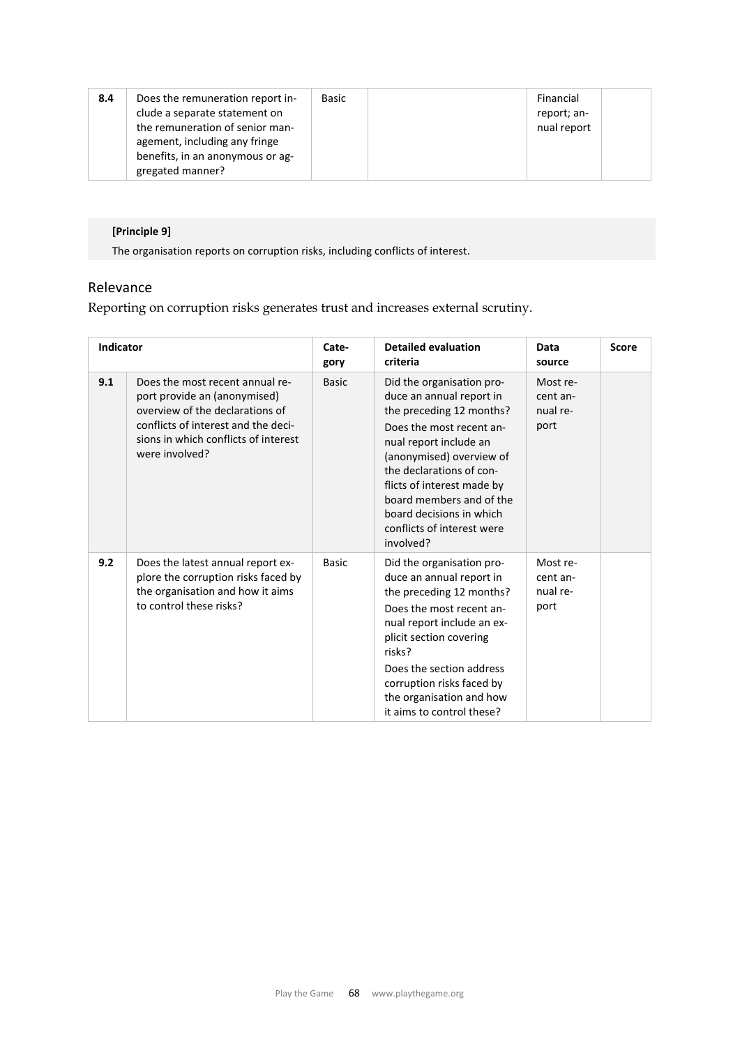| 8.4 | Does the remuneration report include a separate statement on the remuneration of senior management, including any fringe benefits, in an anonymous or aggregated manner? | Basic | | Financial report; annual report | |
|---|---|---|---|---|---|

**[Principle 9]**

The organisation reports on corruption risks, including conflicts of interest.

## Relevance

Reporting on corruption risks generates trust and increases external scrutiny.

| Indicator | | Category | Detailed evaluation criteria | Data source | Score |
|---|---|---|---|---|---|
| 9.1 | Does the most recent annual report provide an (anonymised) overview of the declarations of conflicts of interest and the decisions in which conflicts of interest were involved? | Basic | Did the organisation produce an annual report in the preceding 12 months?<br>Does the most recent annual report include an (anonymised) overview of the declarations of conflicts of interest made by board members and of the board decisions in which conflicts of interest were involved? | Most recent annual report | |
| 9.2 | Does the latest annual report explore the corruption risks faced by the organisation and how it aims to control these risks? | Basic | Did the organisation produce an annual report in the preceding 12 months?<br>Does the most recent annual report include an explicit section covering risks?<br>Does the section address corruption risks faced by the organisation and how it aims to control these? | Most recent annual report | |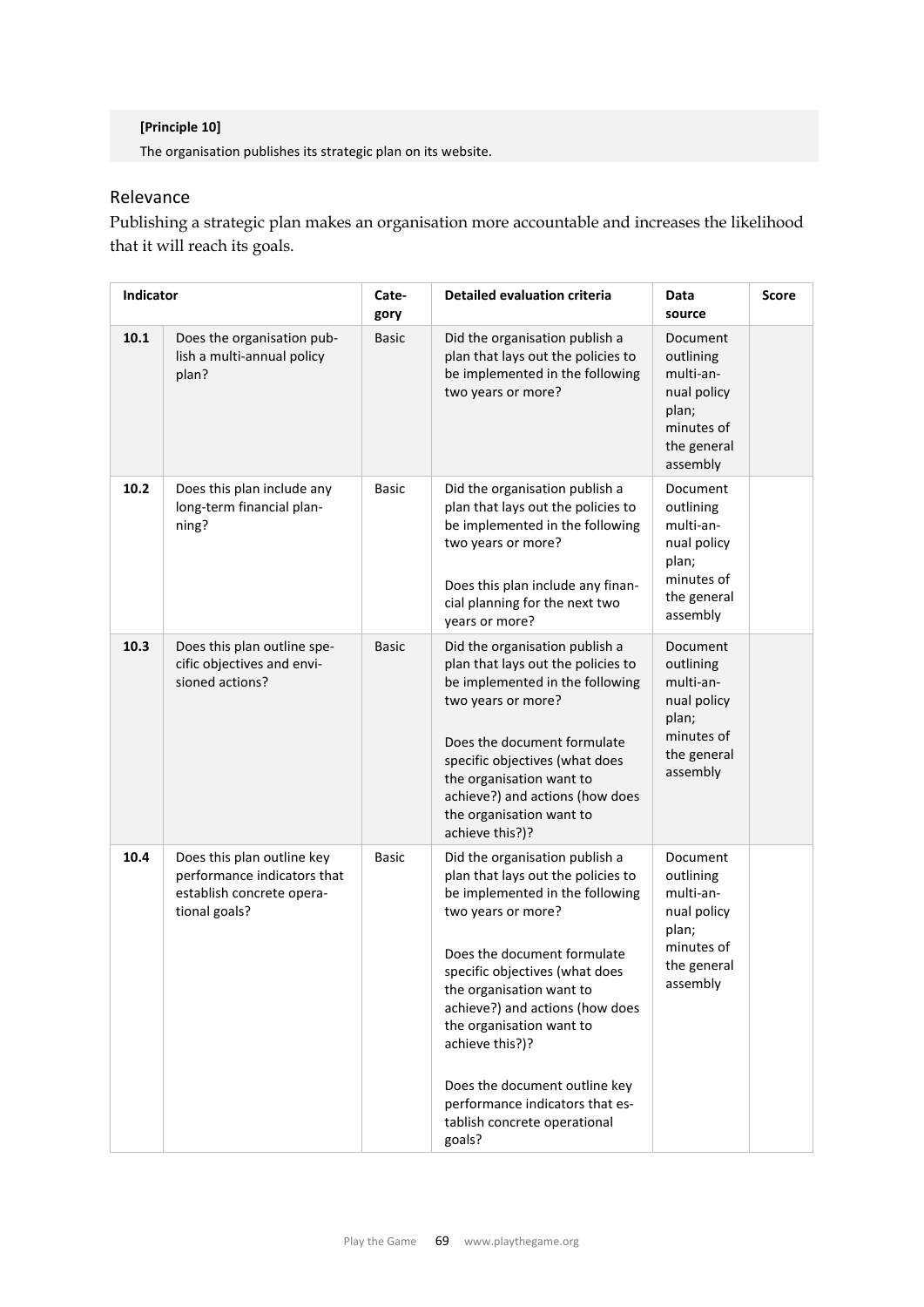**[Principle 10]**

The organisation publishes its strategic plan on its website.

## Relevance

Publishing a strategic plan makes an organisation more accountable and increases the likelihood that it will reach its goals.

| Indicator | | Category | Detailed evaluation criteria | Data source | Score |
|---|---|---|---|---|---|
| **10.1** | Does the organisation publish a multi-annual policy plan? | Basic | Did the organisation publish a plan that lays out the policies to be implemented in the following two years or more? | Document outlining multi-annual policy plan; minutes of the general assembly | |
| **10.2** | Does this plan include any long-term financial planning? | Basic | Did the organisation publish a plan that lays out the policies to be implemented in the following two years or more?<br><br>Does this plan include any financial planning for the next two years or more? | Document outlining multi-annual policy plan; minutes of the general assembly | |
| **10.3** | Does this plan outline specific objectives and envisioned actions? | Basic | Did the organisation publish a plan that lays out the policies to be implemented in the following two years or more?<br><br>Does the document formulate specific objectives (what does the organisation want to achieve?) and actions (how does the organisation want to achieve this?)? | Document outlining multi-annual policy plan; minutes of the general assembly | |
| **10.4** | Does this plan outline key performance indicators that establish concrete operational goals? | Basic | Did the organisation publish a plan that lays out the policies to be implemented in the following two years or more?<br><br>Does the document formulate specific objectives (what does the organisation want to achieve?) and actions (how does the organisation want to achieve this?)?<br><br>Does the document outline key performance indicators that establish concrete operational goals? | Document outlining multi-annual policy plan; minutes of the general assembly | |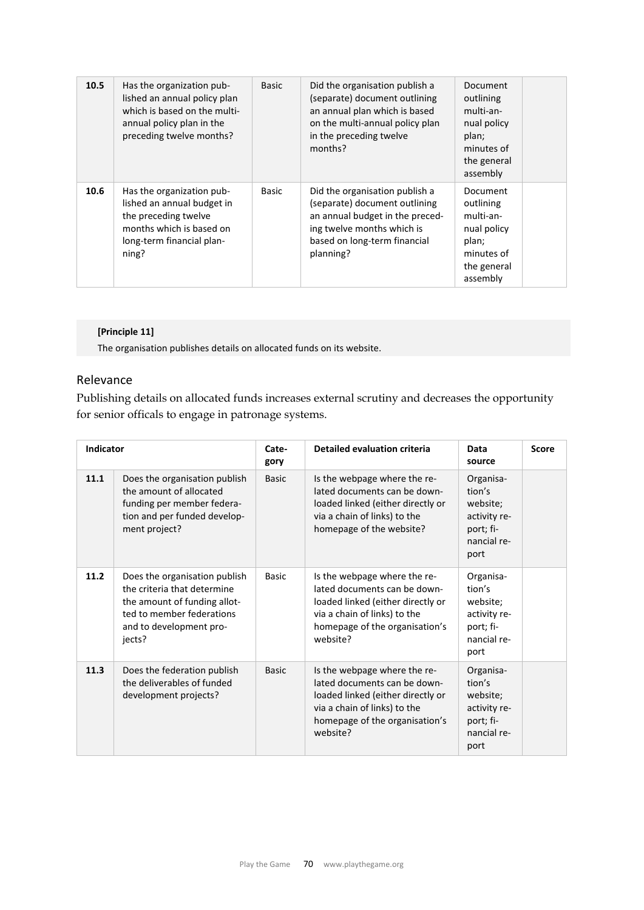| 10.5 | Has the organization published an annual policy plan which is based on the multi-annual policy plan in the preceding twelve months? | Basic | Did the organisation publish a (separate) document outlining an annual plan which is based on the multi-annual policy plan in the preceding twelve months? | Document outlining multi-annual policy plan; minutes of the general assembly | |
|---|---|---|---|---|---|
| 10.6 | Has the organization published an annual budget in the preceding twelve months which is based on long-term financial planning? | Basic | Did the organisation publish a (separate) document outlining an annual budget in the preceding twelve months which is based on long-term financial planning? | Document outlining multi-annual policy plan; minutes of the general assembly | |

**[Principle 11]**

The organisation publishes details on allocated funds on its website.

## Relevance

Publishing details on allocated funds increases external scrutiny and decreases the opportunity for senior offícals to engage in patronage systems.

| Indicator | | Category | Detailed evaluation criteria | Data source | Score |
|---|---|---|---|---|---|
| 11.1 | Does the organisation publish the amount of allocated funding per member federation and per funded development project? | Basic | Is the webpage where the related documents can be downloaded linked (either directly or via a chain of links) to the homepage of the website? | Organisation's website; activity report; financial report | |
| 11.2 | Does the organisation publish the criteria that determine the amount of funding allotted to member federations and to development projects? | Basic | Is the webpage where the related documents can be downloaded linked (either directly or via a chain of links) to the homepage of the organisation's website? | Organisation's website; activity report; financial report | |
| 11.3 | Does the federation publish the deliverables of funded development projects? | Basic | Is the webpage where the related documents can be downloaded linked (either directly or via a chain of links) to the homepage of the organisation's website? | Organisation's website; activity report; financial report | |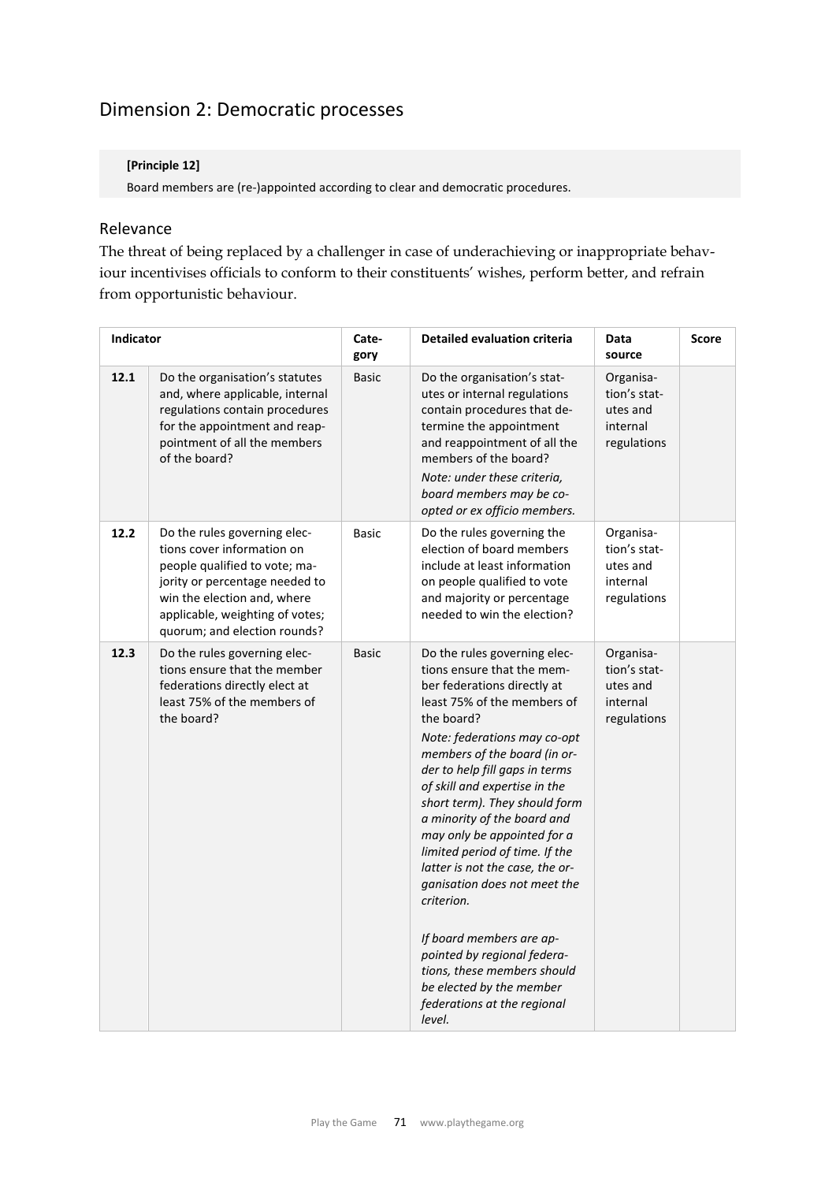# Dimension 2: Democratic processes

**[Principle 12]**

Board members are (re-)appointed according to clear and democratic procedures.

## Relevance

The threat of being replaced by a challenger in case of underachieving or inappropriate behaviour incentivises officials to conform to their constituents' wishes, perform better, and refrain from opportunistic behaviour.

| Indicator | | Category | Detailed evaluation criteria | Data source | Score |
|---|---|---|---|---|---|
| **12.1** | Do the organisation's statutes and, where applicable, internal regulations contain procedures for the appointment and reappointment of all the members of the board? | Basic | Do the organisation's statutes or internal regulations contain procedures that determine the appointment and reappointment of all the members of the board?<br>*Note: under these criteria, board members may be co-opted or ex officio members.* | Organisation's statutes and internal regulations | |
| **12.2** | Do the rules governing elections cover information on people qualified to vote; majority or percentage needed to win the election and, where applicable, weighting of votes; quorum; and election rounds? | Basic | Do the rules governing the election of board members include at least information on people qualified to vote and majority or percentage needed to win the election? | Organisation's statutes and internal regulations | |
| **12.3** | Do the rules governing elections ensure that the member federations directly elect at least 75% of the members of the board? | Basic | Do the rules governing elections ensure that the member federations directly at least 75% of the members of the board?<br>*Note: federations may co-opt members of the board (in order to help fill gaps in terms of skill and expertise in the short term). They should form a minority of the board and may only be appointed for a limited period of time. If the latter is not the case, the organisation does not meet the criterion.*<br><br>*If board members are appointed by regional federations, these members should be elected by the member federations at the regional level.* | Organisation's statutes and internal regulations | |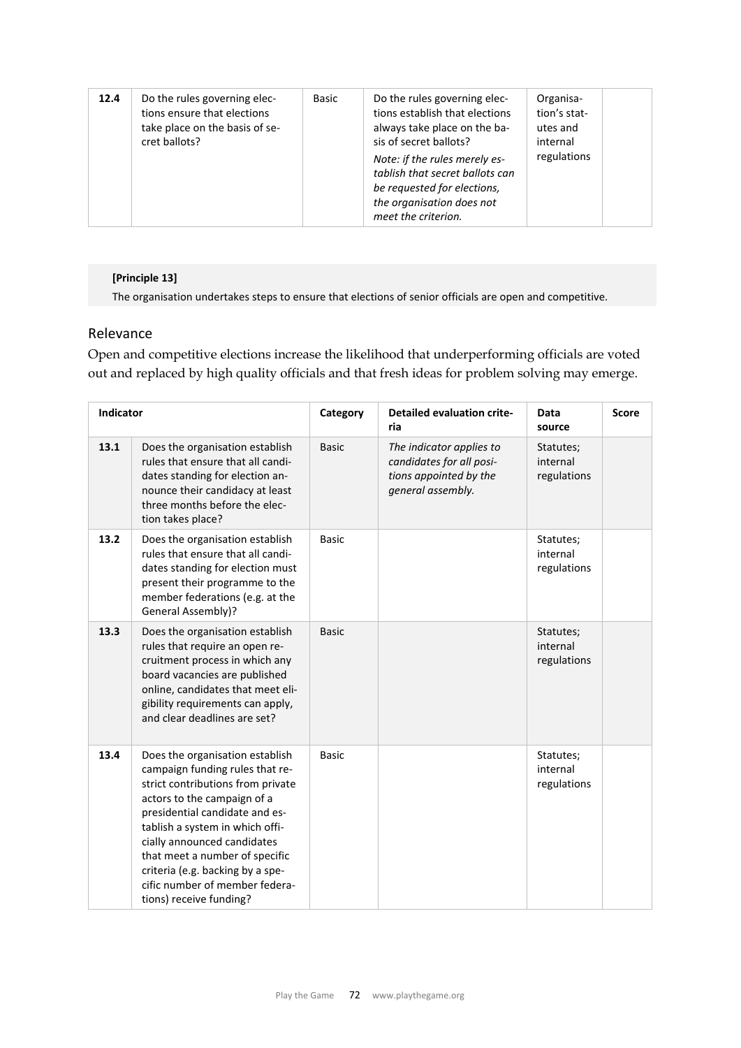| 12.4 | Do the rules governing elections ensure that elections take place on the basis of secret ballots? | Basic | Do the rules governing elections establish that elections always take place on the basis of secret ballots? *Note: if the rules merely establish that secret ballots can be requested for elections, the organisation does not meet the criterion.* | Organisation's statutes and internal regulations | |
|---|---|---|---|---|---|

**[Principle 13]**

The organisation undertakes steps to ensure that elections of senior officials are open and competitive.

## Relevance

Open and competitive elections increase the likelihood that underperforming officials are voted out and replaced by high quality officials and that fresh ideas for problem solving may emerge.

| Indicator | | Category | Detailed evaluation criteria | Data source | Score |
|---|---|---|---|---|---|
| 13.1 | Does the organisation establish rules that ensure that all candidates standing for election announce their candidacy at least three months before the election takes place? | Basic | *The indicator applies to candidates for all positions appointed by the general assembly.* | Statutes; internal regulations | |
| 13.2 | Does the organisation establish rules that ensure that all candidates standing for election must present their programme to the member federations (e.g. at the General Assembly)? | Basic | | Statutes; internal regulations | |
| 13.3 | Does the organisation establish rules that require an open recruitment process in which any board vacancies are published online, candidates that meet eligibility requirements can apply, and clear deadlines are set? | Basic | | Statutes; internal regulations | |
| 13.4 | Does the organisation establish campaign funding rules that restrict contributions from private actors to the campaign of a presidential candidate and establish a system in which officially announced candidates that meet a number of specific criteria (e.g. backing by a specific number of member federations) receive funding? | Basic | | Statutes; internal regulations | |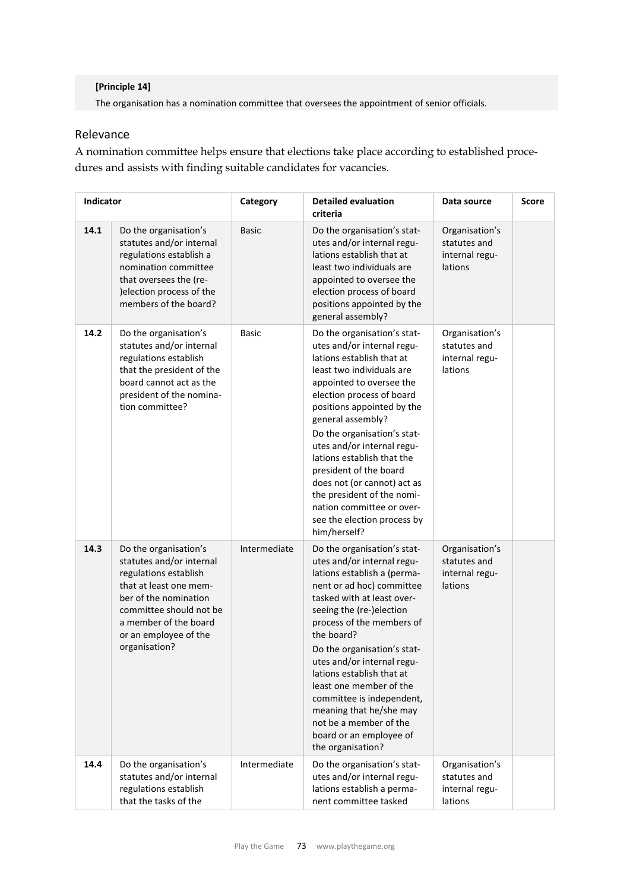**[Principle 14]**

The organisation has a nomination committee that oversees the appointment of senior officials.

## Relevance

A nomination committee helps ensure that elections take place according to established procedures and assists with finding suitable candidates for vacancies.

| Indicator | | Category | Detailed evaluation criteria | Data source | Score |
|---|---|---|---|---|---|
| 14.1 | Do the organisation's statutes and/or internal regulations establish a nomination committee that oversees the (re-)election process of the members of the board? | Basic | Do the organisation's statutes and/or internal regulations establish that at least two individuals are appointed to oversee the election process of board positions appointed by the general assembly? | Organisation's statutes and internal regulations | |
| 14.2 | Do the organisation's statutes and/or internal regulations establish that the president of the board cannot act as the president of the nomination committee? | Basic | Do the organisation's statutes and/or internal regulations establish that at least two individuals are appointed to oversee the election process of board positions appointed by the general assembly?<br>Do the organisation's statutes and/or internal regulations establish that the president of the board does not (or cannot) act as the president of the nomination committee or oversee the election process by him/herself? | Organisation's statutes and internal regulations | |
| 14.3 | Do the organisation's statutes and/or internal regulations establish that at least one member of the nomination committee should not be a member of the board or an employee of the organisation? | Intermediate | Do the organisation's statutes and/or internal regulations establish a (permanent or ad hoc) committee tasked with at least overseeing the (re-)election process of the members of the board?<br>Do the organisation's statutes and/or internal regulations establish that at least one member of the committee is independent, meaning that he/she may not be a member of the board or an employee of the organisation? | Organisation's statutes and internal regulations | |
| 14.4 | Do the organisation's statutes and/or internal regulations establish that the tasks of the | Intermediate | Do the organisation's statutes and/or internal regulations establish a permanent committee tasked | Organisation's statutes and internal regulations | |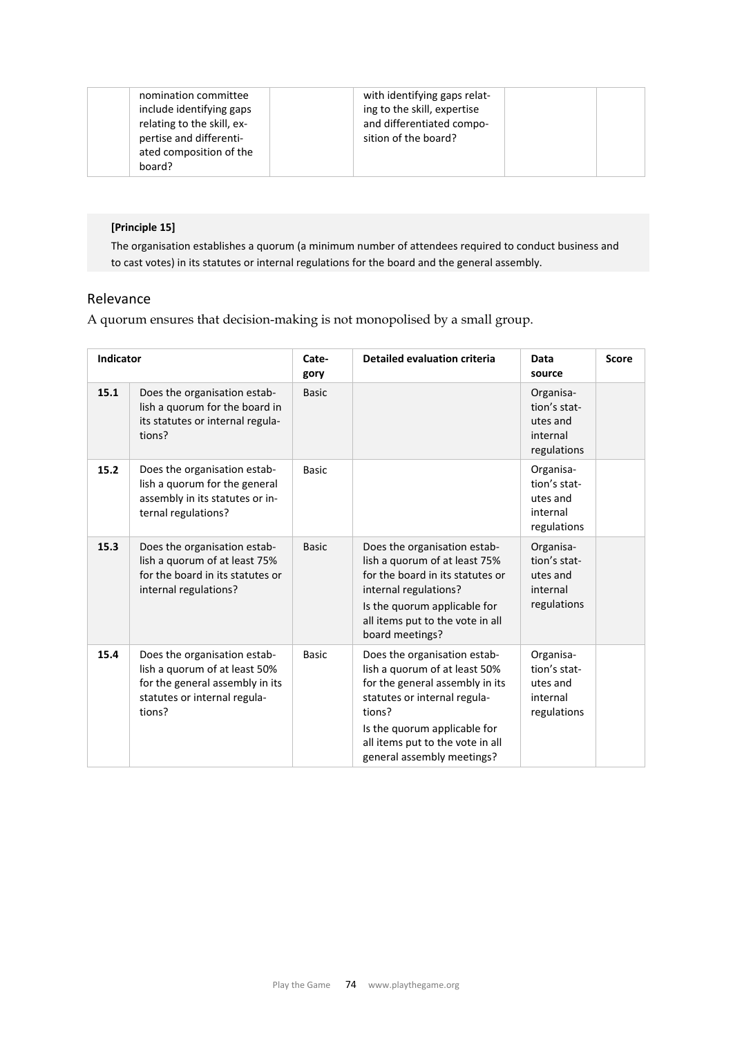| | nomination committee include identifying gaps relating to the skill, expertise and differentiated composition of the board? | | with identifying gaps relating to the skill, expertise and differentiated composition of the board? | | |
|---|---|---|---|---|---|

**[Principle 15]**

The organisation establishes a quorum (a minimum number of attendees required to conduct business and to cast votes) in its statutes or internal regulations for the board and the general assembly.

## Relevance

A quorum ensures that decision-making is not monopolised by a small group.

| Indicator | | Category | Detailed evaluation criteria | Data source | Score |
|---|---|---|---|---|---|
| **15.1** | Does the organisation establish a quorum for the board in its statutes or internal regulations? | Basic | | Organisation's statutes and internal regulations | |
| **15.2** | Does the organisation establish a quorum for the general assembly in its statutes or internal regulations? | Basic | | Organisation's statutes and internal regulations | |
| **15.3** | Does the organisation establish a quorum of at least 75% for the board in its statutes or internal regulations? | Basic | Does the organisation establish a quorum of at least 75% for the board in its statutes or internal regulations?<br>Is the quorum applicable for all items put to the vote in all board meetings? | Organisation's statutes and internal regulations | |
| **15.4** | Does the organisation establish a quorum of at least 50% for the general assembly in its statutes or internal regulations? | Basic | Does the organisation establish a quorum of at least 50% for the general assembly in its statutes or internal regulations?<br>Is the quorum applicable for all items put to the vote in all general assembly meetings? | Organisation's statutes and internal regulations | |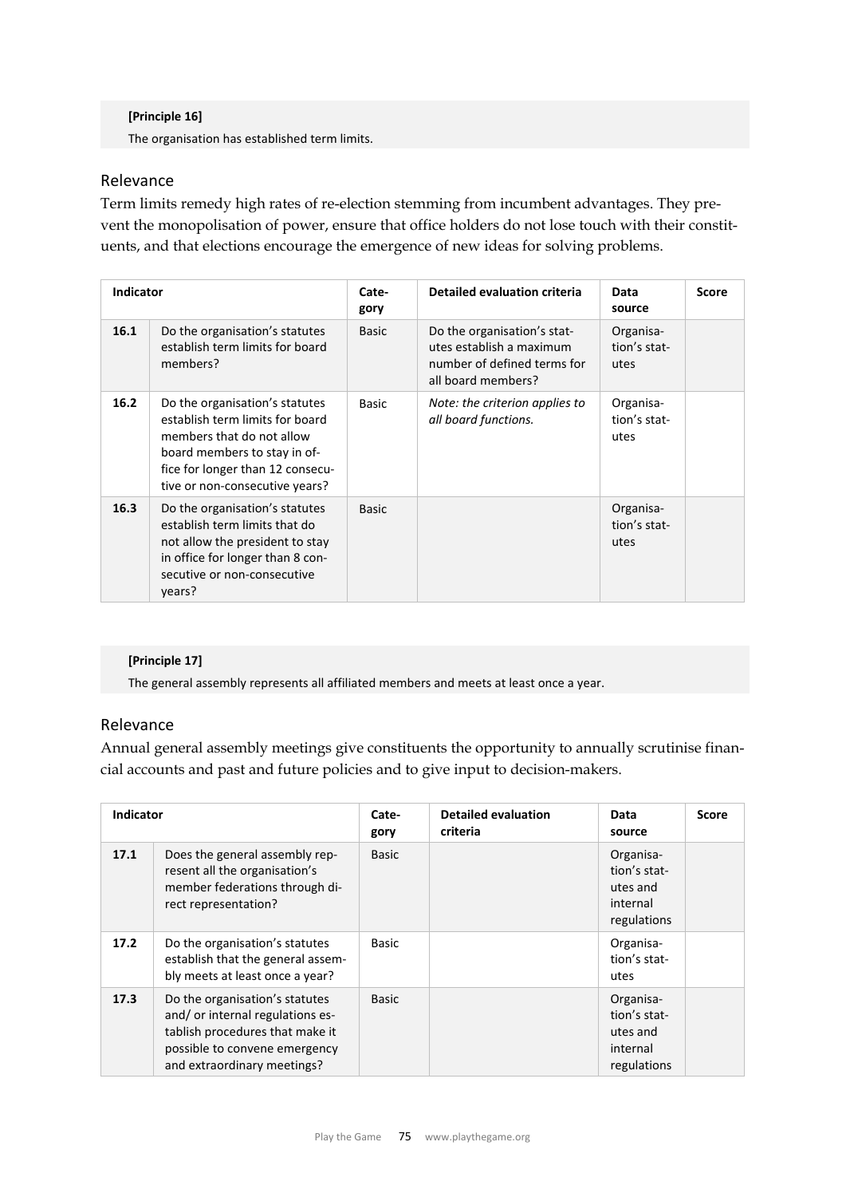**[Principle 16]**

The organisation has established term limits.

## Relevance

Term limits remedy high rates of re-election stemming from incumbent advantages. They prevent the monopolisation of power, ensure that office holders do not lose touch with their constituents, and that elections encourage the emergence of new ideas for solving problems.

| Indicator | | Category | Detailed evaluation criteria | Data source | Score |
|---|---|---|---|---|---|
| **16.1** | Do the organisation's statutes establish term limits for board members? | Basic | Do the organisation's statutes establish a maximum number of defined terms for all board members? | Organisation's statutes | |
| **16.2** | Do the organisation's statutes establish term limits for board members that do not allow board members to stay in office for longer than 12 consecutive or non-consecutive years? | Basic | *Note: the criterion applies to all board functions.* | Organisation's statutes | |
| **16.3** | Do the organisation's statutes establish term limits that do not allow the president to stay in office for longer than 8 consecutive or non-consecutive years? | Basic | | Organisation's statutes | |

**[Principle 17]**

The general assembly represents all affiliated members and meets at least once a year.

## Relevance

Annual general assembly meetings give constituents the opportunity to annually scrutinise financial accounts and past and future policies and to give input to decision-makers.

| Indicator | | Category | Detailed evaluation criteria | Data source | Score |
|---|---|---|---|---|---|
| **17.1** | Does the general assembly represent all the organisation's member federations through direct representation? | Basic | | Organisation's statutes and internal regulations | |
| **17.2** | Do the organisation's statutes establish that the general assembly meets at least once a year? | Basic | | Organisation's statutes | |
| **17.3** | Do the organisation's statutes and/ or internal regulations establish procedures that make it possible to convene emergency and extraordinary meetings? | Basic | | Organisation's statutes and internal regulations | |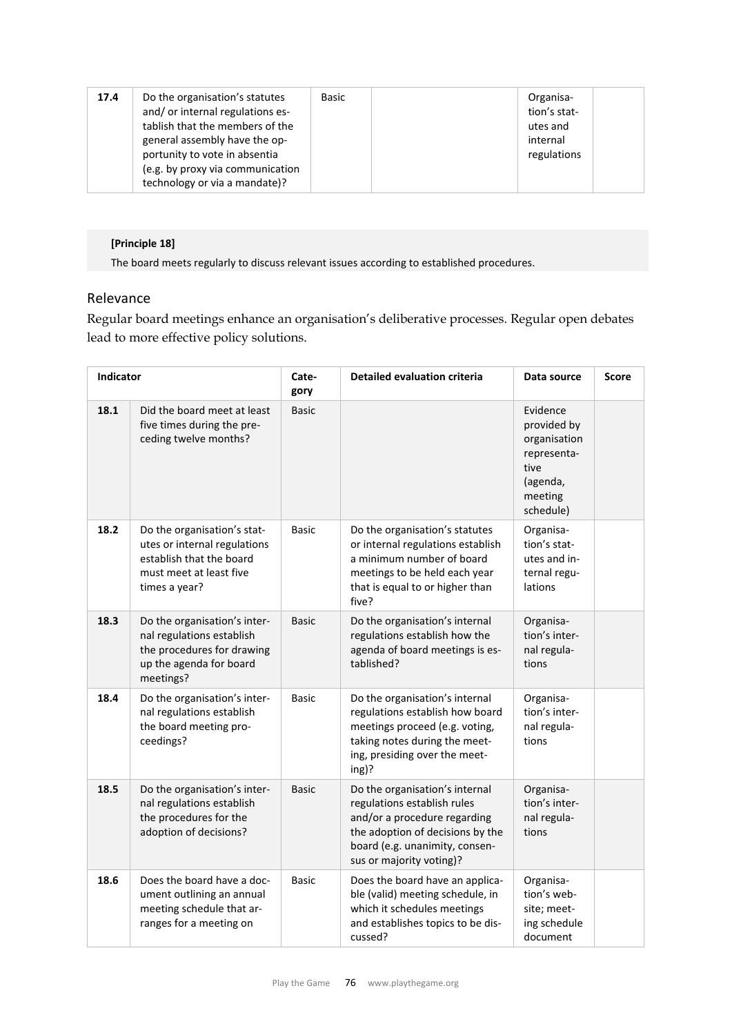| 17.4 | Do the organisation's statutes and/ or internal regulations establish that the members of the general assembly have the opportunity to vote in absentia (e.g. by proxy via communication technology or via a mandate)? | Basic | | Organisation's statutes and internal regulations | |
|---|---|---|---|---|---|

**[Principle 18]**

The board meets regularly to discuss relevant issues according to established procedures.

## Relevance

Regular board meetings enhance an organisation's deliberative processes. Regular open debates lead to more effective policy solutions.

| Indicator | | Category | Detailed evaluation criteria | Data source | Score |
|---|---|---|---|---|---|
| 18.1 | Did the board meet at least five times during the preceding twelve months? | Basic | | Evidence provided by organisation representative (agenda, meeting schedule) | |
| 18.2 | Do the organisation's statutes or internal regulations establish that the board must meet at least five times a year? | Basic | Do the organisation's statutes or internal regulations establish a minimum number of board meetings to be held each year that is equal to or higher than five? | Organisation's statutes and internal regulations | |
| 18.3 | Do the organisation's internal regulations establish the procedures for drawing up the agenda for board meetings? | Basic | Do the organisation's internal regulations establish how the agenda of board meetings is established? | Organisation's internal regulations | |
| 18.4 | Do the organisation's internal regulations establish the board meeting proceedings? | Basic | Do the organisation's internal regulations establish how board meetings proceed (e.g. voting, taking notes during the meeting, presiding over the meeting)? | Organisation's internal regulations | |
| 18.5 | Do the organisation's internal regulations establish the procedures for the adoption of decisions? | Basic | Do the organisation's internal regulations establish rules and/or a procedure regarding the adoption of decisions by the board (e.g. unanimity, consensus or majority voting)? | Organisation's internal regulations | |
| 18.6 | Does the board have a document outlining an annual meeting schedule that arranges for a meeting on | Basic | Does the board have an applicable (valid) meeting schedule, in which it schedules meetings and establishes topics to be discussed? | Organisation's website; meeting schedule document | |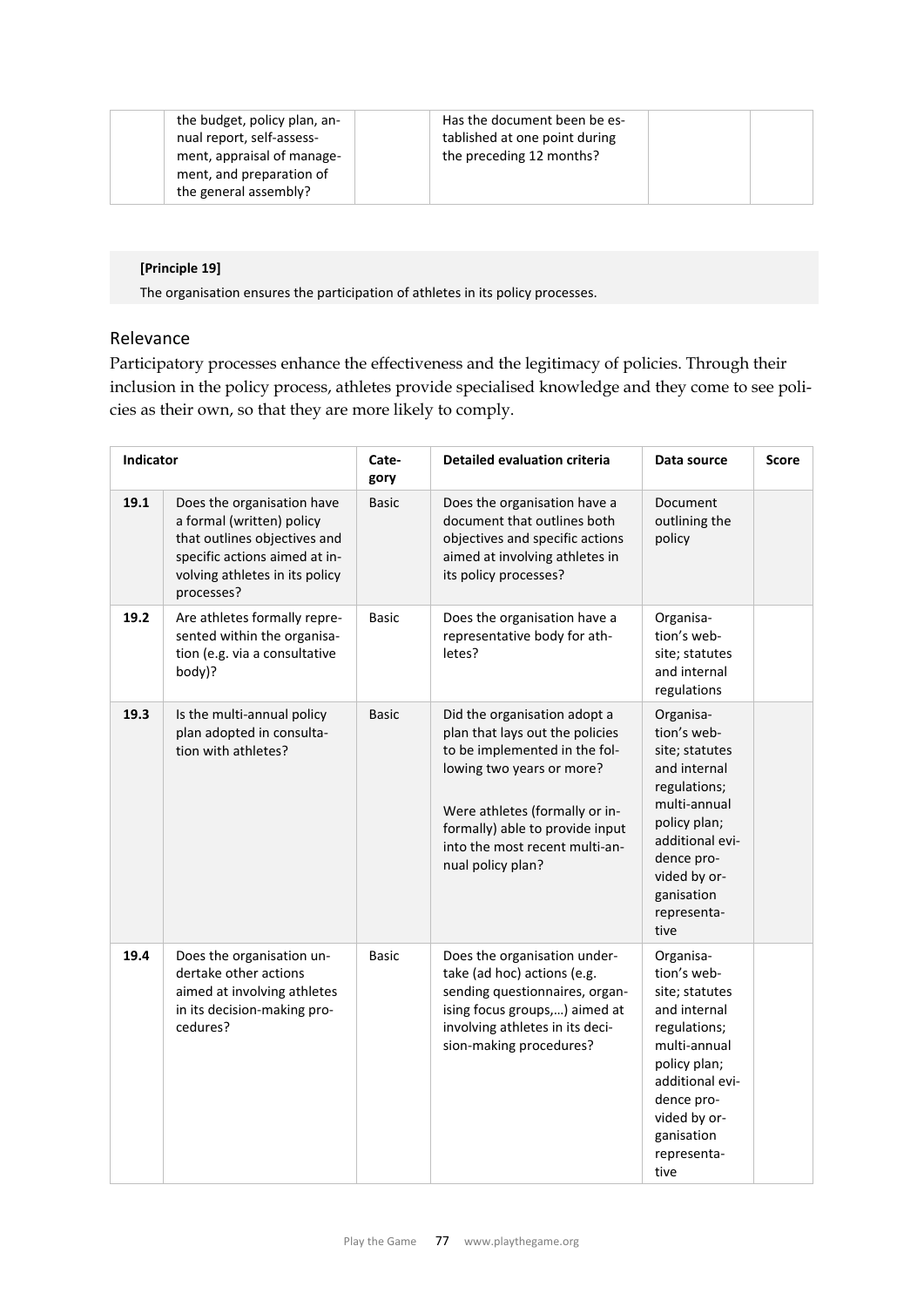| | the budget, policy plan, annual report, self-assessment, appraisal of management, and preparation of the general assembly? | | Has the document been be established at one point during the preceding 12 months? | | |
|---|---|---|---|---|---|

**[Principle 19]**

The organisation ensures the participation of athletes in its policy processes.

## Relevance

Participatory processes enhance the effectiveness and the legitimacy of policies. Through their inclusion in the policy process, athletes provide specialised knowledge and they come to see policies as their own, so that they are more likely to comply.

| Indicator | | Category | Detailed evaluation criteria | Data source | Score |
|---|---|---|---|---|---|
| 19.1 | Does the organisation have a formal (written) policy that outlines objectives and specific actions aimed at involving athletes in its policy processes? | Basic | Does the organisation have a document that outlines both objectives and specific actions aimed at involving athletes in its policy processes? | Document outlining the policy | |
| 19.2 | Are athletes formally represented within the organisation (e.g. via a consultative body)? | Basic | Does the organisation have a representative body for athletes? | Organisation's website; statutes and internal regulations | |
| 19.3 | Is the multi-annual policy plan adopted in consultation with athletes? | Basic | Did the organisation adopt a plan that lays out the policies to be implemented in the following two years or more?<br><br>Were athletes (formally or informally) able to provide input into the most recent multi-annual policy plan? | Organisation's website; statutes and internal regulations; multi-annual policy plan; additional evidence provided by organisation representative | |
| 19.4 | Does the organisation undertake other actions aimed at involving athletes in its decision-making procedures? | Basic | Does the organisation undertake (ad hoc) actions (e.g. sending questionnaires, organising focus groups,…) aimed at involving athletes in its decision-making procedures? | Organisation's website; statutes and internal regulations; multi-annual policy plan; additional evidence provided by organisation representative | |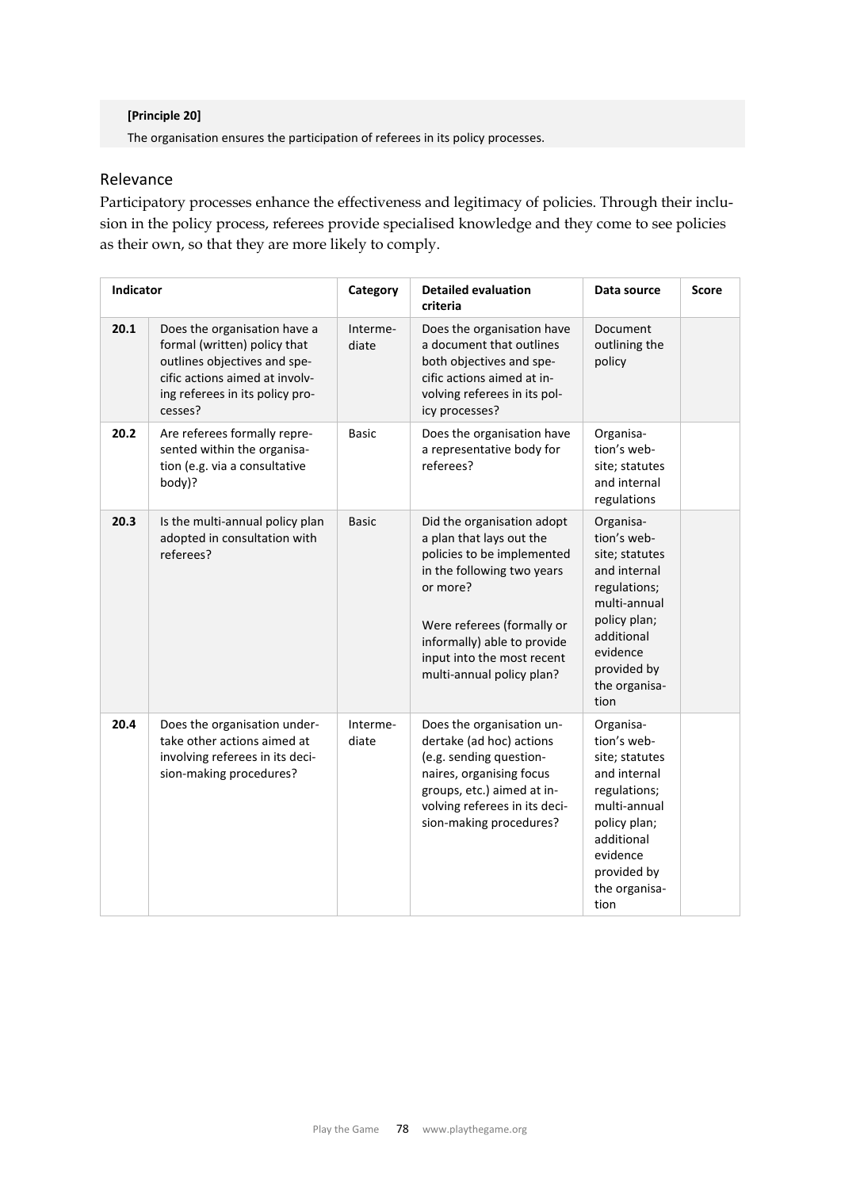**[Principle 20]**

The organisation ensures the participation of referees in its policy processes.

## Relevance

Participatory processes enhance the effectiveness and legitimacy of policies. Through their inclusion in the policy process, referees provide specialised knowledge and they come to see policies as their own, so that they are more likely to comply.

| Indicator | | Category | Detailed evaluation criteria | Data source | Score |
|---|---|---|---|---|---|
| **20.1** | Does the organisation have a formal (written) policy that outlines objectives and specific actions aimed at involving referees in its policy processes? | Intermediate | Does the organisation have a document that outlines both objectives and specific actions aimed at involving referees in its policy processes? | Document outlining the policy | |
| **20.2** | Are referees formally represented within the organisation (e.g. via a consultative body)? | Basic | Does the organisation have a representative body for referees? | Organisation's website; statutes and internal regulations | |
| **20.3** | Is the multi-annual policy plan adopted in consultation with referees? | Basic | Did the organisation adopt a plan that lays out the policies to be implemented in the following two years or more?<br><br>Were referees (formally or informally) able to provide input into the most recent multi-annual policy plan? | Organisation's website; statutes and internal regulations; multi-annual policy plan; additional evidence provided by the organisation | |
| **20.4** | Does the organisation undertake other actions aimed at involving referees in its decision-making procedures? | Intermediate | Does the organisation undertake (ad hoc) actions (e.g. sending questionnaires, organising focus groups, etc.) aimed at involving referees in its decision-making procedures? | Organisation's website; statutes and internal regulations; multi-annual policy plan; additional evidence provided by the organisation | |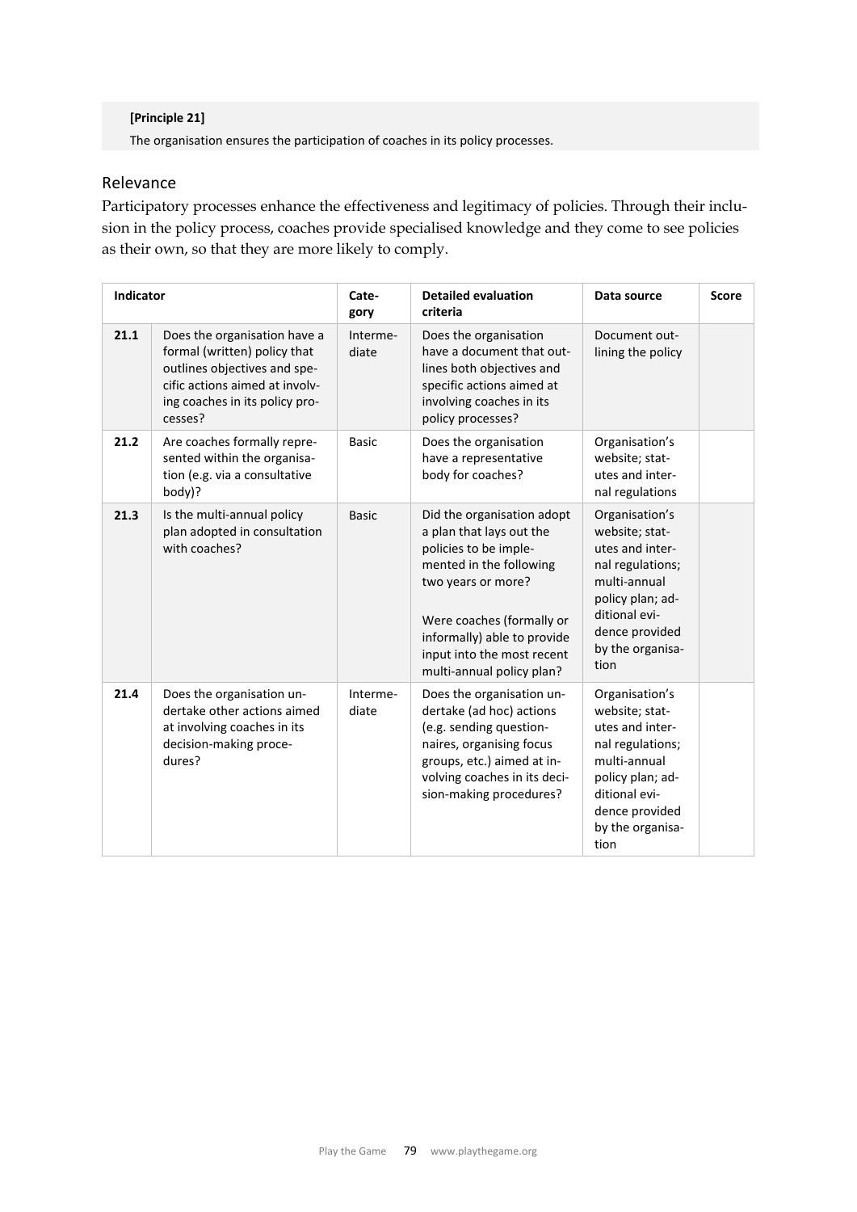**[Principle 21]**

The organisation ensures the participation of coaches in its policy processes.

## Relevance

Participatory processes enhance the effectiveness and legitimacy of policies. Through their inclusion in the policy process, coaches provide specialised knowledge and they come to see policies as their own, so that they are more likely to comply.

| Indicator | | Category | Detailed evaluation criteria | Data source | Score |
|---|---|---|---|---|---|
| **21.1** | Does the organisation have a formal (written) policy that outlines objectives and specific actions aimed at involving coaches in its policy processes? | Intermediate | Does the organisation have a document that outlines both objectives and specific actions aimed at involving coaches in its policy processes? | Document outlining the policy | |
| **21.2** | Are coaches formally represented within the organisation (e.g. via a consultative body)? | Basic | Does the organisation have a representative body for coaches? | Organisation's website; statutes and internal regulations | |
| **21.3** | Is the multi-annual policy plan adopted in consultation with coaches? | Basic | Did the organisation adopt a plan that lays out the policies to be implemented in the following two years or more?<br><br>Were coaches (formally or informally) able to provide input into the most recent multi-annual policy plan? | Organisation's website; statutes and internal regulations; multi-annual policy plan; additional evidence provided by the organisation | |
| **21.4** | Does the organisation undertake other actions aimed at involving coaches in its decision-making procedures? | Intermediate | Does the organisation undertake (ad hoc) actions (e.g. sending questionnaires, organising focus groups, etc.) aimed at involving coaches in its decision-making procedures? | Organisation's website; statutes and internal regulations; multi-annual policy plan; additional evidence provided by the organisation | |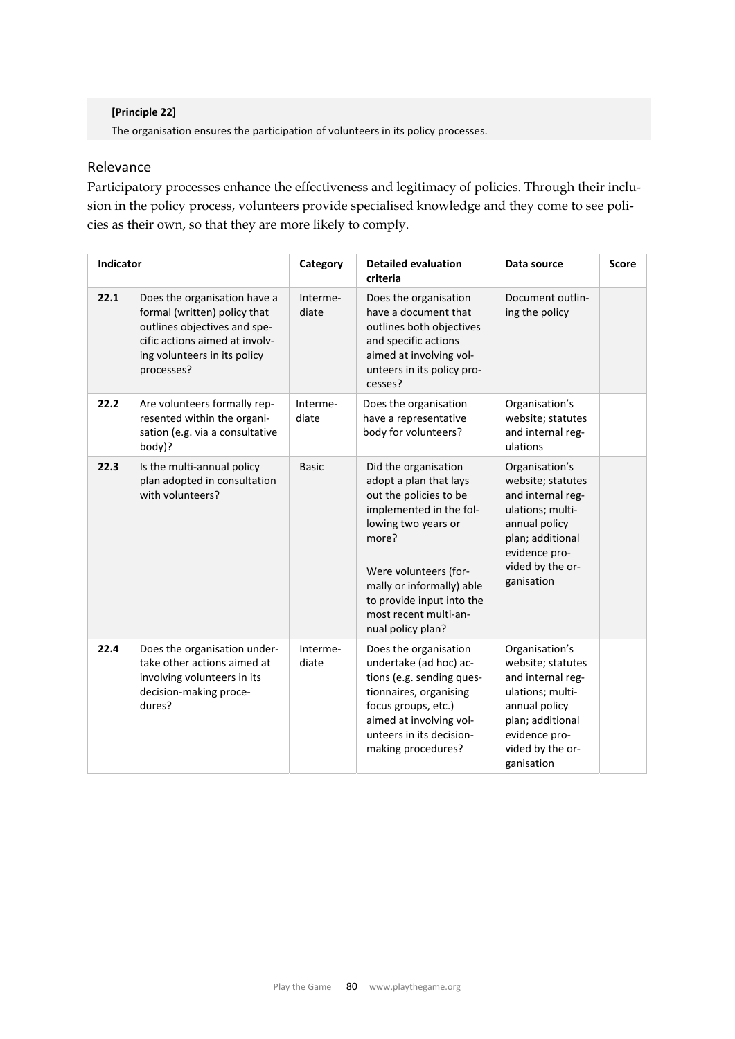**[Principle 22]**

The organisation ensures the participation of volunteers in its policy processes.

## Relevance

Participatory processes enhance the effectiveness and legitimacy of policies. Through their inclusion in the policy process, volunteers provide specialised knowledge and they come to see policies as their own, so that they are more likely to comply.

| Indicator | | Category | Detailed evaluation criteria | Data source | Score |
|---|---|---|---|---|---|
| **22.1** | Does the organisation have a formal (written) policy that outlines objectives and specific actions aimed at involving volunteers in its policy processes? | Intermediate | Does the organisation have a document that outlines both objectives and specific actions aimed at involving volunteers in its policy processes? | Document outlining the policy | |
| **22.2** | Are volunteers formally represented within the organisation (e.g. via a consultative body)? | Intermediate | Does the organisation have a representative body for volunteers? | Organisation's website; statutes and internal regulations | |
| **22.3** | Is the multi-annual policy plan adopted in consultation with volunteers? | Basic | Did the organisation adopt a plan that lays out the policies to be implemented in the following two years or more?<br><br>Were volunteers (formally or informally) able to provide input into the most recent multi-annual policy plan? | Organisation's website; statutes and internal regulations; multi-annual policy plan; additional evidence provided by the organisation | |
| **22.4** | Does the organisation undertake other actions aimed at involving volunteers in its decision-making procedures? | Intermediate | Does the organisation undertake (ad hoc) actions (e.g. sending questionnaires, organising focus groups, etc.) aimed at involving volunteers in its decision-making procedures? | Organisation's website; statutes and internal regulations; multi-annual policy plan; additional evidence provided by the organisation | |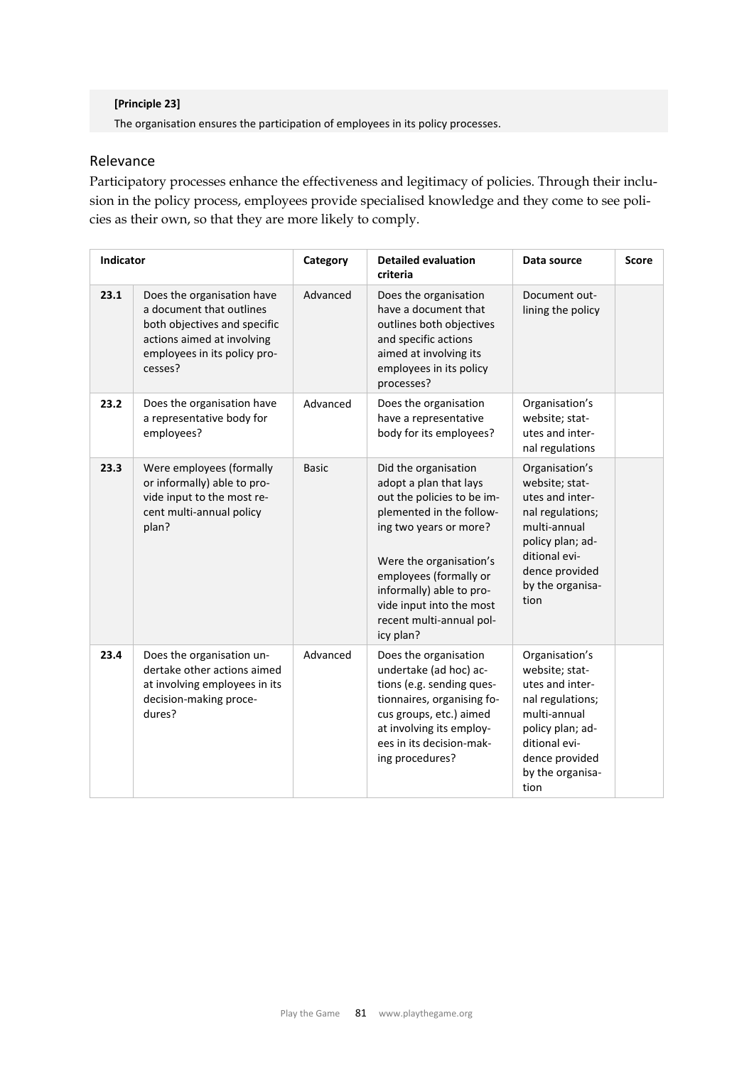**[Principle 23]**

The organisation ensures the participation of employees in its policy processes.

## Relevance

Participatory processes enhance the effectiveness and legitimacy of policies. Through their inclusion in the policy process, employees provide specialised knowledge and they come to see policies as their own, so that they are more likely to comply.

| Indicator | | Category | Detailed evaluation criteria | Data source | Score |
|---|---|---|---|---|---|
| **23.1** | Does the organisation have a document that outlines both objectives and specific actions aimed at involving employees in its policy processes? | Advanced | Does the organisation have a document that outlines both objectives and specific actions aimed at involving its employees in its policy processes? | Document outlining the policy | |
| **23.2** | Does the organisation have a representative body for employees? | Advanced | Does the organisation have a representative body for its employees? | Organisation's website; statutes and internal regulations | |
| **23.3** | Were employees (formally or informally) able to provide input to the most recent multi-annual policy plan? | Basic | Did the organisation adopt a plan that lays out the policies to be implemented in the following two years or more?<br><br>Were the organisation's employees (formally or informally) able to provide input into the most recent multi-annual policy plan? | Organisation's website; statutes and internal regulations; multi-annual policy plan; additional evidence provided by the organisation | |
| **23.4** | Does the organisation undertake other actions aimed at involving employees in its decision-making procedures? | Advanced | Does the organisation undertake (ad hoc) actions (e.g. sending questionnaires, organising focus groups, etc.) aimed at involving its employees in its decision-making procedures? | Organisation's website; statutes and internal regulations; multi-annual policy plan; additional evidence provided by the organisation | |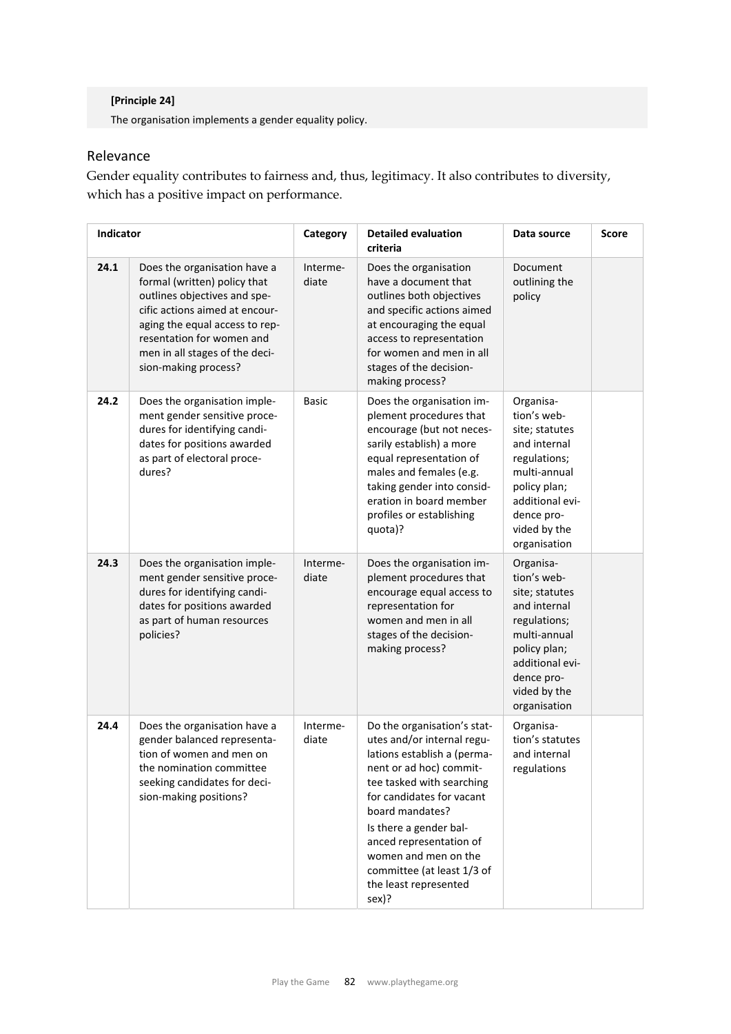**[Principle 24]**

The organisation implements a gender equality policy.

## Relevance

Gender equality contributes to fairness and, thus, legitimacy. It also contributes to diversity, which has a positive impact on performance.

| Indicator | | Category | Detailed evaluation criteria | Data source | Score |
|---|---|---|---|---|---|
| 24.1 | Does the organisation have a formal (written) policy that outlines objectives and specific actions aimed at encouraging the equal access to representation for women and men in all stages of the decision-making process? | Intermediate | Does the organisation have a document that outlines both objectives and specific actions aimed at encouraging the equal access to representation for women and men in all stages of the decision-making process? | Document outlining the policy | |
| 24.2 | Does the organisation implement gender sensitive procedures for identifying candidates for positions awarded as part of electoral procedures? | Basic | Does the organisation implement procedures that encourage (but not necessarily establish) a more equal representation of males and females (e.g. taking gender into consideration in board member profiles or establishing quota)? | Organisation's website; statutes and internal regulations; multi-annual policy plan; additional evidence provided by the organisation | |
| 24.3 | Does the organisation implement gender sensitive procedures for identifying candidates for positions awarded as part of human resources policies? | Intermediate | Does the organisation implement procedures that encourage equal access to representation for women and men in all stages of the decision-making process? | Organisation's website; statutes and internal regulations; multi-annual policy plan; additional evidence provided by the organisation | |
| 24.4 | Does the organisation have a gender balanced representation of women and men on the nomination committee seeking candidates for decision-making positions? | Intermediate | Do the organisation's statutes and/or internal regulations establish a (permanent or ad hoc) committee tasked with searching for candidates for vacant board mandates? Is there a gender balanced representation of women and men on the committee (at least 1/3 of the least represented sex)? | Organisation's statutes and internal regulations | |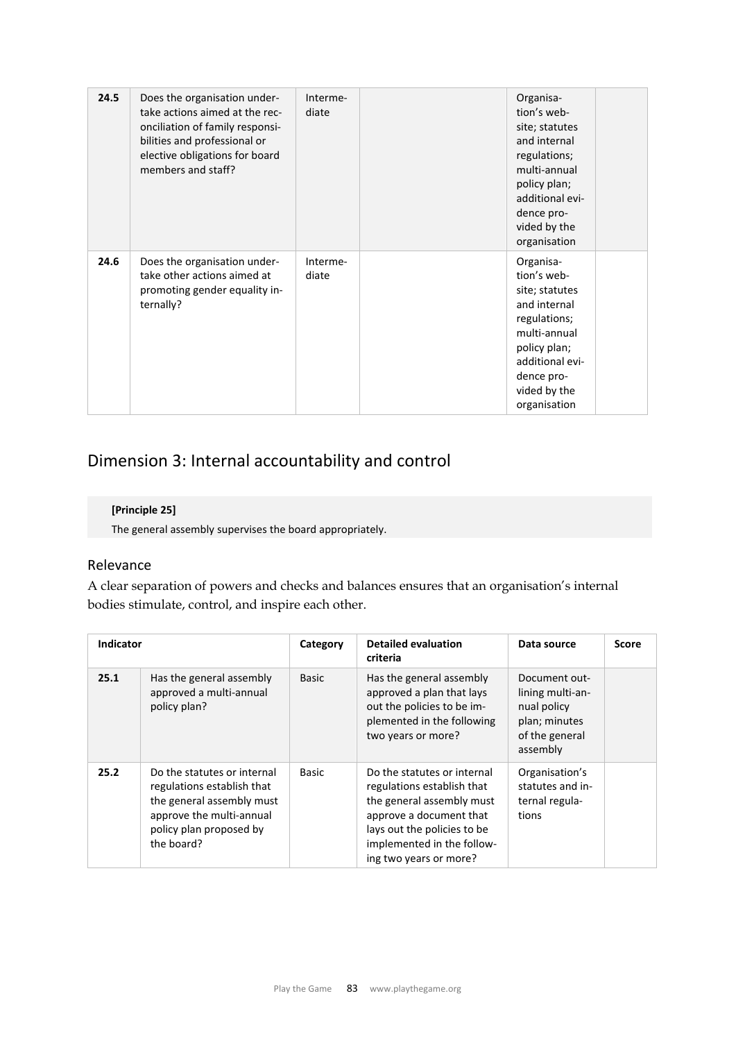| 24.5 | Does the organisation undertake actions aimed at the reconciliation of family responsibilities and professional or elective obligations for board members and staff? | Intermediate | | Organisation's website; statutes and internal regulations; multi-annual policy plan; additional evidence provided by the organisation | |
|---|---|---|---|---|---|
| 24.6 | Does the organisation undertake other actions aimed at promoting gender equality internally? | Intermediate | | Organisation's website; statutes and internal regulations; multi-annual policy plan; additional evidence provided by the organisation | |

## Dimension 3: Internal accountability and control

**[Principle 25]**

The general assembly supervises the board appropriately.

### Relevance

A clear separation of powers and checks and balances ensures that an organisation's internal bodies stimulate, control, and inspire each other.

| Indicator | | Category | Detailed evaluation criteria | Data source | Score |
|---|---|---|---|---|---|
| 25.1 | Has the general assembly approved a multi-annual policy plan? | Basic | Has the general assembly approved a plan that lays out the policies to be implemented in the following two years or more? | Document outlining multi-annual policy plan; minutes of the general assembly | |
| 25.2 | Do the statutes or internal regulations establish that the general assembly must approve the multi-annual policy plan proposed by the board? | Basic | Do the statutes or internal regulations establish that the general assembly must approve a document that lays out the policies to be implemented in the following two years or more? | Organisation's statutes and internal regulations | |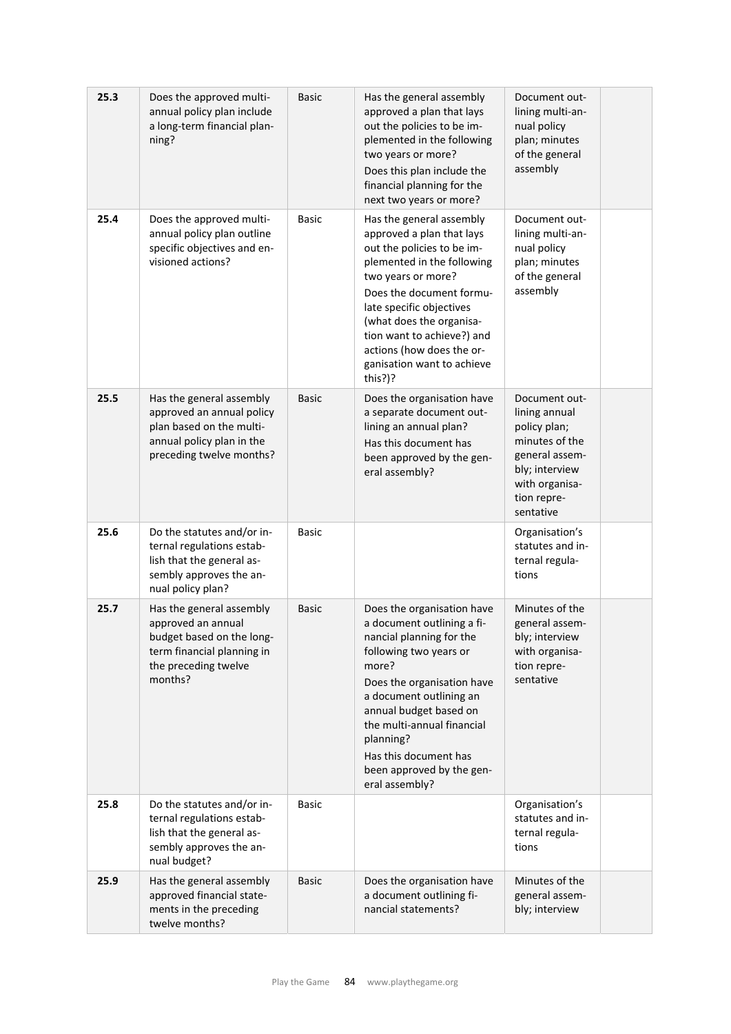| | | | | | |
|---|---|---|---|---|---|
| 25.3 | Does the approved multi-annual policy plan include a long-term financial planning? | Basic | Has the general assembly approved a plan that lays out the policies to be implemented in the following two years or more?<br>Does this plan include the financial planning for the next two years or more? | Document outlining multi-annual policy plan; minutes of the general assembly | |
| 25.4 | Does the approved multi-annual policy plan outline specific objectives and envisioned actions? | Basic | Has the general assembly approved a plan that lays out the policies to be implemented in the following two years or more?<br>Does the document formulate specific objectives (what does the organisation want to achieve?) and actions (how does the organisation want to achieve this?)? | Document outlining multi-annual policy plan; minutes of the general assembly | |
| 25.5 | Has the general assembly approved an annual policy plan based on the multi-annual policy plan in the preceding twelve months? | Basic | Does the organisation have a separate document outlining an annual plan?<br>Has this document has been approved by the general assembly? | Document outlining annual policy plan; minutes of the general assembly; interview with organisation representative | |
| 25.6 | Do the statutes and/or internal regulations establish that the general assembly approves the annual policy plan? | Basic | | Organisation's statutes and internal regulations | |
| 25.7 | Has the general assembly approved an annual budget based on the long-term financial planning in the preceding twelve months? | Basic | Does the organisation have a document outlining a financial planning for the following two years or more?<br>Does the organisation have a document outlining an annual budget based on the multi-annual financial planning?<br>Has this document has been approved by the general assembly? | Minutes of the general assembly; interview with organisation representative | |
| 25.8 | Do the statutes and/or internal regulations establish that the general assembly approves the annual budget? | Basic | | Organisation's statutes and internal regulations | |
| 25.9 | Has the general assembly approved financial statements in the preceding twelve months? | Basic | Does the organisation have a document outlining financial statements? | Minutes of the general assembly; interview | |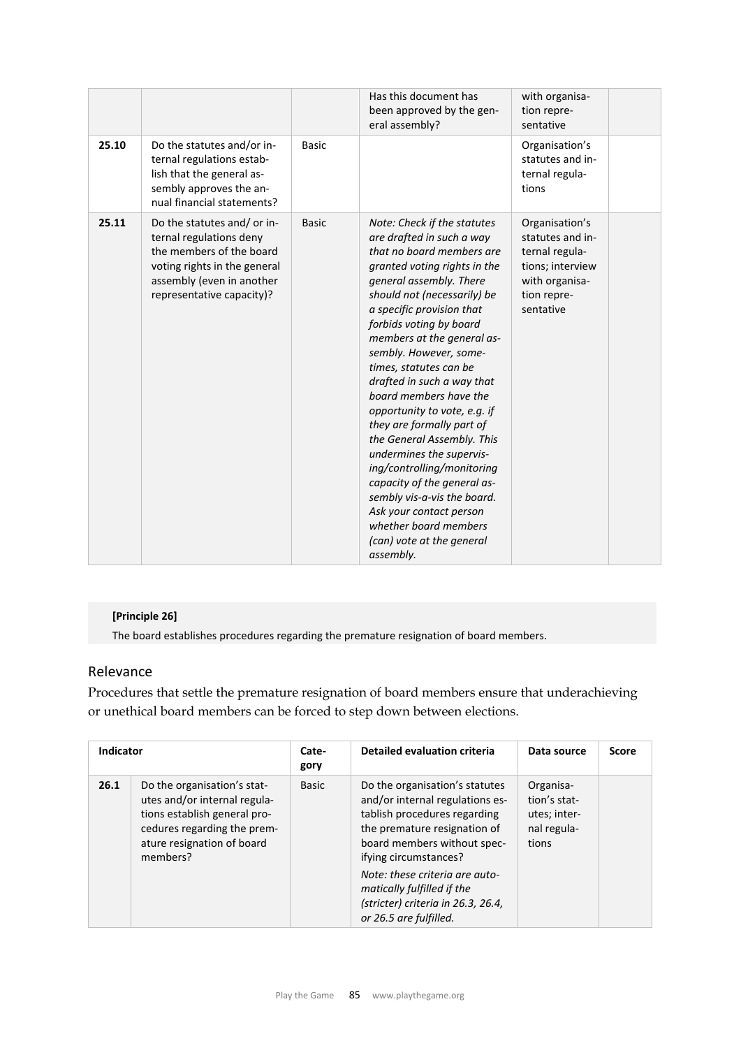|  |  |  | Has this document has been approved by the general assembly? | with organisation representative |  |
|---|---|---|---|---|---|
| 25.10 | Do the statutes and/or internal regulations establish that the general assembly approves the annual financial statements? | Basic |  | Organisation's statutes and internal regulations |  |
| 25.11 | Do the statutes and/ or internal regulations deny the members of the board voting rights in the general assembly (even in another representative capacity)? | Basic | *Note: Check if the statutes are drafted in such a way that no board members are granted voting rights in the general assembly. There should not (necessarily) be a specific provision that forbids voting by board members at the general assembly. However, sometimes, statutes can be drafted in such a way that board members have the opportunity to vote, e.g. if they are formally part of the General Assembly. This undermines the supervising/controlling/monitoring capacity of the general assembly vis-a-vis the board. Ask your contact person whether board members (can) vote at the general assembly.* | Organisation's statutes and internal regulations; interview with organisation representative |  |

**[Principle 26]**

The board establishes procedures regarding the premature resignation of board members.

## Relevance

Procedures that settle the premature resignation of board members ensure that underachieving or unethical board members can be forced to step down between elections.

| Indicator |  | Category | Detailed evaluation criteria | Data source | Score |
|---|---|---|---|---|---|
| 26.1 | Do the organisation's statutes and/or internal regulations establish general procedures regarding the premature resignation of board members? | Basic | Do the organisation's statutes and/or internal regulations establish procedures regarding the premature resignation of board members without specifying circumstances?<br><br>*Note: these criteria are automatically fulfilled if the (stricter) criteria in 26.3, 26.4, or 26.5 are fulfilled.* | Organisation's statutes; internal regulations |  |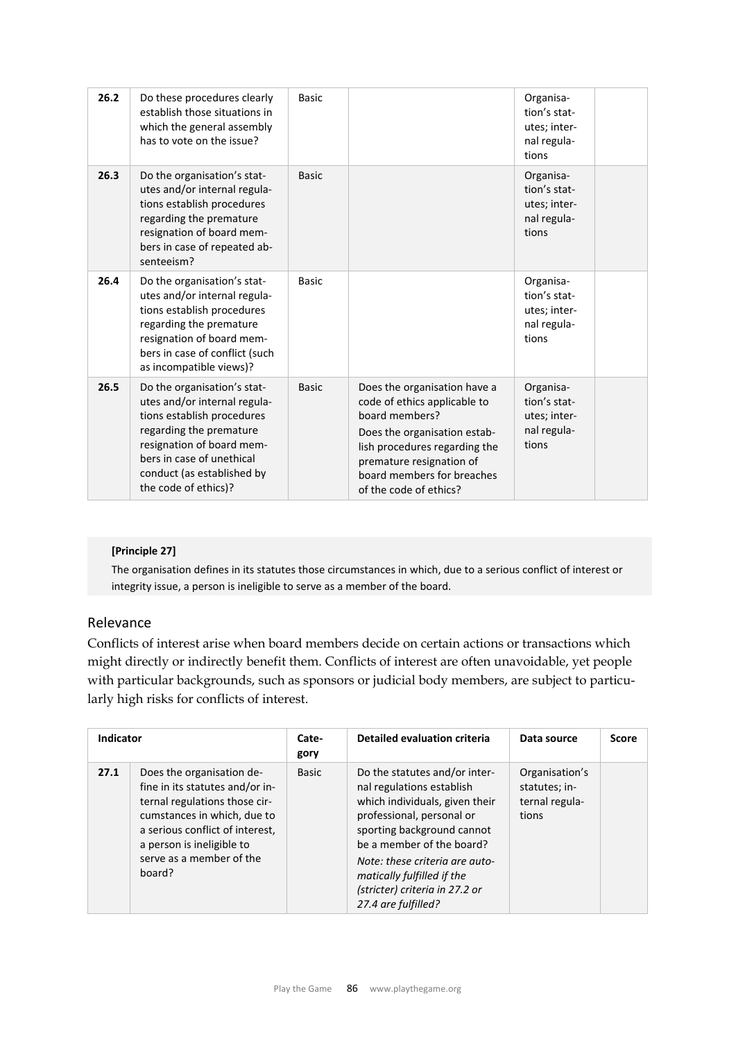| | | | | | |
|---|---|---|---|---|---|
| **26.2** | Do these procedures clearly establish those situations in which the general assembly has to vote on the issue? | Basic | | Organisation's statutes; internal regulations | |
| **26.3** | Do the organisation's statutes and/or internal regulations establish procedures regarding the premature resignation of board members in case of repeated absenteeism? | Basic | | Organisation's statutes; internal regulations | |
| **26.4** | Do the organisation's statutes and/or internal regulations establish procedures regarding the premature resignation of board members in case of conflict (such as incompatible views)? | Basic | | Organisation's statutes; internal regulations | |
| **26.5** | Do the organisation's statutes and/or internal regulations establish procedures regarding the premature resignation of board members in case of unethical conduct (as established by the code of ethics)? | Basic | Does the organisation have a code of ethics applicable to board members?<br>Does the organisation establish procedures regarding the premature resignation of board members for breaches of the code of ethics? | Organisation's statutes; internal regulations | |

**[Principle 27]**

The organisation defines in its statutes those circumstances in which, due to a serious conflict of interest or integrity issue, a person is ineligible to serve as a member of the board.

## Relevance

Conflicts of interest arise when board members decide on certain actions or transactions which might directly or indirectly benefit them. Conflicts of interest are often unavoidable, yet people with particular backgrounds, such as sponsors or judicial body members, are subject to particularly high risks for conflicts of interest.

| **Indicator** | | **Category** | **Detailed evaluation criteria** | **Data source** | **Score** |
|---|---|---|---|---|---|
| **27.1** | Does the organisation define in its statutes and/or internal regulations those circumstances in which, due to a serious conflict of interest, a person is ineligible to serve as a member of the board? | Basic | Do the statutes and/or internal regulations establish which individuals, given their professional, personal or sporting background cannot be a member of the board?<br>*Note: these criteria are automatically fulfilled if the (stricter) criteria in 27.2 or 27.4 are fulfilled?* | Organisation's statutes; internal regulations | |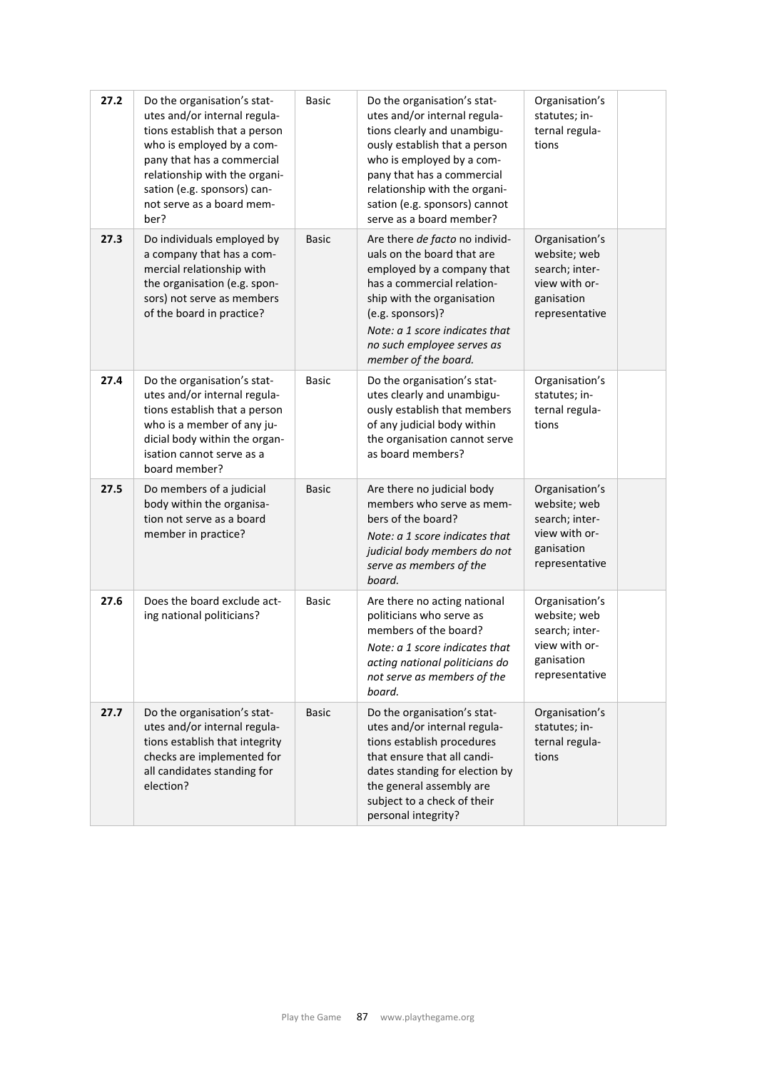| | | | | | |
|---|---|---|---|---|---|
| 27.2 | Do the organisation's statutes and/or internal regulations establish that a person who is employed by a company that has a commercial relationship with the organisation (e.g. sponsors) cannot serve as a board member? | Basic | Do the organisation's statutes and/or internal regulations clearly and unambiguously establish that a person who is employed by a company that has a commercial relationship with the organisation (e.g. sponsors) cannot serve as a board member? | Organisation's statutes; internal regulations | |
| 27.3 | Do individuals employed by a company that has a commercial relationship with the organisation (e.g. sponsors) not serve as members of the board in practice? | Basic | Are there *de facto* no individuals on the board that are employed by a company that has a commercial relationship with the organisation (e.g. sponsors)? *Note: a 1 score indicates that no such employee serves as member of the board.* | Organisation's website; web search; interview with organisation representative | |
| 27.4 | Do the organisation's statutes and/or internal regulations establish that a person who is a member of any judicial body within the organisation cannot serve as a board member? | Basic | Do the organisation's statutes clearly and unambiguously establish that members of any judicial body within the organisation cannot serve as board members? | Organisation's statutes; internal regulations | |
| 27.5 | Do members of a judicial body within the organisation not serve as a board member in practice? | Basic | Are there no judicial body members who serve as members of the board? *Note: a 1 score indicates that judicial body members do not serve as members of the board.* | Organisation's website; web search; interview with organisation representative | |
| 27.6 | Does the board exclude acting national politicians? | Basic | Are there no acting national politicians who serve as members of the board? *Note: a 1 score indicates that acting national politicians do not serve as members of the board.* | Organisation's website; web search; interview with organisation representative | |
| 27.7 | Do the organisation's statutes and/or internal regulations establish that integrity checks are implemented for all candidates standing for election? | Basic | Do the organisation's statutes and/or internal regulations establish procedures that ensure that all candidates standing for election by the general assembly are subject to a check of their personal integrity? | Organisation's statutes; internal regulations | |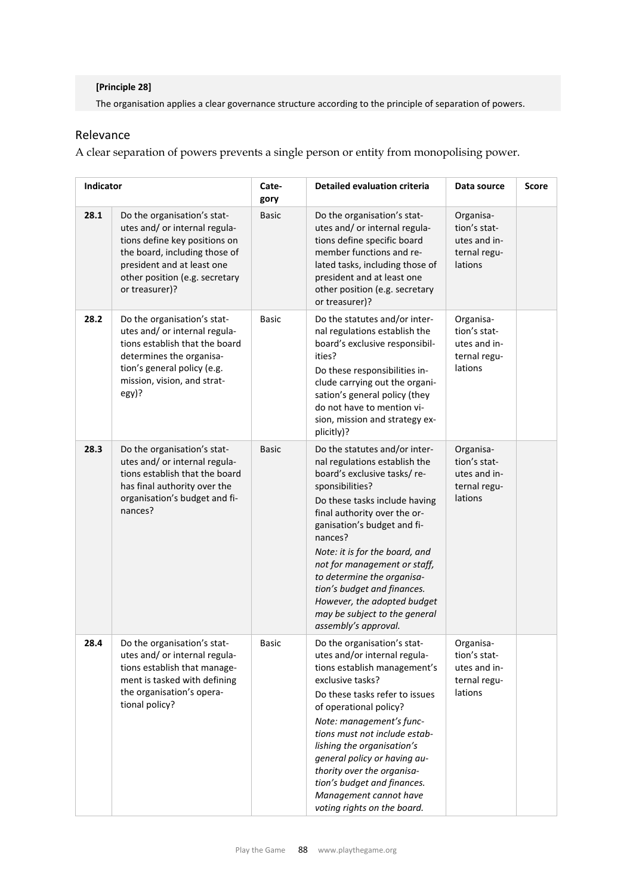**[Principle 28]**

The organisation applies a clear governance structure according to the principle of separation of powers.

## Relevance

A clear separation of powers prevents a single person or entity from monopolising power.

| Indicator | | Category | Detailed evaluation criteria | Data source | Score |
|---|---|---|---|---|---|
| 28.1 | Do the organisation's statutes and/ or internal regulations define key positions on the board, including those of president and at least one other position (e.g. secretary or treasurer)? | Basic | Do the organisation's statutes and/ or internal regulations define specific board member functions and related tasks, including those of president and at least one other position (e.g. secretary or treasurer)? | Organisation's statutes and internal regulations | |
| 28.2 | Do the organisation's statutes and/ or internal regulations establish that the board determines the organisation's general policy (e.g. mission, vision, and strategy)? | Basic | Do the statutes and/or internal regulations establish the board's exclusive responsibilities?<br>Do these responsibilities include carrying out the organisation's general policy (they do not have to mention vision, mission and strategy explicitly)? | Organisation's statutes and internal regulations | |
| 28.3 | Do the organisation's statutes and/ or internal regulations establish that the board has final authority over the organisation's budget and finances? | Basic | Do the statutes and/or internal regulations establish the board's exclusive tasks/ responsibilities?<br>Do these tasks include having final authority over the organisation's budget and finances?<br>*Note: it is for the board, and not for management or staff, to determine the organisation's budget and finances. However, the adopted budget may be subject to the general assembly's approval.* | Organisation's statutes and internal regulations | |
| 28.4 | Do the organisation's statutes and/ or internal regulations establish that management is tasked with defining the organisation's operational policy? | Basic | Do the organisation's statutes and/or internal regulations establish management's exclusive tasks?<br>Do these tasks refer to issues of operational policy?<br>*Note: management's functions must not include establishing the organisation's general policy or having authority over the organisation's budget and finances. Management cannot have voting rights on the board.* | Organisation's statutes and internal regulations | |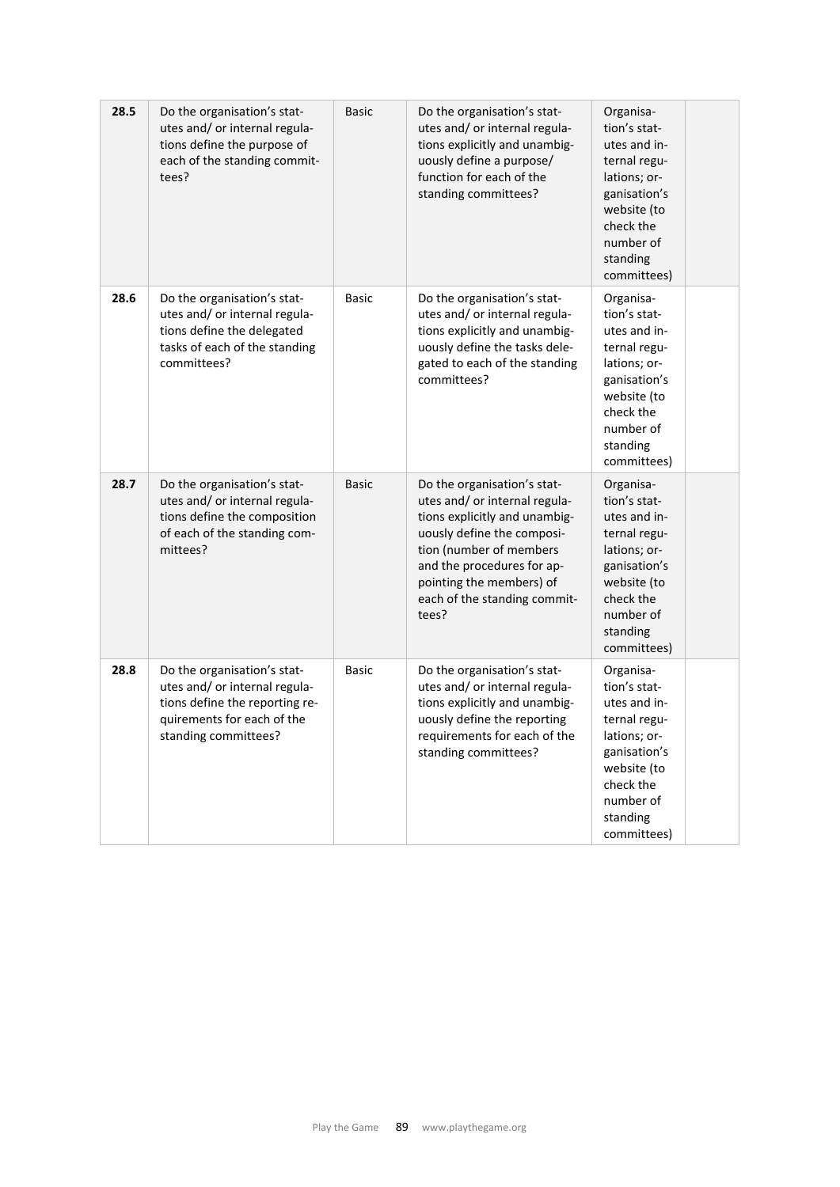| | | | | | |
|---|---|---|---|---|---|
| **28.5** | Do the organisation's statutes and/ or internal regulations define the purpose of each of the standing committees? | Basic | Do the organisation's statutes and/ or internal regulations explicitly and unambiguously define a purpose/ function for each of the standing committees? | Organisation's statutes and internal regulations; organisation's website (to check the number of standing committees) | |
| **28.6** | Do the organisation's statutes and/ or internal regulations define the delegated tasks of each of the standing committees? | Basic | Do the organisation's statutes and/ or internal regulations explicitly and unambiguously define the tasks delegated to each of the standing committees? | Organisation's statutes and internal regulations; organisation's website (to check the number of standing committees) | |
| **28.7** | Do the organisation's statutes and/ or internal regulations define the composition of each of the standing committees? | Basic | Do the organisation's statutes and/ or internal regulations explicitly and unambiguously define the composition (number of members and the procedures for appointing the members) of each of the standing committees? | Organisation's statutes and internal regulations; organisation's website (to check the number of standing committees) | |
| **28.8** | Do the organisation's statutes and/ or internal regulations define the reporting requirements for each of the standing committees? | Basic | Do the organisation's statutes and/ or internal regulations explicitly and unambiguously define the reporting requirements for each of the standing committees? | Organisation's statutes and internal regulations; organisation's website (to check the number of standing committees) | |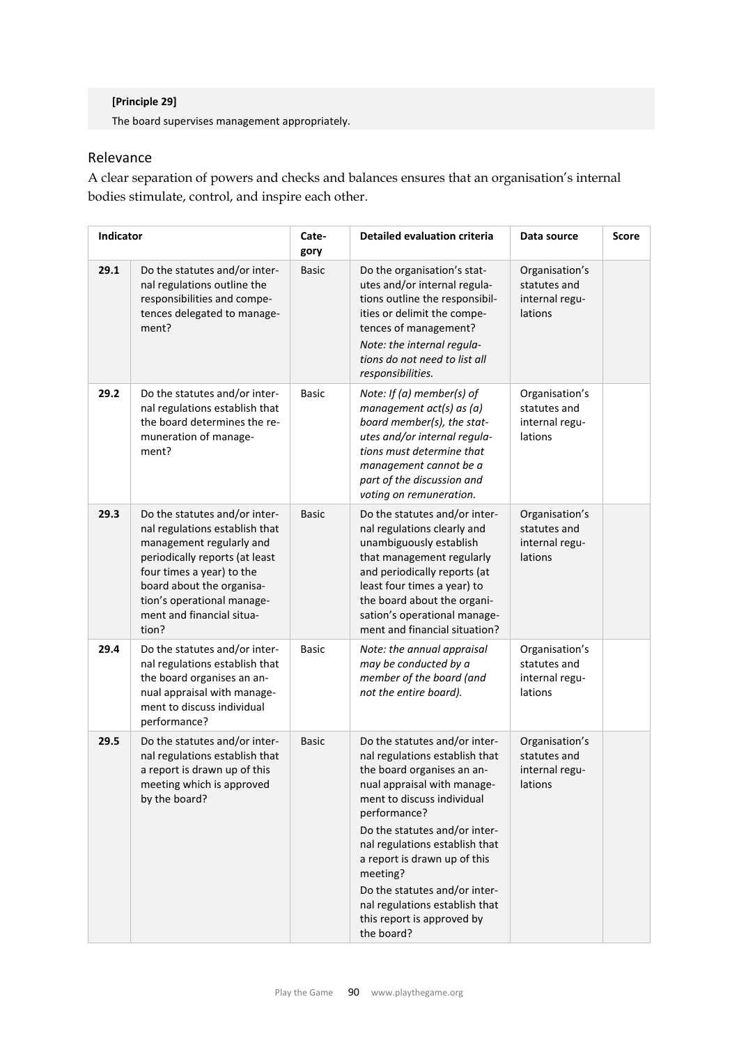**[Principle 29]**

The board supervises management appropriately.

## Relevance

A clear separation of powers and checks and balances ensures that an organisation's internal bodies stimulate, control, and inspire each other.

| Indicator | | Category | Detailed evaluation criteria | Data source | Score |
|---|---|---|---|---|---|
| 29.1 | Do the statutes and/or internal regulations outline the responsibilities and competences delegated to management? | Basic | Do the organisation's statutes and/or internal regulations outline the responsibilities or delimit the competences of management? *Note: the internal regulations do not need to list all responsibilities.* | Organisation's statutes and internal regulations | |
| 29.2 | Do the statutes and/or internal regulations establish that the board determines the remuneration of management? | Basic | *Note: If (a) member(s) of management act(s) as (a) board member(s), the statutes and/or internal regulations must determine that management cannot be a part of the discussion and voting on remuneration.* | Organisation's statutes and internal regulations | |
| 29.3 | Do the statutes and/or internal regulations establish that management regularly and periodically reports (at least four times a year) to the board about the organisation's operational management and financial situation? | Basic | Do the statutes and/or internal regulations clearly and unambiguously establish that management regularly and periodically reports (at least four times a year) to the board about the organisation's operational management and financial situation? | Organisation's statutes and internal regulations | |
| 29.4 | Do the statutes and/or internal regulations establish that the board organises an annual appraisal with management to discuss individual performance? | Basic | *Note: the annual appraisal may be conducted by a member of the board (and not the entire board).* | Organisation's statutes and internal regulations | |
| 29.5 | Do the statutes and/or internal regulations establish that a report is drawn up of this meeting which is approved by the board? | Basic | Do the statutes and/or internal regulations establish that the board organises an annual appraisal with management to discuss individual performance? Do the statutes and/or internal regulations establish that a report is drawn up of this meeting? Do the statutes and/or internal regulations establish that this report is approved by the board? | Organisation's statutes and internal regulations | |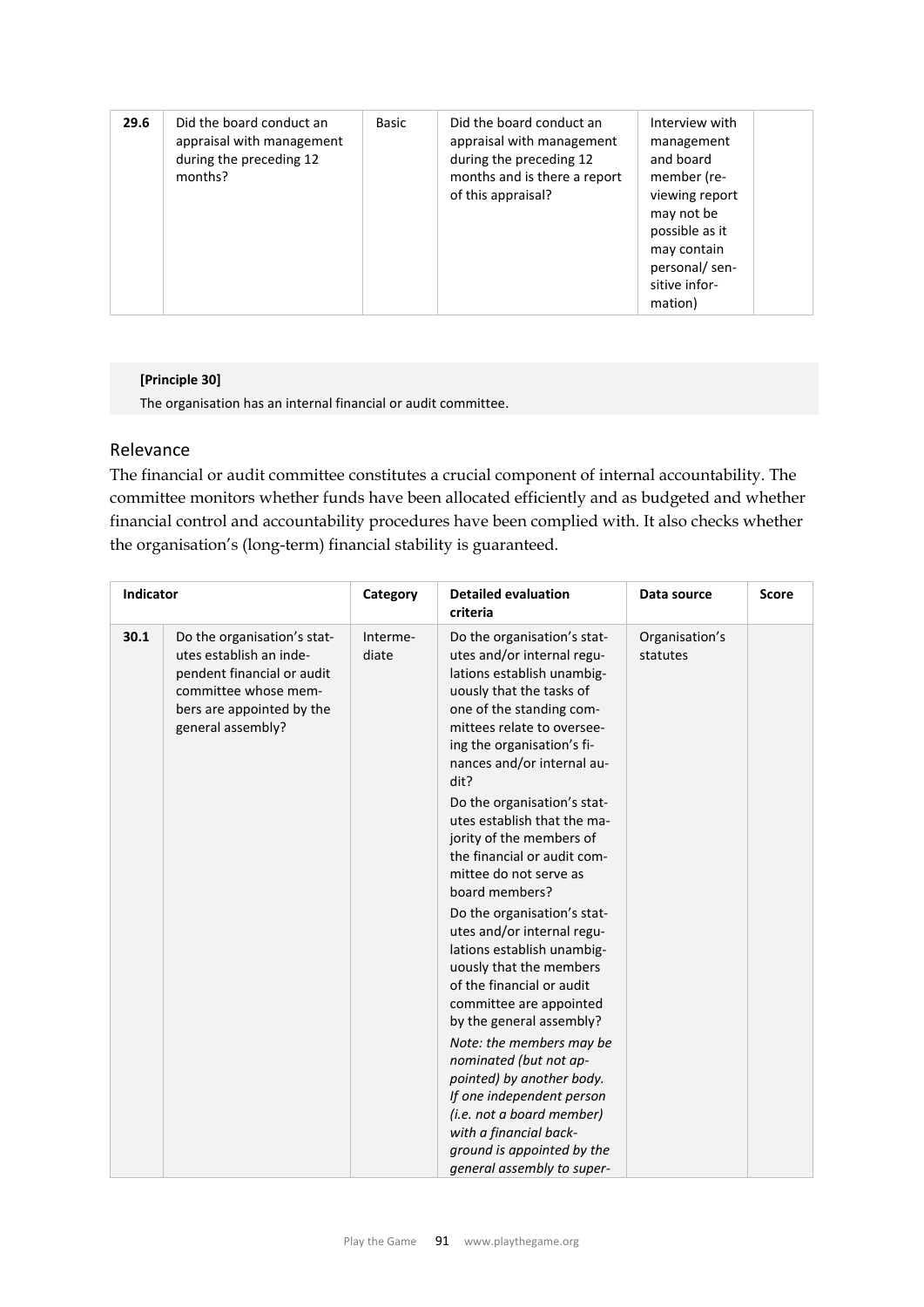| 29.6 | Did the board conduct an appraisal with management during the preceding 12 months? | Basic | Did the board conduct an appraisal with management during the preceding 12 months and is there a report of this appraisal? | Interview with management and board member (reviewing report may not be possible as it may contain personal/ sensitive information) | |
|---|---|---|---|---|---|

**[Principle 30]**

The organisation has an internal financial or audit committee.

## Relevance

The financial or audit committee constitutes a crucial component of internal accountability. The committee monitors whether funds have been allocated efficiently and as budgeted and whether financial control and accountability procedures have been complied with. It also checks whether the organisation's (long-term) financial stability is guaranteed.

| Indicator | | Category | Detailed evaluation criteria | Data source | Score |
|---|---|---|---|---|---|
| 30.1 | Do the organisation's statutes establish an independent financial or audit committee whose members are appointed by the general assembly? | Intermediate | Do the organisation's statutes and/or internal regulations establish unambiguously that the tasks of one of the standing committees relate to overseeing the organisation's finances and/or internal audit?<br><br>Do the organisation's statutes establish that the majority of the members of the financial or audit committee do not serve as board members?<br><br>Do the organisation's statutes and/or internal regulations establish unambiguously that the members of the financial or audit committee are appointed by the general assembly?<br><br>*Note: the members may be nominated (but not appointed) by another body. If one independent person (i.e. not a board member) with a financial background is appointed by the general assembly to super-* | Organisation's statutes | |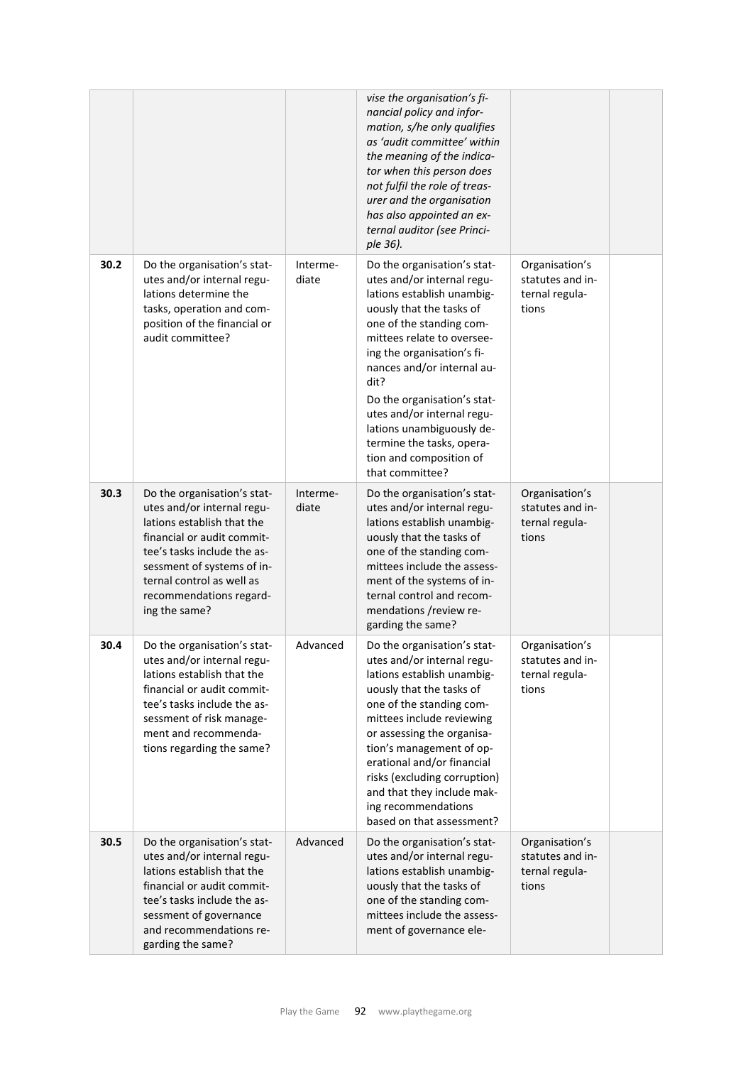| | | | | | |
|---|---|---|---|---|---|
| | | | *vise the organisation's financial policy and information, s/he only qualifies as 'audit committee' within the meaning of the indicator when this person does not fulfil the role of treasurer and the organisation has also appointed an external auditor (see Principle 36).* | | |
| **30.2** | Do the organisation's statutes and/or internal regulations determine the tasks, operation and composition of the financial or audit committee? | Intermediate | Do the organisation's statutes and/or internal regulations establish unambiguously that the tasks of one of the standing committees relate to overseeing the organisation's finances and/or internal audit?<br><br>Do the organisation's statutes and/or internal regulations unambiguously determine the tasks, operation and composition of that committee? | Organisation's statutes and internal regulations | |
| **30.3** | Do the organisation's statutes and/or internal regulations establish that the financial or audit committee's tasks include the assessment of systems of internal control as well as recommendations regarding the same? | Intermediate | Do the organisation's statutes and/or internal regulations establish unambiguously that the tasks of one of the standing committees include the assessment of the systems of internal control and recommendations /review regarding the same? | Organisation's statutes and internal regulations | |
| **30.4** | Do the organisation's statutes and/or internal regulations establish that the financial or audit committee's tasks include the assessment of risk management and recommendations regarding the same? | Advanced | Do the organisation's statutes and/or internal regulations establish unambiguously that the tasks of one of the standing committees include reviewing or assessing the organisation's management of operational and/or financial risks (excluding corruption) and that they include making recommendations based on that assessment? | Organisation's statutes and internal regulations | |
| **30.5** | Do the organisation's statutes and/or internal regulations establish that the financial or audit committee's tasks include the assessment of governance and recommendations regarding the same? | Advanced | Do the organisation's statutes and/or internal regulations establish unambiguously that the tasks of one of the standing committees include the assessment of governance ele- | Organisation's statutes and internal regulations | |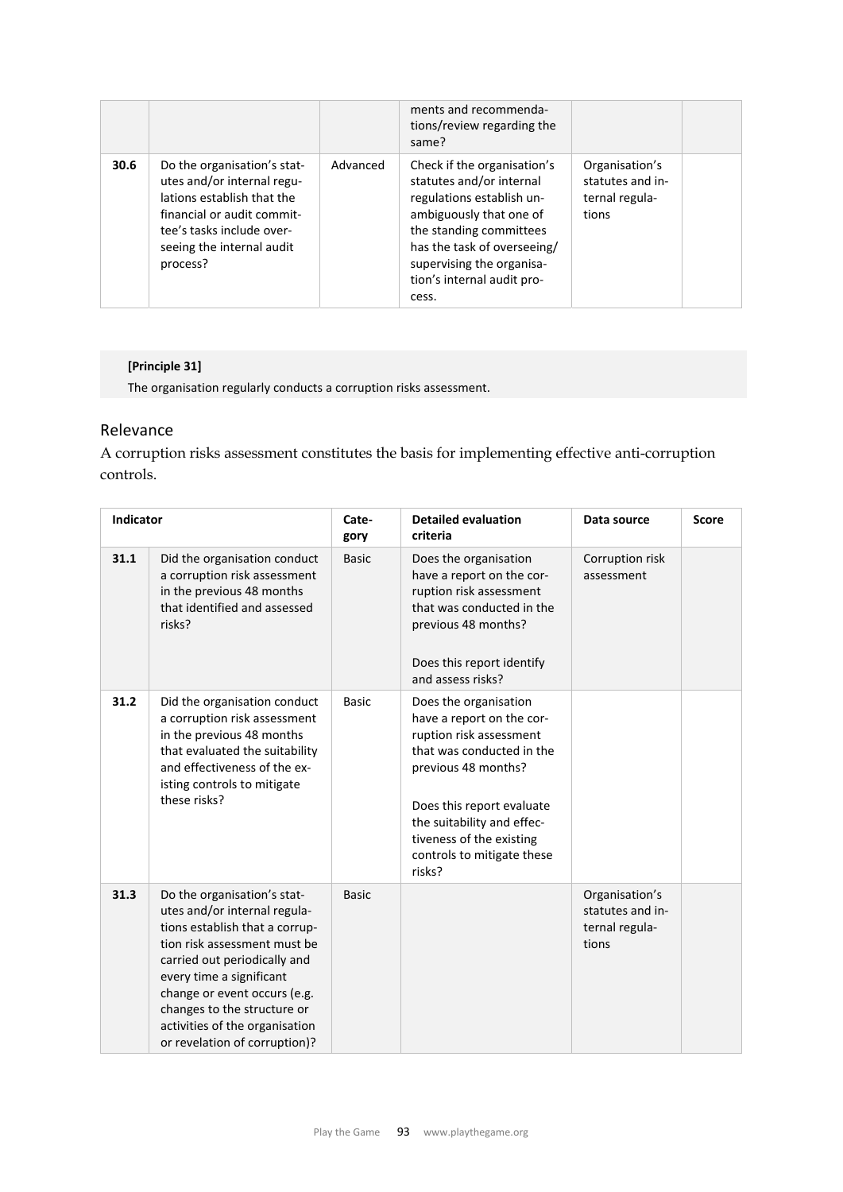| | | | | | |
|---|---|---|---|---|---|
| | | | ments and recommendations/review regarding the same? | | |
| **30.6** | Do the organisation's statutes and/or internal regulations establish that the financial or audit committee's tasks include overseeing the internal audit process? | Advanced | Check if the organisation's statutes and/or internal regulations establish unambiguously that one of the standing committees has the task of overseeing/ supervising the organisation's internal audit process. | Organisation's statutes and internal regulations | |

**[Principle 31]**

The organisation regularly conducts a corruption risks assessment.

## Relevance

A corruption risks assessment constitutes the basis for implementing effective anti-corruption controls.

| Indicator | | Category | Detailed evaluation criteria | Data source | Score |
|---|---|---|---|---|---|
| **31.1** | Did the organisation conduct a corruption risk assessment in the previous 48 months that identified and assessed risks? | Basic | Does the organisation have a report on the corruption risk assessment that was conducted in the previous 48 months?<br><br>Does this report identify and assess risks? | Corruption risk assessment | |
| **31.2** | Did the organisation conduct a corruption risk assessment in the previous 48 months that evaluated the suitability and effectiveness of the existing controls to mitigate these risks? | Basic | Does the organisation have a report on the corruption risk assessment that was conducted in the previous 48 months?<br><br>Does this report evaluate the suitability and effectiveness of the existing controls to mitigate these risks? | | |
| **31.3** | Do the organisation's statutes and/or internal regulations establish that a corruption risk assessment must be carried out periodically and every time a significant change or event occurs (e.g. changes to the structure or activities of the organisation or revelation of corruption)? | Basic | | Organisation's statutes and internal regulations | |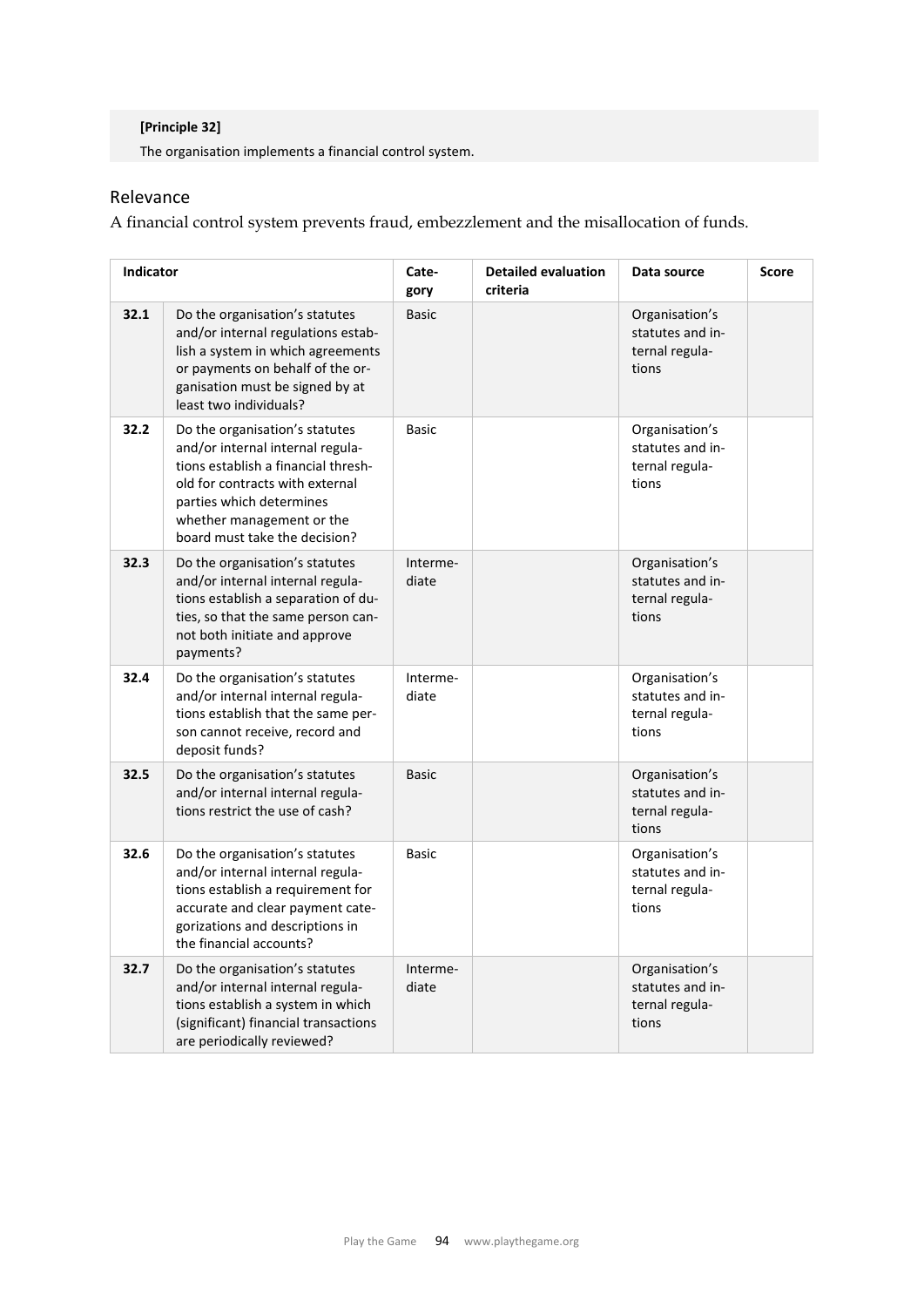**[Principle 32]**

The organisation implements a financial control system.

## Relevance

A financial control system prevents fraud, embezzlement and the misallocation of funds.

| Indicator | | Category | Detailed evaluation criteria | Data source | Score |
|---|---|---|---|---|---|
| 32.1 | Do the organisation's statutes and/or internal regulations establish a system in which agreements or payments on behalf of the organisation must be signed by at least two individuals? | Basic | | Organisation's statutes and internal regulations | |
| 32.2 | Do the organisation's statutes and/or internal internal regulations establish a financial threshold for contracts with external parties which determines whether management or the board must take the decision? | Basic | | Organisation's statutes and internal regulations | |
| 32.3 | Do the organisation's statutes and/or internal internal regulations establish a separation of duties, so that the same person cannot both initiate and approve payments? | Intermediate | | Organisation's statutes and internal regulations | |
| 32.4 | Do the organisation's statutes and/or internal internal regulations establish that the same person cannot receive, record and deposit funds? | Intermediate | | Organisation's statutes and internal regulations | |
| 32.5 | Do the organisation's statutes and/or internal internal regulations restrict the use of cash? | Basic | | Organisation's statutes and internal regulations | |
| 32.6 | Do the organisation's statutes and/or internal internal regulations establish a requirement for accurate and clear payment categorizations and descriptions in the financial accounts? | Basic | | Organisation's statutes and internal regulations | |
| 32.7 | Do the organisation's statutes and/or internal internal regulations establish a system in which (significant) financial transactions are periodically reviewed? | Intermediate | | Organisation's statutes and internal regulations | |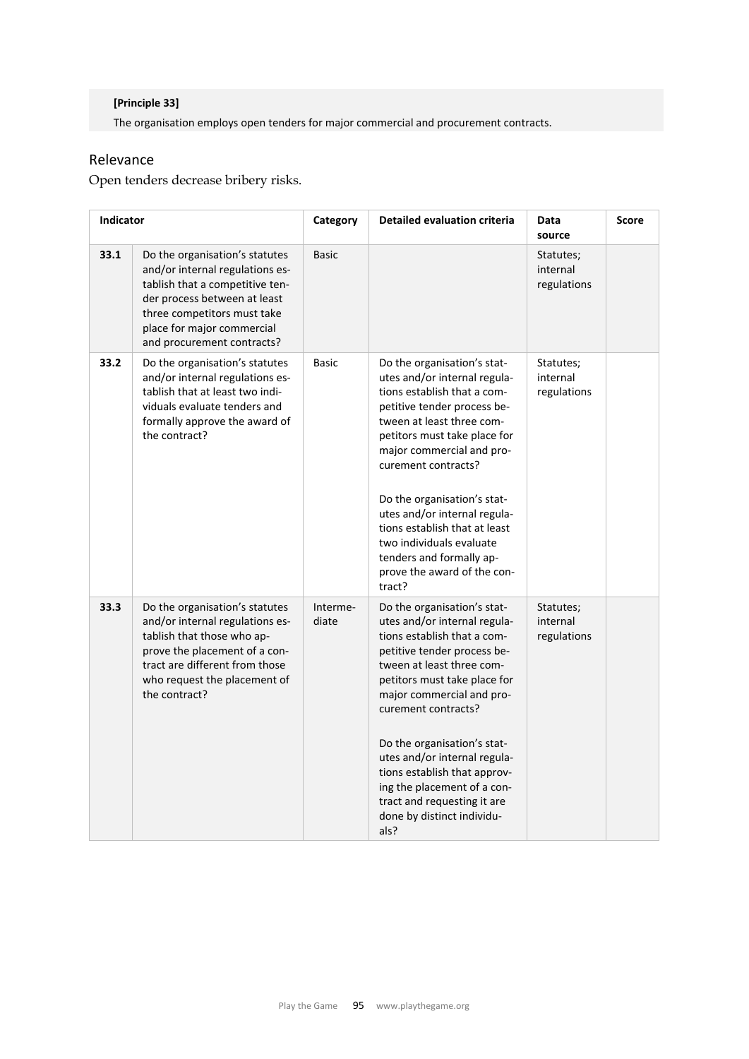**[Principle 33]**

The organisation employs open tenders for major commercial and procurement contracts.

## Relevance

Open tenders decrease bribery risks.

| Indicator | | Category | Detailed evaluation criteria | Data source | Score |
|---|---|---|---|---|---|
| 33.1 | Do the organisation's statutes and/or internal regulations establish that a competitive tender process between at least three competitors must take place for major commercial and procurement contracts? | Basic | | Statutes; internal regulations | |
| 33.2 | Do the organisation's statutes and/or internal regulations establish that at least two individuals evaluate tenders and formally approve the award of the contract? | Basic | Do the organisation's statutes and/or internal regulations establish that a competitive tender process between at least three competitors must take place for major commercial and procurement contracts?<br><br>Do the organisation's statutes and/or internal regulations establish that at least two individuals evaluate tenders and formally approve the award of the contract? | Statutes; internal regulations | |
| 33.3 | Do the organisation's statutes and/or internal regulations establish that those who approve the placement of a contract are different from those who request the placement of the contract? | Intermediate | Do the organisation's statutes and/or internal regulations establish that a competitive tender process between at least three competitors must take place for major commercial and procurement contracts?<br><br>Do the organisation's statutes and/or internal regulations establish that approving the placement of a contract and requesting it are done by distinct individuals? | Statutes; internal regulations | |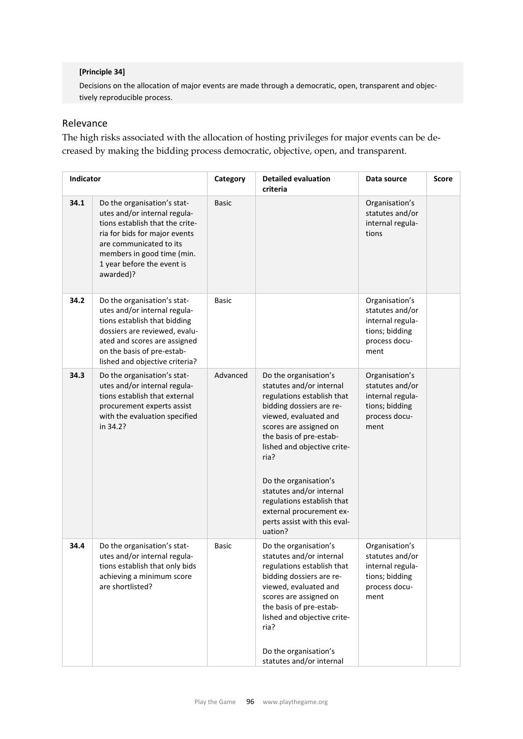**[Principle 34]**

Decisions on the allocation of major events are made through a democratic, open, transparent and objectively reproducible process.

## Relevance

The high risks associated with the allocation of hosting privileges for major events can be decreased by making the bidding process democratic, objective, open, and transparent.

| Indicator | | Category | Detailed evaluation criteria | Data source | Score |
|---|---|---|---|---|---|
| 34.1 | Do the organisation's statutes and/or internal regulations establish that the criteria for bids for major events are communicated to its members in good time (min. 1 year before the event is awarded)? | Basic | | Organisation's statutes and/or internal regulations | |
| 34.2 | Do the organisation's statutes and/or internal regulations establish that bidding dossiers are reviewed, evaluated and scores are assigned on the basis of pre-established and objective criteria? | Basic | | Organisation's statutes and/or internal regulations; bidding process document | |
| 34.3 | Do the organisation's statutes and/or internal regulations establish that external procurement experts assist with the evaluation specified in 34.2? | Advanced | Do the organisation's statutes and/or internal regulations establish that bidding dossiers are reviewed, evaluated and scores are assigned on the basis of pre-established and objective criteria?<br><br>Do the organisation's statutes and/or internal regulations establish that external procurement experts assist with this evaluation? | Organisation's statutes and/or internal regulations; bidding process document | |
| 34.4 | Do the organisation's statutes and/or internal regulations establish that only bids achieving a minimum score are shortlisted? | Basic | Do the organisation's statutes and/or internal regulations establish that bidding dossiers are reviewed, evaluated and scores are assigned on the basis of pre-established and objective criteria?<br><br>Do the organisation's statutes and/or internal | Organisation's statutes and/or internal regulations; bidding process document | |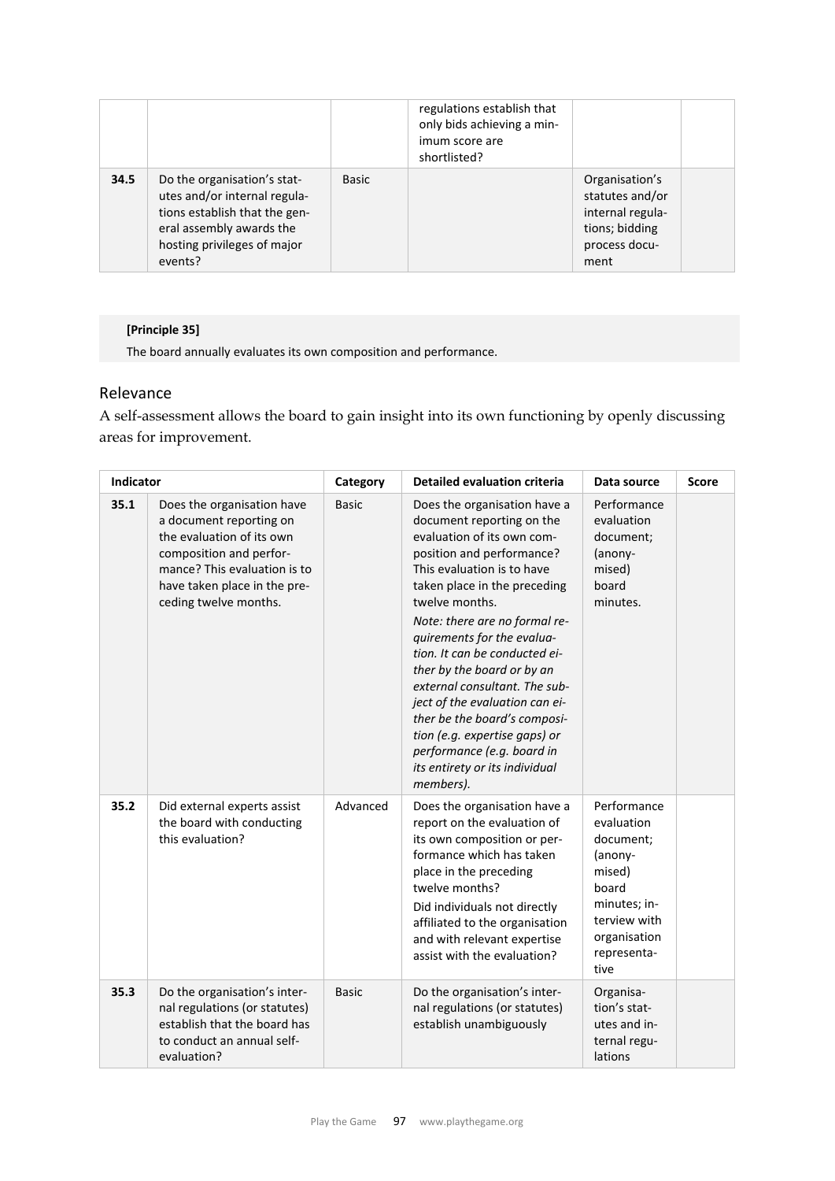|  |  |  | regulations establish that only bids achieving a minimum score are shortlisted? |  |  |
| --- | --- | --- | --- | --- | --- |
| **34.5** | Do the organisation's statutes and/or internal regulations establish that the general assembly awards the hosting privileges of major events? | Basic |  | Organisation's statutes and/or internal regulations; bidding process document |  |

**[Principle 35]**

The board annually evaluates its own composition and performance.

## Relevance

A self-assessment allows the board to gain insight into its own functioning by openly discussing areas for improvement.

| **Indicator** | | **Category** | **Detailed evaluation criteria** | **Data source** | **Score** |
| --- | --- | --- | --- | --- | --- |
| **35.1** | Does the organisation have a document reporting on the evaluation of its own composition and performance? This evaluation is to have taken place in the preceding twelve months. | Basic | Does the organisation have a document reporting on the evaluation of its own composition and performance? This evaluation is to have taken place in the preceding twelve months. *Note: there are no formal requirements for the evaluation. It can be conducted either by the board or by an external consultant. The subject of the evaluation can either be the board's composition (e.g. expertise gaps) or performance (e.g. board in its entirety or its individual members).* | Performance evaluation document; (anonymised) board minutes. |  |
| **35.2** | Did external experts assist the board with conducting this evaluation? | Advanced | Does the organisation have a report on the evaluation of its own composition or performance which has taken place in the preceding twelve months? Did individuals not directly affiliated to the organisation and with relevant expertise assist with the evaluation? | Performance evaluation document; (anonymised) board minutes; interview with organisation representative |  |
| **35.3** | Do the organisation's internal regulations (or statutes) establish that the board has to conduct an annual self-evaluation? | Basic | Do the organisation's internal regulations (or statutes) establish unambiguously | Organisation's statutes and internal regulations |  |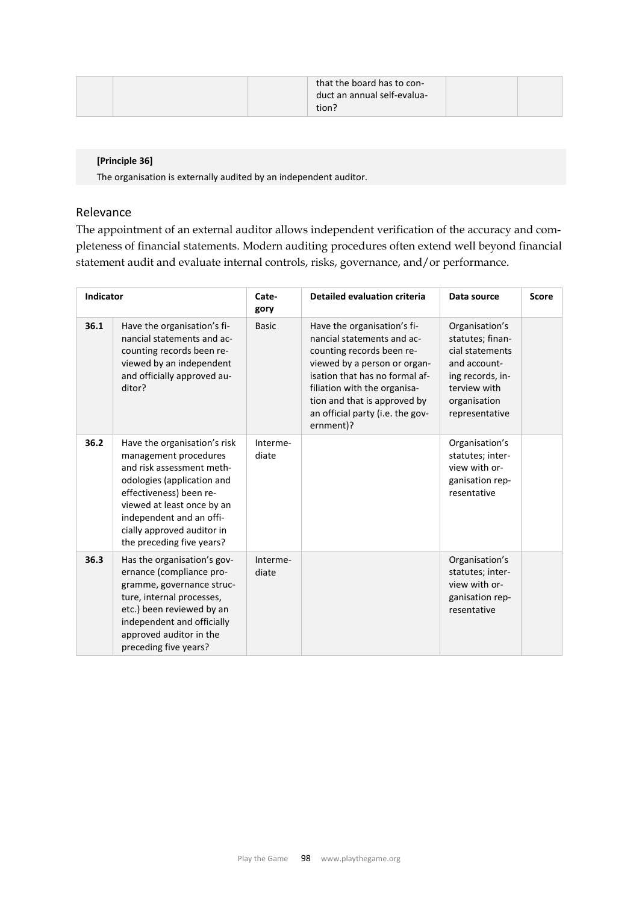| | | | that the board has to conduct an annual self-evaluation? | | |
|---|---|---|---|---|---|

**[Principle 36]**

The organisation is externally audited by an independent auditor.

## Relevance

The appointment of an external auditor allows independent verification of the accuracy and completeness of financial statements. Modern auditing procedures often extend well beyond financial statement audit and evaluate internal controls, risks, governance, and/or performance.

| Indicator | | Category | Detailed evaluation criteria | Data source | Score |
|---|---|---|---|---|---|
| 36.1 | Have the organisation's financial statements and accounting records been reviewed by an independent and officially approved auditor? | Basic | Have the organisation's financial statements and accounting records been reviewed by a person or organisation that has no formal affiliation with the organisation and that is approved by an official party (i.e. the government)? | Organisation's statutes; financial statements and accounting records, interview with organisation representative | |
| 36.2 | Have the organisation's risk management procedures and risk assessment methodologies (application and effectiveness) been reviewed at least once by an independent and an officially approved auditor in the preceding five years? | Intermediate | | Organisation's statutes; interview with organisation representative | |
| 36.3 | Has the organisation's governance (compliance programme, governance structure, internal processes, etc.) been reviewed by an independent and officially approved auditor in the preceding five years? | Intermediate | | Organisation's statutes; interview with organisation representative | |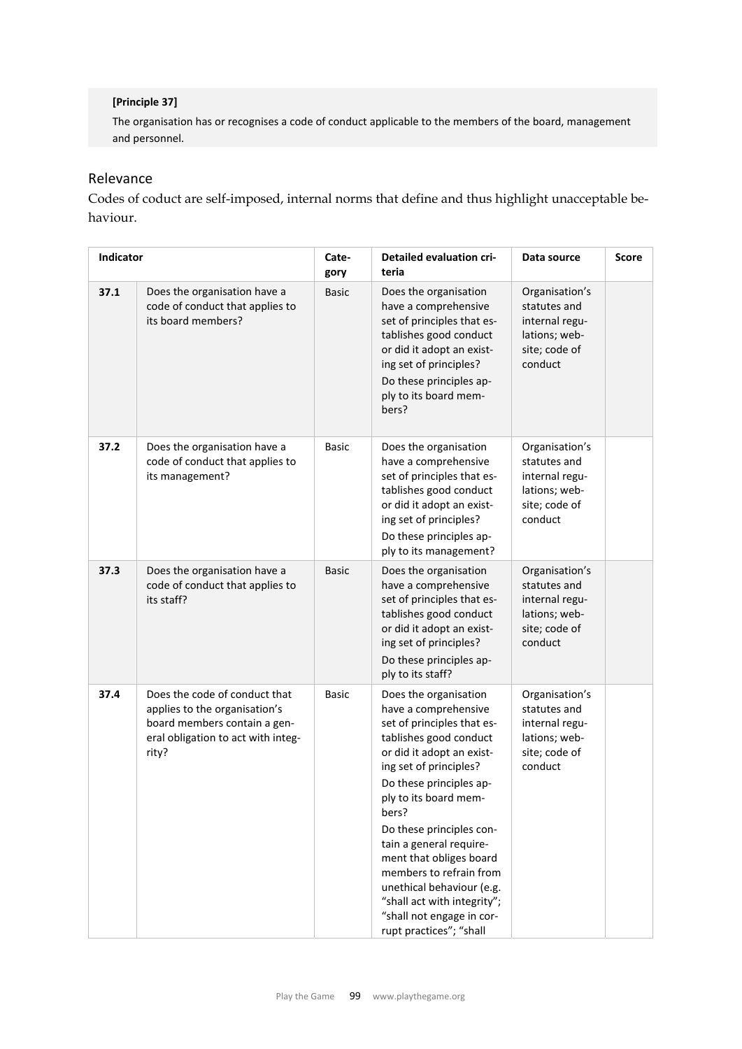**[Principle 37]**

The organisation has or recognises a code of conduct applicable to the members of the board, management and personnel.

## Relevance

Codes of coduct are self-imposed, internal norms that define and thus highlight unacceptable behaviour.

| Indicator | | Category | Detailed evaluation criteria | Data source | Score |
|---|---|---|---|---|---|
| **37.1** | Does the organisation have a code of conduct that applies to its board members? | Basic | Does the organisation have a comprehensive set of principles that establishes good conduct or did it adopt an existing set of principles? Do these principles apply to its board members? | Organisation's statutes and internal regulations; website; code of conduct | |
| **37.2** | Does the organisation have a code of conduct that applies to its management? | Basic | Does the organisation have a comprehensive set of principles that establishes good conduct or did it adopt an existing set of principles? Do these principles apply to its management? | Organisation's statutes and internal regulations; website; code of conduct | |
| **37.3** | Does the organisation have a code of conduct that applies to its staff? | Basic | Does the organisation have a comprehensive set of principles that establishes good conduct or did it adopt an existing set of principles? Do these principles apply to its staff? | Organisation's statutes and internal regulations; website; code of conduct | |
| **37.4** | Does the code of conduct that applies to the organisation's board members contain a general obligation to act with integrity? | Basic | Does the organisation have a comprehensive set of principles that establishes good conduct or did it adopt an existing set of principles? Do these principles apply to its board members? Do these principles contain a general requirement that obliges board members to refrain from unethical behaviour (e.g. "shall act with integrity"; "shall not engage in corrupt practices"; "shall | Organisation's statutes and internal regulations; website; code of conduct | |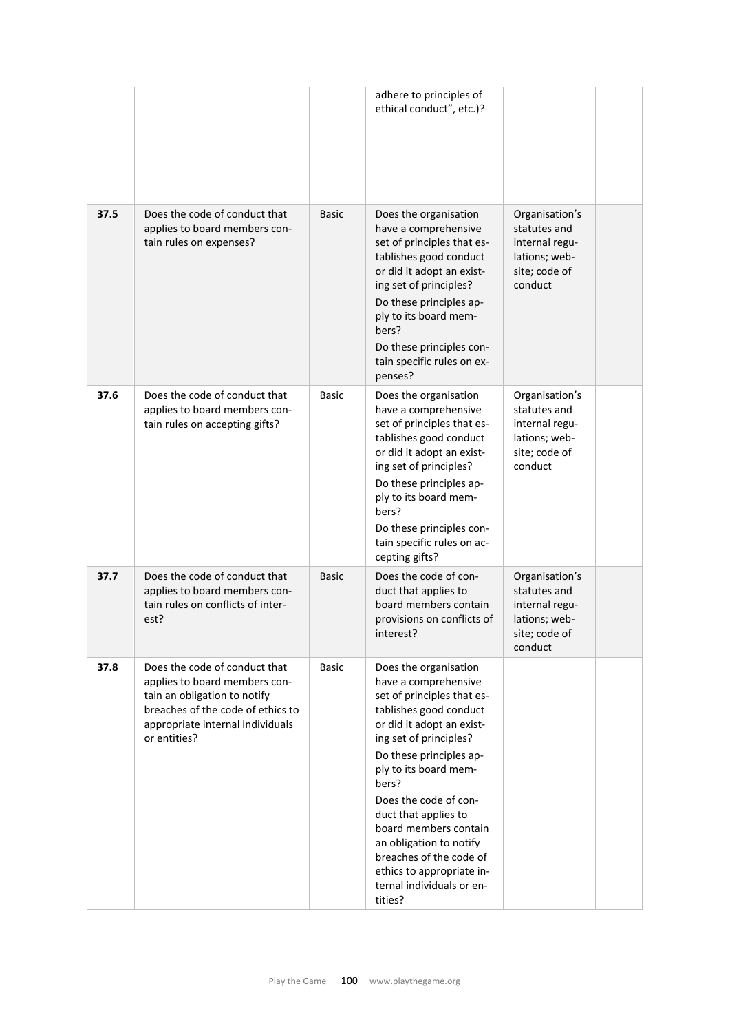| | | | adhere to principles of ethical conduct", etc.)? | | |
|---|---|---|---|---|---|
| 37.5 | Does the code of conduct that applies to board members contain rules on expenses? | Basic | Does the organisation have a comprehensive set of principles that establishes good conduct or did it adopt an existing set of principles?<br>Do these principles apply to its board members?<br>Do these principles contain specific rules on expenses? | Organisation's statutes and internal regulations; website; code of conduct | |
| 37.6 | Does the code of conduct that applies to board members contain rules on accepting gifts? | Basic | Does the organisation have a comprehensive set of principles that establishes good conduct or did it adopt an existing set of principles?<br>Do these principles apply to its board members?<br>Do these principles contain specific rules on accepting gifts? | Organisation's statutes and internal regulations; website; code of conduct | |
| 37.7 | Does the code of conduct that applies to board members contain rules on conflicts of interest? | Basic | Does the code of conduct that applies to board members contain provisions on conflicts of interest? | Organisation's statutes and internal regulations; website; code of conduct | |
| 37.8 | Does the code of conduct that applies to board members contain an obligation to notify breaches of the code of ethics to appropriate internal individuals or entities? | Basic | Does the organisation have a comprehensive set of principles that establishes good conduct or did it adopt an existing set of principles?<br>Do these principles apply to its board members?<br>Does the code of conduct that applies to board members contain an obligation to notify breaches of the code of ethics to appropriate internal individuals or entities? | | |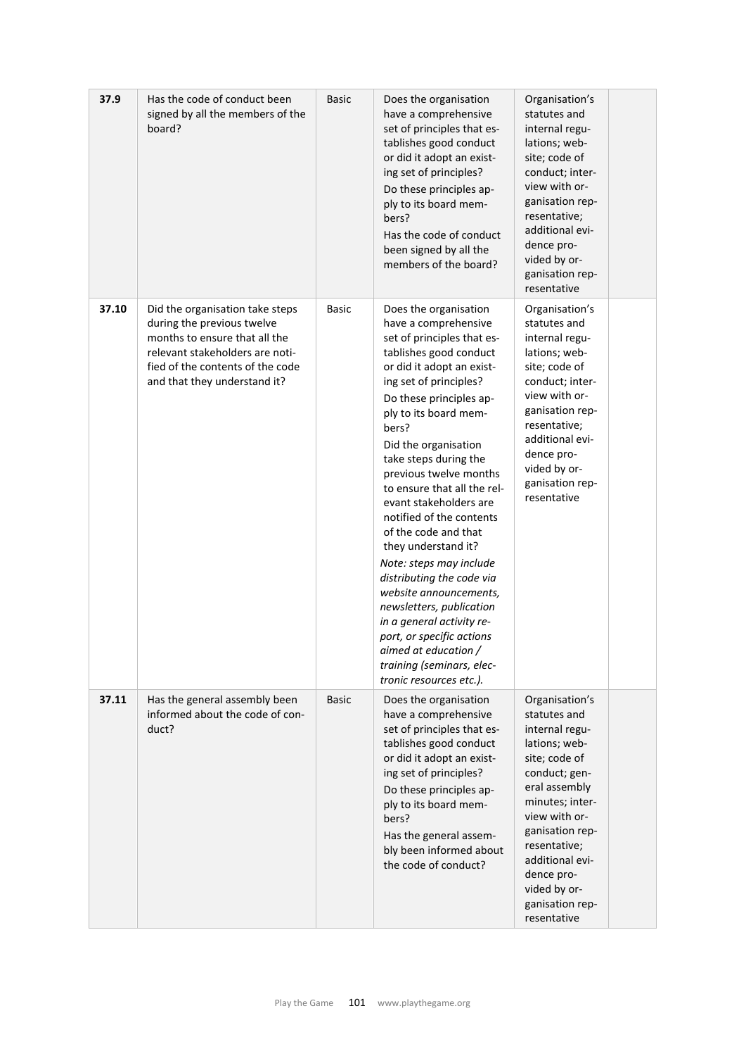| | | | | | |
|---|---|---|---|---|---|
| **37.9** | Has the code of conduct been signed by all the members of the board? | Basic | Does the organisation have a comprehensive set of principles that establishes good conduct or did it adopt an existing set of principles?<br>Do these principles apply to its board members?<br>Has the code of conduct been signed by all the members of the board? | Organisation's statutes and internal regulations; website; code of conduct; interview with organisation representative; additional evidence provided by organisation representative | |
| **37.10** | Did the organisation take steps during the previous twelve months to ensure that all the relevant stakeholders are notified of the contents of the code and that they understand it? | Basic | Does the organisation have a comprehensive set of principles that establishes good conduct or did it adopt an existing set of principles?<br>Do these principles apply to its board members?<br>Did the organisation take steps during the previous twelve months to ensure that all the relevant stakeholders are notified of the contents of the code and that they understand it?<br>*Note: steps may include distributing the code via website announcements, newsletters, publication in a general activity report, or specific actions aimed at education / training (seminars, electronic resources etc.).* | Organisation's statutes and internal regulations; website; code of conduct; interview with organisation representative; additional evidence provided by organisation representative | |
| **37.11** | Has the general assembly been informed about the code of conduct? | Basic | Does the organisation have a comprehensive set of principles that establishes good conduct or did it adopt an existing set of principles?<br>Do these principles apply to its board members?<br>Has the general assembly been informed about the code of conduct? | Organisation's statutes and internal regulations; website; code of conduct; general assembly minutes; interview with organisation representative; additional evidence provided by organisation representative | |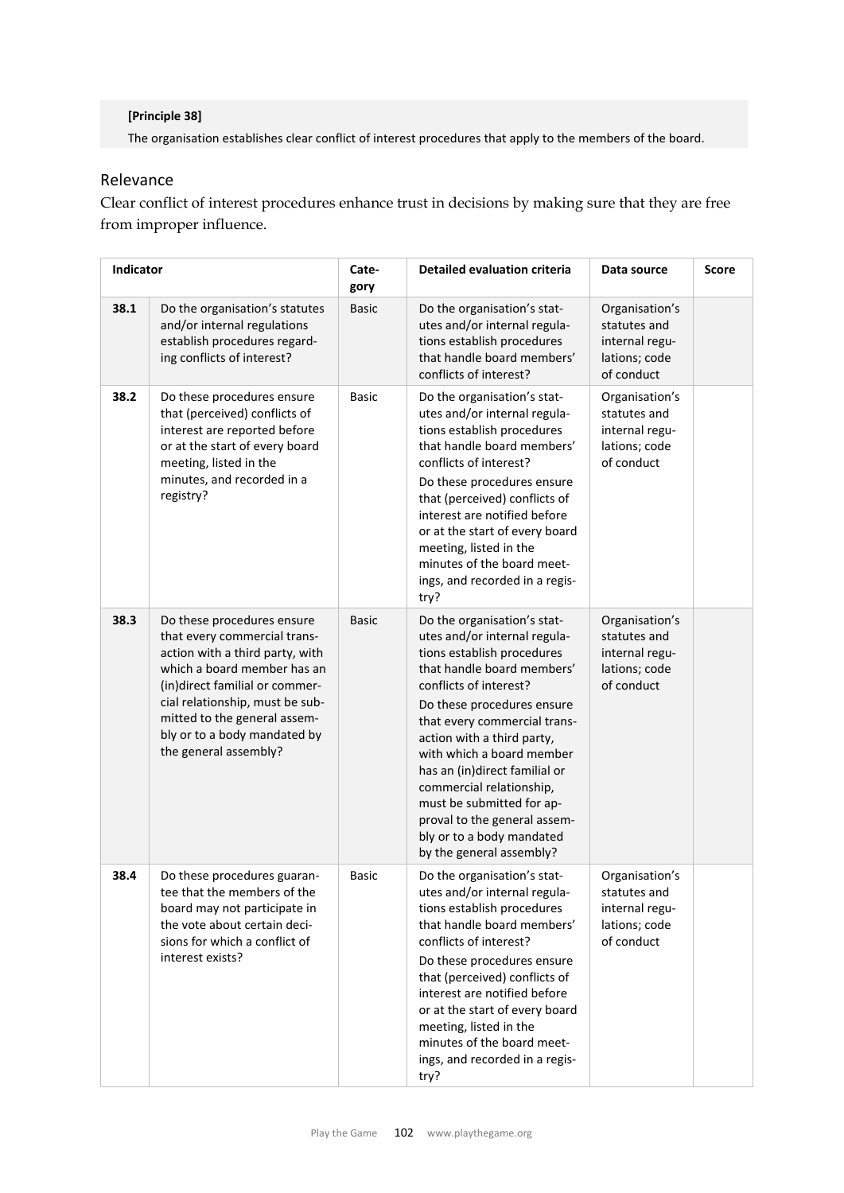**[Principle 38]**

The organisation establishes clear conflict of interest procedures that apply to the members of the board.

## Relevance

Clear conflict of interest procedures enhance trust in decisions by making sure that they are free from improper influence.

| Indicator | | Category | Detailed evaluation criteria | Data source | Score |
|---|---|---|---|---|---|
| 38.1 | Do the organisation's statutes and/or internal regulations establish procedures regarding conflicts of interest? | Basic | Do the organisation's statutes and/or internal regulations establish procedures that handle board members' conflicts of interest? | Organisation's statutes and internal regulations; code of conduct | |
| 38.2 | Do these procedures ensure that (perceived) conflicts of interest are reported before or at the start of every board meeting, listed in the minutes, and recorded in a registry? | Basic | Do the organisation's statutes and/or internal regulations establish procedures that handle board members' conflicts of interest?<br>Do these procedures ensure that (perceived) conflicts of interest are notified before or at the start of every board meeting, listed in the minutes of the board meetings, and recorded in a registry? | Organisation's statutes and internal regulations; code of conduct | |
| 38.3 | Do these procedures ensure that every commercial transaction with a third party, with which a board member has an (in)direct familial or commercial relationship, must be submitted to the general assembly or to a body mandated by the general assembly? | Basic | Do the organisation's statutes and/or internal regulations establish procedures that handle board members' conflicts of interest?<br>Do these procedures ensure that every commercial transaction with a third party, with which a board member has an (in)direct familial or commercial relationship, must be submitted for approval to the general assembly or to a body mandated by the general assembly? | Organisation's statutes and internal regulations; code of conduct | |
| 38.4 | Do these procedures guarantee that the members of the board may not participate in the vote about certain decisions for which a conflict of interest exists? | Basic | Do the organisation's statutes and/or internal regulations establish procedures that handle board members' conflicts of interest?<br>Do these procedures ensure that (perceived) conflicts of interest are notified before or at the start of every board meeting, listed in the minutes of the board meetings, and recorded in a registry? | Organisation's statutes and internal regulations; code of conduct | |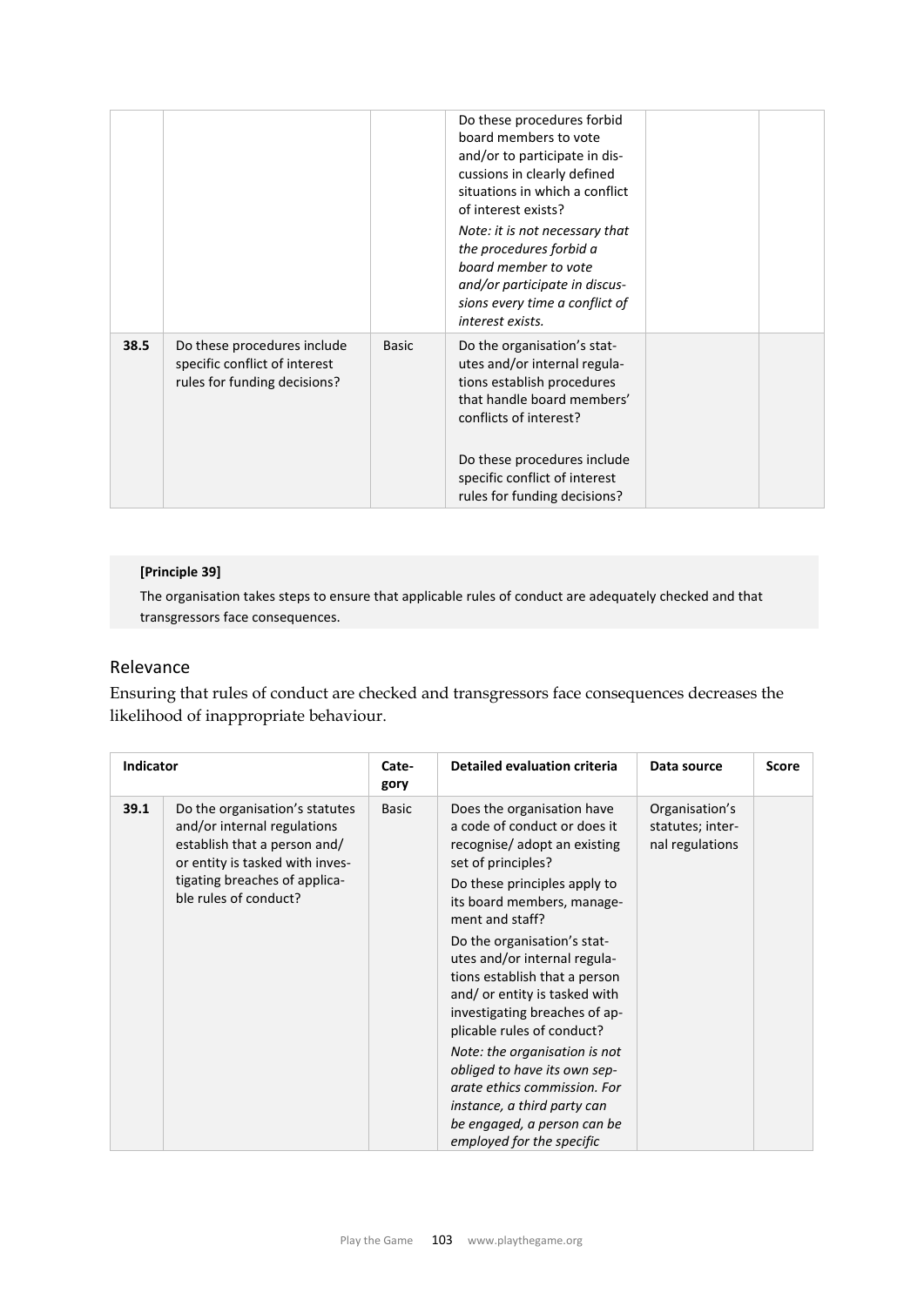| | | | | | |
|---|---|---|---|---|---|
| | | | Do these procedures forbid board members to vote and/or to participate in discussions in clearly defined situations in which a conflict of interest exists?<br>*Note: it is not necessary that the procedures forbid a board member to vote and/or participate in discussions every time a conflict of interest exists.* | | |
| **38.5** | Do these procedures include specific conflict of interest rules for funding decisions? | Basic | Do the organisation's statutes and/or internal regulations establish procedures that handle board members' conflicts of interest?<br><br>Do these procedures include specific conflict of interest rules for funding decisions? | | |

**[Principle 39]**

The organisation takes steps to ensure that applicable rules of conduct are adequately checked and that transgressors face consequences.

## Relevance

Ensuring that rules of conduct are checked and transgressors face consequences decreases the likelihood of inappropriate behaviour.

| Indicator | | Category | Detailed evaluation criteria | Data source | Score |
|---|---|---|---|---|---|
| **39.1** | Do the organisation's statutes and/or internal regulations establish that a person and/ or entity is tasked with investigating breaches of applicable rules of conduct? | Basic | Does the organisation have a code of conduct or does it recognise/ adopt an existing set of principles?<br>Do these principles apply to its board members, management and staff?<br>Do the organisation's statutes and/or internal regulations establish that a person and/ or entity is tasked with investigating breaches of applicable rules of conduct?<br>*Note: the organisation is not obliged to have its own separate ethics commission. For instance, a third party can be engaged, a person can be employed for the specific* | Organisation's statutes; internal regulations | |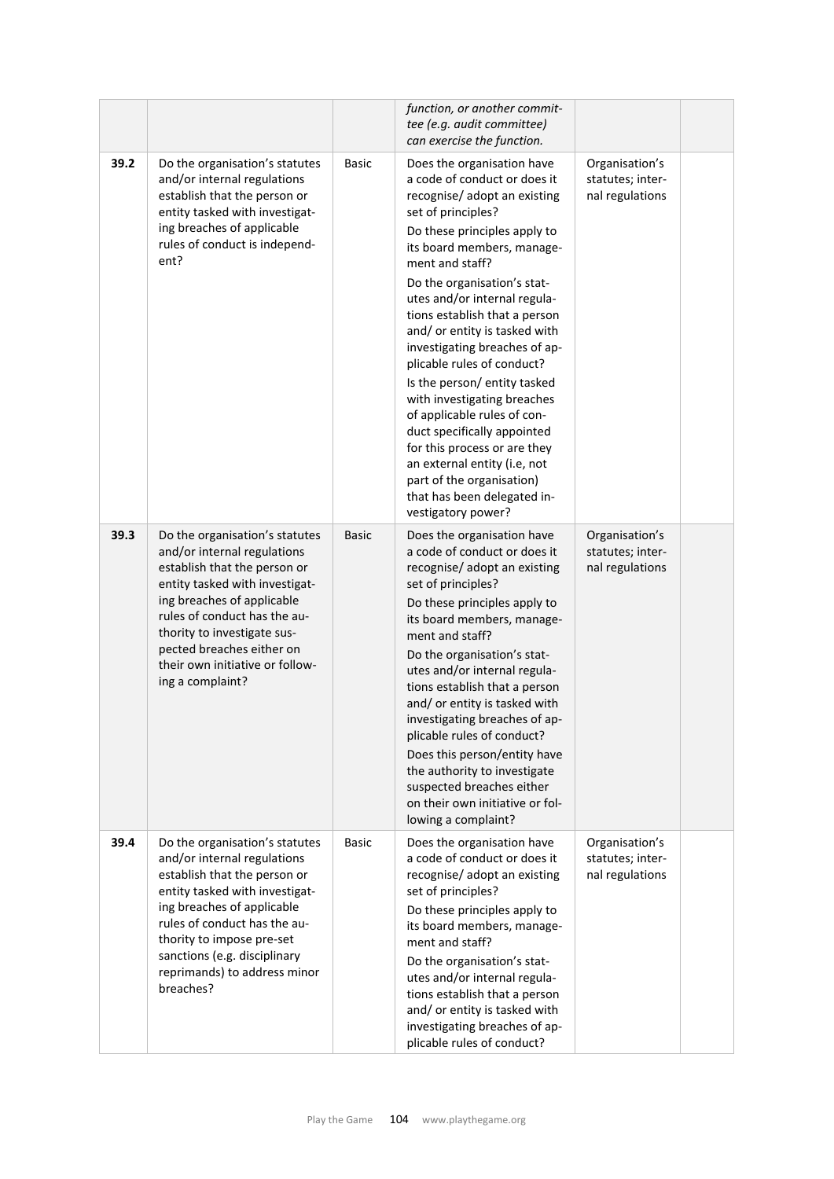| | | | | | |
|---|---|---|---|---|---|
| | | | *function, or another committee (e.g. audit committee) can exercise the function.* | | |
| 39.2 | Do the organisation's statutes and/or internal regulations establish that the person or entity tasked with investigating breaches of applicable rules of conduct is independent? | Basic | Does the organisation have a code of conduct or does it recognise/ adopt an existing set of principles?<br>Do these principles apply to its board members, management and staff?<br>Do the organisation's statutes and/or internal regulations establish that a person and/ or entity is tasked with investigating breaches of applicable rules of conduct?<br>Is the person/ entity tasked with investigating breaches of applicable rules of conduct specifically appointed for this process or are they an external entity (i.e, not part of the organisation) that has been delegated investigatory power? | Organisation's statutes; internal regulations | |
| 39.3 | Do the organisation's statutes and/or internal regulations establish that the person or entity tasked with investigating breaches of applicable rules of conduct has the authority to investigate suspected breaches either on their own initiative or following a complaint? | Basic | Does the organisation have a code of conduct or does it recognise/ adopt an existing set of principles?<br>Do these principles apply to its board members, management and staff?<br>Do the organisation's statutes and/or internal regulations establish that a person and/ or entity is tasked with investigating breaches of applicable rules of conduct?<br>Does this person/entity have the authority to investigate suspected breaches either on their own initiative or following a complaint? | Organisation's statutes; internal regulations | |
| 39.4 | Do the organisation's statutes and/or internal regulations establish that the person or entity tasked with investigating breaches of applicable rules of conduct has the authority to impose pre-set sanctions (e.g. disciplinary reprimands) to address minor breaches? | Basic | Does the organisation have a code of conduct or does it recognise/ adopt an existing set of principles?<br>Do these principles apply to its board members, management and staff?<br>Do the organisation's statutes and/or internal regulations establish that a person and/ or entity is tasked with investigating breaches of applicable rules of conduct? | Organisation's statutes; internal regulations | |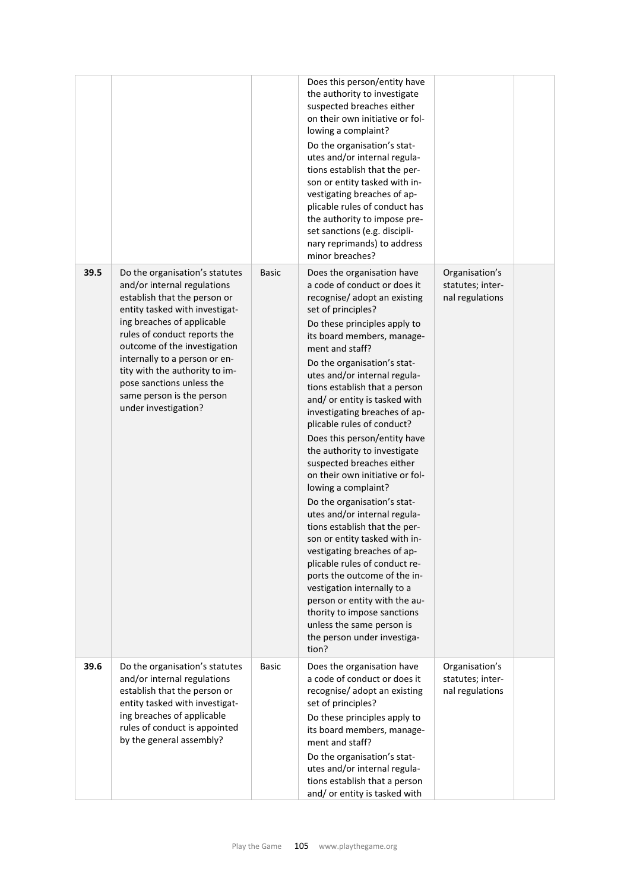| | | | | | |
|---|---|---|---|---|---|
| | | | Does this person/entity have the authority to investigate suspected breaches either on their own initiative or following a complaint?<br>Do the organisation's statutes and/or internal regulations establish that the person or entity tasked with investigating breaches of applicable rules of conduct has the authority to impose preset sanctions (e.g. disciplinary reprimands) to address minor breaches? | | |
| **39.5** | Do the organisation's statutes and/or internal regulations establish that the person or entity tasked with investigating breaches of applicable rules of conduct reports the outcome of the investigation internally to a person or entity with the authority to impose sanctions unless the same person is the person under investigation? | Basic | Does the organisation have a code of conduct or does it recognise/ adopt an existing set of principles?<br>Do these principles apply to its board members, management and staff?<br>Do the organisation's statutes and/or internal regulations establish that a person and/ or entity is tasked with investigating breaches of applicable rules of conduct?<br>Does this person/entity have the authority to investigate suspected breaches either on their own initiative or following a complaint?<br>Do the organisation's statutes and/or internal regulations establish that the person or entity tasked with investigating breaches of applicable rules of conduct reports the outcome of the investigation internally to a person or entity with the authority to impose sanctions unless the same person is the person under investigation? | Organisation's statutes; internal regulations | |
| **39.6** | Do the organisation's statutes and/or internal regulations establish that the person or entity tasked with investigating breaches of applicable rules of conduct is appointed by the general assembly? | Basic | Does the organisation have a code of conduct or does it recognise/ adopt an existing set of principles?<br>Do these principles apply to its board members, management and staff?<br>Do the organisation's statutes and/or internal regulations establish that a person and/ or entity is tasked with | Organisation's statutes; internal regulations | |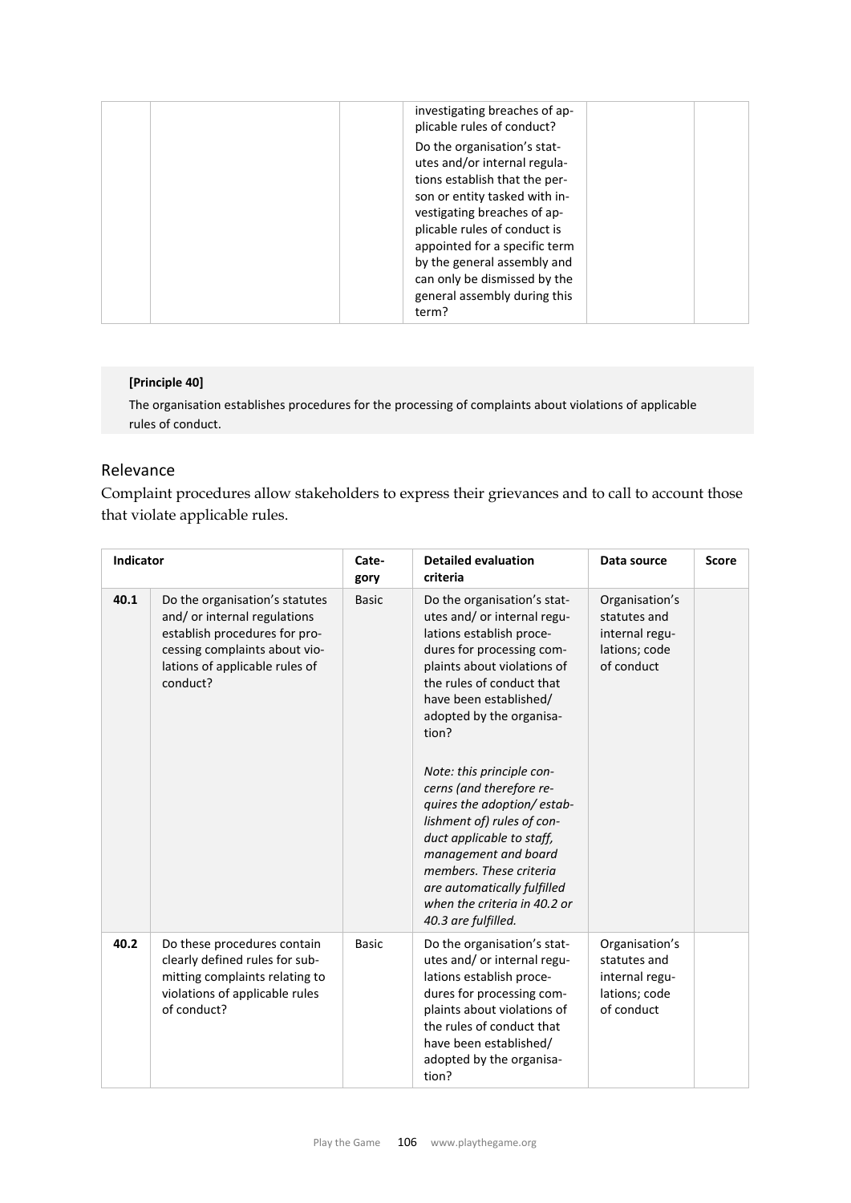| | | | investigating breaches of applicable rules of conduct?<br>Do the organisation's statutes and/or internal regulations establish that the person or entity tasked with investigating breaches of applicable rules of conduct is appointed for a specific term by the general assembly and can only be dismissed by the general assembly during this term? | | |
|---|---|---|---|---|---|

**[Principle 40]**

The organisation establishes procedures for the processing of complaints about violations of applicable rules of conduct.

## Relevance

Complaint procedures allow stakeholders to express their grievances and to call to account those that violate applicable rules.

| Indicator | | Category | Detailed evaluation criteria | Data source | Score |
|---|---|---|---|---|---|
| 40.1 | Do the organisation's statutes and/ or internal regulations establish procedures for processing complaints about violations of applicable rules of conduct? | Basic | Do the organisation's statutes and/ or internal regulations establish procedures for processing complaints about violations of the rules of conduct that have been established/ adopted by the organisation?<br><br>*Note: this principle concerns (and therefore requires the adoption/ establishment of) rules of conduct applicable to staff, management and board members. These criteria are automatically fulfilled when the criteria in 40.2 or 40.3 are fulfilled.* | Organisation's statutes and internal regulations; code of conduct | |
| 40.2 | Do these procedures contain clearly defined rules for submitting complaints relating to violations of applicable rules of conduct? | Basic | Do the organisation's statutes and/ or internal regulations establish procedures for processing complaints about violations of the rules of conduct that have been established/ adopted by the organisation? | Organisation's statutes and internal regulations; code of conduct | |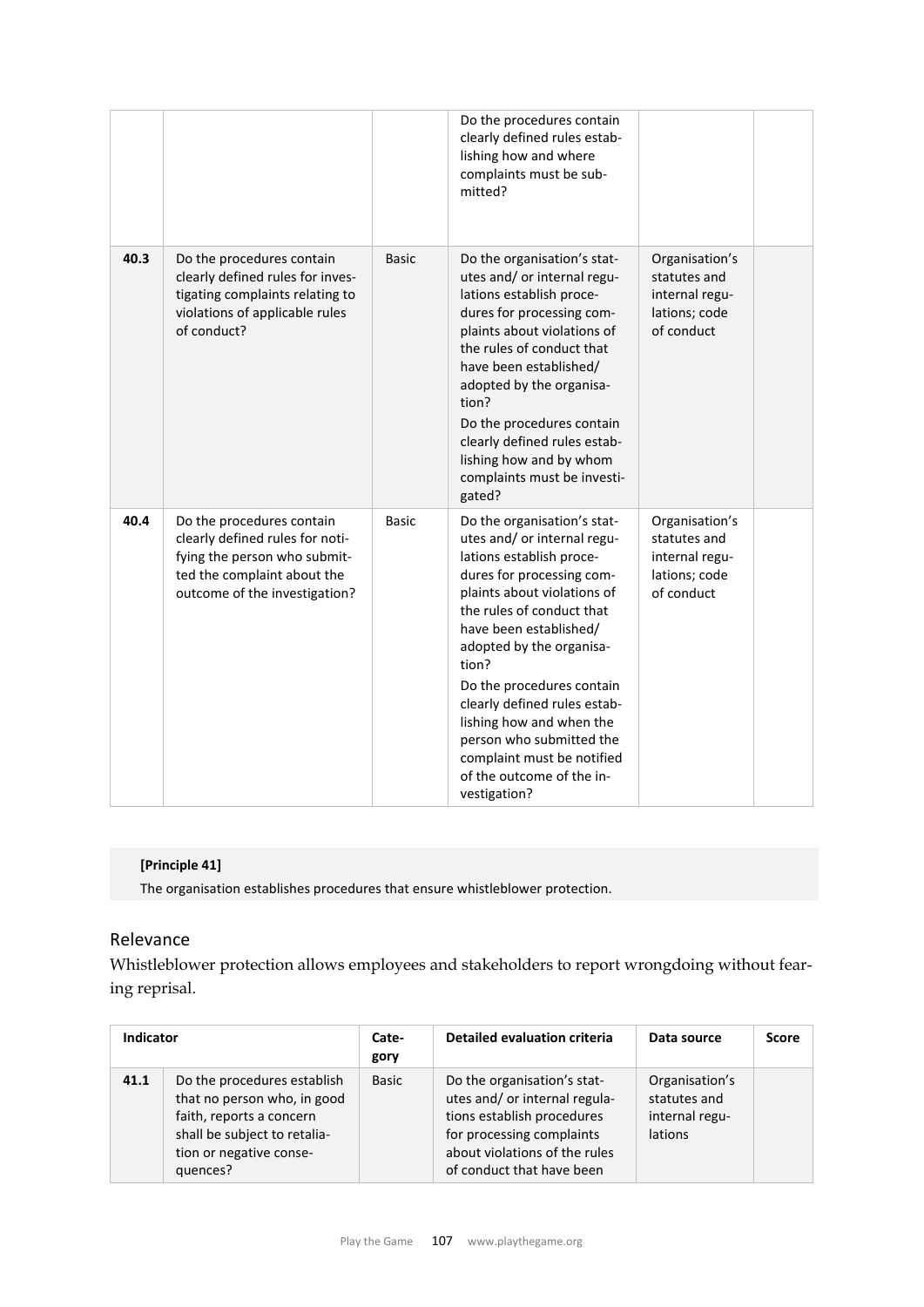| | | | | | |
|---|---|---|---|---|---|
| | | | Do the procedures contain clearly defined rules establishing how and where complaints must be submitted? | | |
| **40.3** | Do the procedures contain clearly defined rules for investigating complaints relating to violations of applicable rules of conduct? | Basic | Do the organisation's statutes and/ or internal regulations establish procedures for processing complaints about violations of the rules of conduct that have been established/ adopted by the organisation?<br>Do the procedures contain clearly defined rules establishing how and by whom complaints must be investigated? | Organisation's statutes and internal regulations; code of conduct | |
| **40.4** | Do the procedures contain clearly defined rules for notifying the person who submitted the complaint about the outcome of the investigation? | Basic | Do the organisation's statutes and/ or internal regulations establish procedures for processing complaints about violations of the rules of conduct that have been established/ adopted by the organisation?<br>Do the procedures contain clearly defined rules establishing how and when the person who submitted the complaint must be notified of the outcome of the investigation? | Organisation's statutes and internal regulations; code of conduct | |

**[Principle 41]**

The organisation establishes procedures that ensure whistleblower protection.

## Relevance

Whistleblower protection allows employees and stakeholders to report wrongdoing without fearing reprisal.

| Indicator | | Category | Detailed evaluation criteria | Data source | Score |
|---|---|---|---|---|---|
| **41.1** | Do the procedures establish that no person who, in good faith, reports a concern shall be subject to retaliation or negative consequences? | Basic | Do the organisation's statutes and/ or internal regulations establish procedures for processing complaints about violations of the rules of conduct that have been | Organisation's statutes and internal regulations | |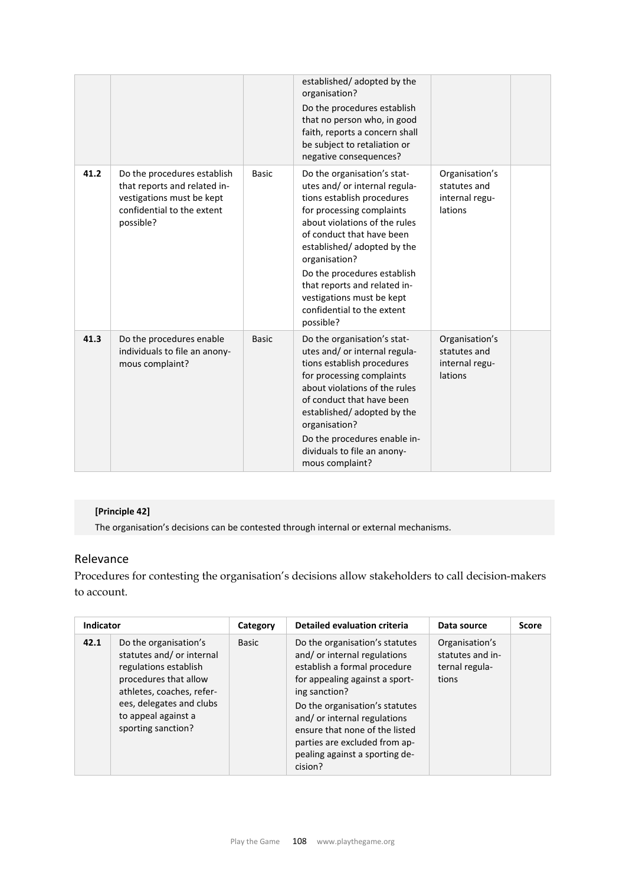| | | | | | |
|---|---|---|---|---|---|
| | | | established/ adopted by the organisation?<br>Do the procedures establish that no person who, in good faith, reports a concern shall be subject to retaliation or negative consequences? | | |
| **41.2** | Do the procedures establish that reports and related investigations must be kept confidential to the extent possible? | Basic | Do the organisation's statutes and/ or internal regulations establish procedures for processing complaints about violations of the rules of conduct that have been established/ adopted by the organisation?<br>Do the procedures establish that reports and related investigations must be kept confidential to the extent possible? | Organisation's statutes and internal regulations | |
| **41.3** | Do the procedures enable individuals to file an anonymous complaint? | Basic | Do the organisation's statutes and/ or internal regulations establish procedures for processing complaints about violations of the rules of conduct that have been established/ adopted by the organisation?<br>Do the procedures enable individuals to file an anonymous complaint? | Organisation's statutes and internal regulations | |

**[Principle 42]**

The organisation's decisions can be contested through internal or external mechanisms.

## Relevance

Procedures for contesting the organisation's decisions allow stakeholders to call decision-makers to account.

| Indicator | | Category | Detailed evaluation criteria | Data source | Score |
|---|---|---|---|---|---|
| **42.1** | Do the organisation's statutes and/ or internal regulations establish procedures that allow athletes, coaches, referees, delegates and clubs to appeal against a sporting sanction? | Basic | Do the organisation's statutes and/ or internal regulations establish a formal procedure for appealing against a sporting sanction?<br>Do the organisation's statutes and/ or internal regulations ensure that none of the listed parties are excluded from appealing against a sporting decision? | Organisation's statutes and internal regulations | |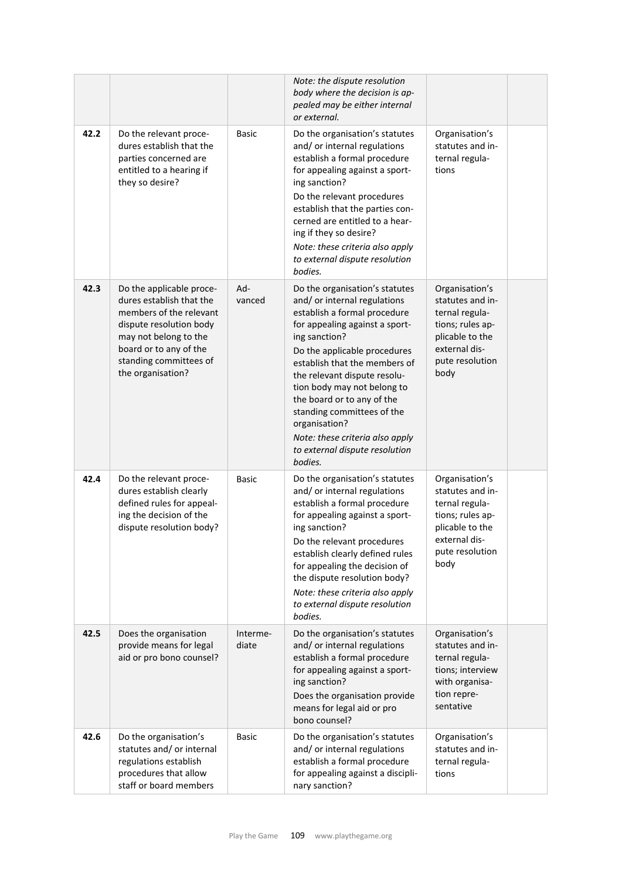| | | | | | |
|---|---|---|---|---|---|
| | | | *Note: the dispute resolution body where the decision is appealed may be either internal or external.* | | |
| **42.2** | Do the relevant procedures establish that the parties concerned are entitled to a hearing if they so desire? | Basic | Do the organisation's statutes and/ or internal regulations establish a formal procedure for appealing against a sporting sanction?<br>Do the relevant procedures establish that the parties concerned are entitled to a hearing if they so desire?<br>*Note: these criteria also apply to external dispute resolution bodies.* | Organisation's statutes and internal regulations | |
| **42.3** | Do the applicable procedures establish that the members of the relevant dispute resolution body may not belong to the board or to any of the standing committees of the organisation? | Advanced | Do the organisation's statutes and/ or internal regulations establish a formal procedure for appealing against a sporting sanction?<br>Do the applicable procedures establish that the members of the relevant dispute resolution body may not belong to the board or to any of the standing committees of the organisation?<br>*Note: these criteria also apply to external dispute resolution bodies.* | Organisation's statutes and internal regulations; rules applicable to the external dispute resolution body | |
| **42.4** | Do the relevant procedures establish clearly defined rules for appealing the decision of the dispute resolution body? | Basic | Do the organisation's statutes and/ or internal regulations establish a formal procedure for appealing against a sporting sanction?<br>Do the relevant procedures establish clearly defined rules for appealing the decision of the dispute resolution body?<br>*Note: these criteria also apply to external dispute resolution bodies.* | Organisation's statutes and internal regulations; rules applicable to the external dispute resolution body | |
| **42.5** | Does the organisation provide means for legal aid or pro bono counsel? | Intermediate | Do the organisation's statutes and/ or internal regulations establish a formal procedure for appealing against a sporting sanction?<br>Does the organisation provide means for legal aid or pro bono counsel? | Organisation's statutes and internal regulations; interview with organisation representative | |
| **42.6** | Do the organisation's statutes and/ or internal regulations establish procedures that allow staff or board members | Basic | Do the organisation's statutes and/ or internal regulations establish a formal procedure for appealing against a disciplinary sanction? | Organisation's statutes and internal regulations | |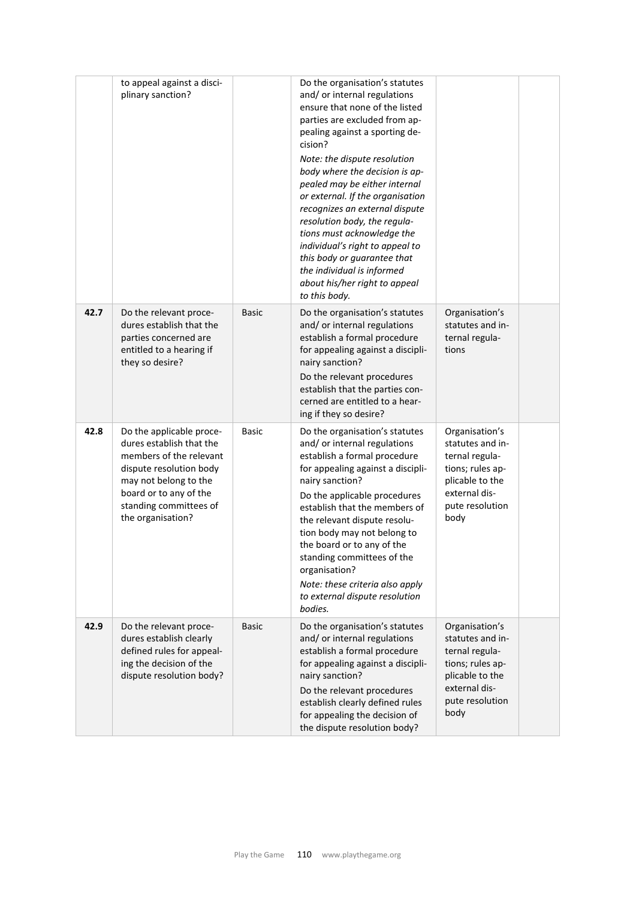|  |  |  |  |  |  |
|---|---|---|---|---|---|
|  | to appeal against a disciplinary sanction? |  | Do the organisation's statutes and/ or internal regulations ensure that none of the listed parties are excluded from appealing against a sporting decision?<br>*Note: the dispute resolution body where the decision is appealed may be either internal or external. If the organisation recognizes an external dispute resolution body, the regulations must acknowledge the individual's right to appeal to this body or guarantee that the individual is informed about his/her right to appeal to this body.* |  |  |
| **42.7** | Do the relevant procedures establish that the parties concerned are entitled to a hearing if they so desire? | Basic | Do the organisation's statutes and/ or internal regulations establish a formal procedure for appealing against a disciplinary sanction?<br>Do the relevant procedures establish that the parties concerned are entitled to a hearing if they so desire? | Organisation's statutes and internal regulations |  |
| **42.8** | Do the applicable procedures establish that the members of the relevant dispute resolution body may not belong to the board or to any of the standing committees of the organisation? | Basic | Do the organisation's statutes and/ or internal regulations establish a formal procedure for appealing against a disciplinary sanction?<br>Do the applicable procedures establish that the members of the relevant dispute resolution body may not belong to the board or to any of the standing committees of the organisation?<br>*Note: these criteria also apply to external dispute resolution bodies.* | Organisation's statutes and internal regulations; rules applicable to the external dispute resolution body |  |
| **42.9** | Do the relevant procedures establish clearly defined rules for appealing the decision of the dispute resolution body? | Basic | Do the organisation's statutes and/ or internal regulations establish a formal procedure for appealing against a disciplinary sanction?<br>Do the relevant procedures establish clearly defined rules for appealing the decision of the dispute resolution body? | Organisation's statutes and internal regulations; rules applicable to the external dispute resolution body |  |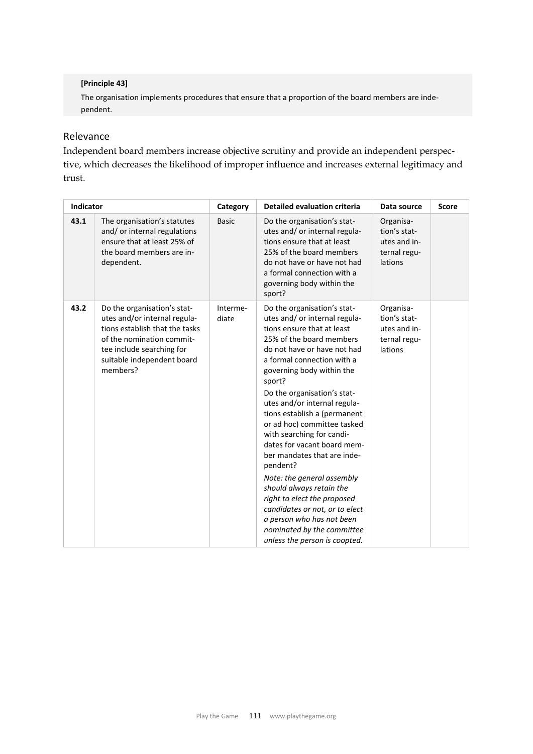**[Principle 43]**

The organisation implements procedures that ensure that a proportion of the board members are independent.

## Relevance

Independent board members increase objective scrutiny and provide an independent perspective, which decreases the likelihood of improper influence and increases external legitimacy and trust.

| Indicator | | Category | Detailed evaluation criteria | Data source | Score |
|---|---|---|---|---|---|
| 43.1 | The organisation's statutes and/ or internal regulations ensure that at least 25% of the board members are independent. | Basic | Do the organisation's statutes and/ or internal regulations ensure that at least 25% of the board members do not have or have not had a formal connection with a governing body within the sport? | Organisation's statutes and internal regulations | |
| 43.2 | Do the organisation's statutes and/or internal regulations establish that the tasks of the nomination committee include searching for suitable independent board members? | Intermediate | Do the organisation's statutes and/ or internal regulations ensure that at least 25% of the board members do not have or have not had a formal connection with a governing body within the sport?<br>Do the organisation's statutes and/or internal regulations establish a (permanent or ad hoc) committee tasked with searching for candidates for vacant board member mandates that are independent?<br>*Note: the general assembly should always retain the right to elect the proposed candidates or not, or to elect a person who has not been nominated by the committee unless the person is coopted.* | Organisation's statutes and internal regulations | |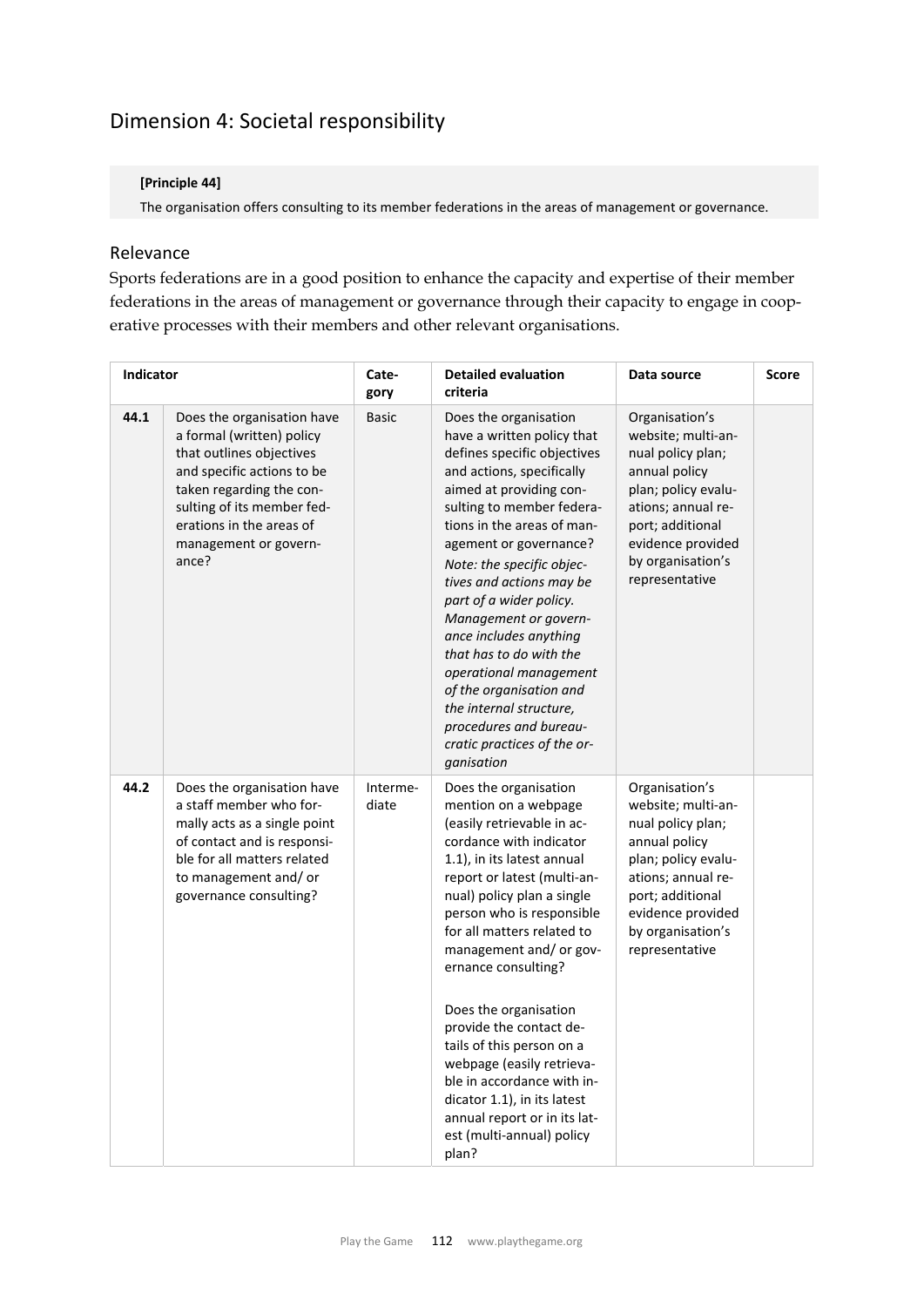## Dimension 4: Societal responsibility

**[Principle 44]**

The organisation offers consulting to its member federations in the areas of management or governance.

### Relevance

Sports federations are in a good position to enhance the capacity and expertise of their member federations in the areas of management or governance through their capacity to engage in cooperative processes with their members and other relevant organisations.

| Indicator | | Category | Detailed evaluation criteria | Data source | Score |
|---|---|---|---|---|---|
| 44.1 | Does the organisation have a formal (written) policy that outlines objectives and specific actions to be taken regarding the consulting of its member federations in the areas of management or governance? | Basic | Does the organisation have a written policy that defines specific objectives and actions, specifically aimed at providing consulting to member federations in the areas of management or governance?<br>*Note: the specific objectives and actions may be part of a wider policy. Management or governance includes anything that has to do with the operational management of the organisation and the internal structure, procedures and bureaucratic practices of the organisation* | Organisation's website; multi-annual policy plan; annual policy plan; policy evaluations; annual report; additional evidence provided by organisation's representative | |
| 44.2 | Does the organisation have a staff member who formally acts as a single point of contact and is responsible for all matters related to management and/ or governance consulting? | Intermediate | Does the organisation mention on a webpage (easily retrievable in accordance with indicator 1.1), in its latest annual report or latest (multi-annual) policy plan a single person who is responsible for all matters related to management and/ or governance consulting?<br><br>Does the organisation provide the contact details of this person on a webpage (easily retrievable in accordance with indicator 1.1), in its latest annual report or in its latest (multi-annual) policy plan? | Organisation's website; multi-annual policy plan; annual policy plan; policy evaluations; annual report; additional evidence provided by organisation's representative | |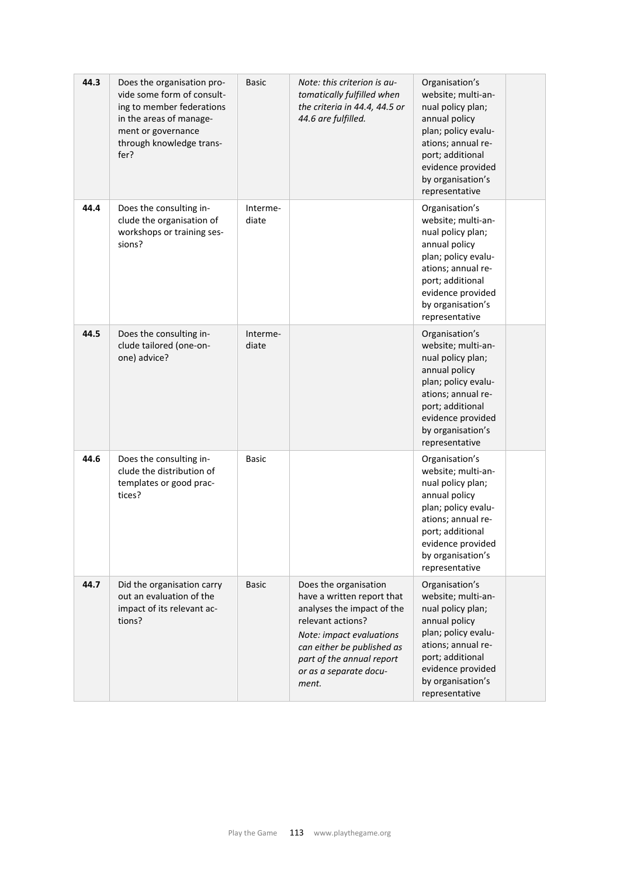| | | | | | |
|---|---|---|---|---|---|
| **44.3** | Does the organisation provide some form of consulting to member federations in the areas of management or governance through knowledge transfer? | Basic | *Note: this criterion is automatically fulfilled when the criteria in 44.4, 44.5 or 44.6 are fulfilled.* | Organisation's website; multi-annual policy plan; annual policy plan; policy evaluations; annual report; additional evidence provided by organisation's representative | |
| **44.4** | Does the consulting include the organisation of workshops or training sessions? | Intermediate | | Organisation's website; multi-annual policy plan; annual policy plan; policy evaluations; annual report; additional evidence provided by organisation's representative | |
| **44.5** | Does the consulting include tailored (one-on-one) advice? | Intermediate | | Organisation's website; multi-annual policy plan; annual policy plan; policy evaluations; annual report; additional evidence provided by organisation's representative | |
| **44.6** | Does the consulting include the distribution of templates or good practices? | Basic | | Organisation's website; multi-annual policy plan; annual policy plan; policy evaluations; annual report; additional evidence provided by organisation's representative | |
| **44.7** | Did the organisation carry out an evaluation of the impact of its relevant actions? | Basic | Does the organisation have a written report that analyses the impact of the relevant actions? *Note: impact evaluations can either be published as part of the annual report or as a separate document.* | Organisation's website; multi-annual policy plan; annual policy plan; policy evaluations; annual report; additional evidence provided by organisation's representative | |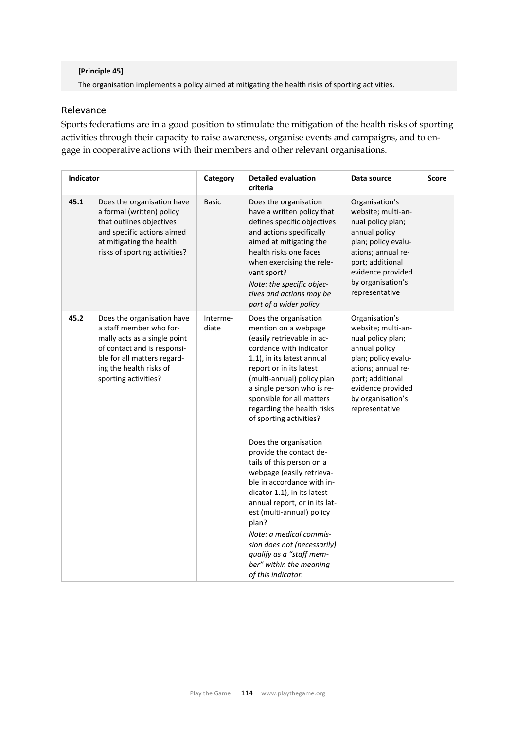**[Principle 45]**

The organisation implements a policy aimed at mitigating the health risks of sporting activities.

## Relevance

Sports federations are in a good position to stimulate the mitigation of the health risks of sporting activities through their capacity to raise awareness, organise events and campaigns, and to engage in cooperative actions with their members and other relevant organisations.

| Indicator | | Category | Detailed evaluation criteria | Data source | Score |
|---|---|---|---|---|---|
| 45.1 | Does the organisation have a formal (written) policy that outlines objectives and specific actions aimed at mitigating the health risks of sporting activities? | Basic | Does the organisation have a written policy that defines specific objectives and actions specifically aimed at mitigating the health risks one faces when exercising the relevant sport?<br>*Note: the specific objectives and actions may be part of a wider policy.* | Organisation's website; multi-annual policy plan; annual policy plan; policy evaluations; annual report; additional evidence provided by organisation's representative | |
| 45.2 | Does the organisation have a staff member who formally acts as a single point of contact and is responsible for all matters regarding the health risks of sporting activities? | Intermediate | Does the organisation mention on a webpage (easily retrievable in accordance with indicator 1.1), in its latest annual report or in its latest (multi-annual) policy plan a single person who is responsible for all matters regarding the health risks of sporting activities?<br><br>Does the organisation provide the contact details of this person on a webpage (easily retrievable in accordance with indicator 1.1), in its latest annual report, or in its latest (multi-annual) policy plan?<br>*Note: a medical commission does not (necessarily) qualify as a "staff member" within the meaning of this indicator.* | Organisation's website; multi-annual policy plan; annual policy plan; policy evaluations; annual report; additional evidence provided by organisation's representative | |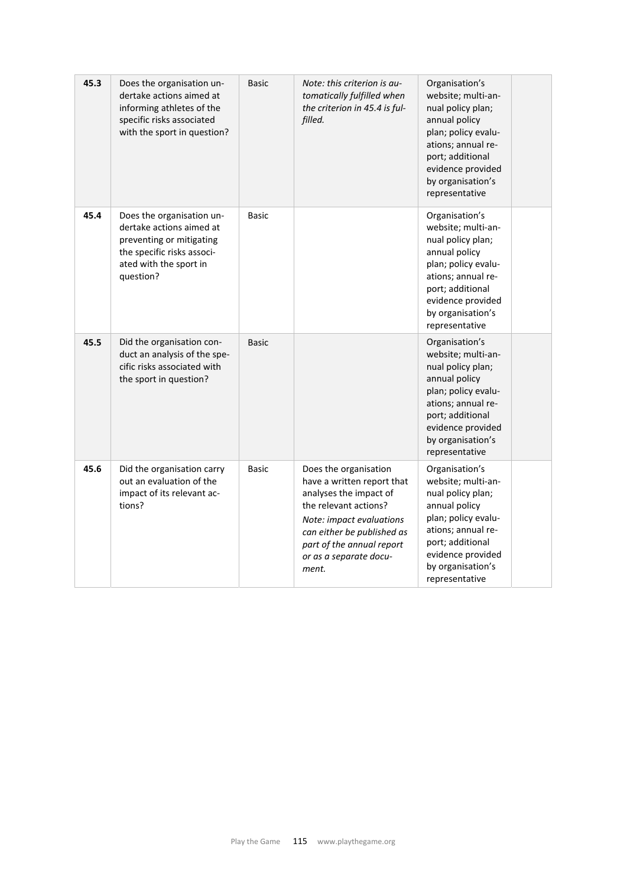| | | | | | |
|---|---|---|---|---|---|
| **45.3** | Does the organisation undertake actions aimed at informing athletes of the specific risks associated with the sport in question? | Basic | *Note: this criterion is automatically fulfilled when the criterion in 45.4 is fulfilled.* | Organisation's website; multi-annual policy plan; annual policy plan; policy evaluations; annual report; additional evidence provided by organisation's representative | |
| **45.4** | Does the organisation undertake actions aimed at preventing or mitigating the specific risks associated with the sport in question? | Basic | | Organisation's website; multi-annual policy plan; annual policy plan; policy evaluations; annual report; additional evidence provided by organisation's representative | |
| **45.5** | Did the organisation conduct an analysis of the specific risks associated with the sport in question? | Basic | | Organisation's website; multi-annual policy plan; annual policy plan; policy evaluations; annual report; additional evidence provided by organisation's representative | |
| **45.6** | Did the organisation carry out an evaluation of the impact of its relevant actions? | Basic | Does the organisation have a written report that analyses the impact of the relevant actions? *Note: impact evaluations can either be published as part of the annual report or as a separate document.* | Organisation's website; multi-annual policy plan; annual policy plan; policy evaluations; annual report; additional evidence provided by organisation's representative | |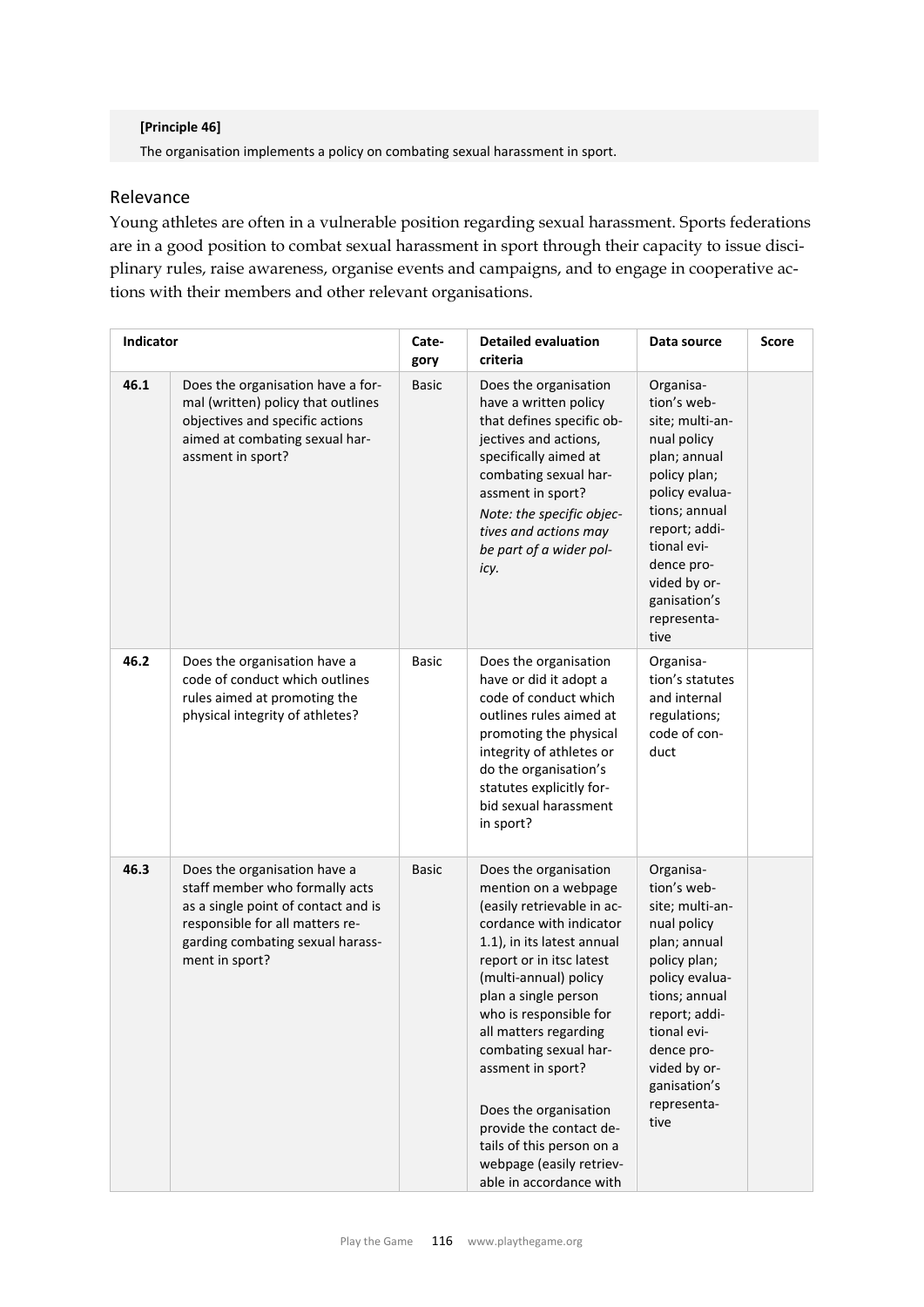**[Principle 46]**

The organisation implements a policy on combating sexual harassment in sport.

## Relevance

Young athletes are often in a vulnerable position regarding sexual harassment. Sports federations are in a good position to combat sexual harassment in sport through their capacity to issue disciplinary rules, raise awareness, organise events and campaigns, and to engage in cooperative actions with their members and other relevant organisations.

| Indicator | | Category | Detailed evaluation criteria | Data source | Score |
|---|---|---|---|---|---|
| 46.1 | Does the organisation have a formal (written) policy that outlines objectives and specific actions aimed at combating sexual harassment in sport? | Basic | Does the organisation have a written policy that defines specific objectives and actions, specifically aimed at combating sexual harassment in sport?<br>*Note: the specific objectives and actions may be part of a wider policy.* | Organisation's website; multi-annual policy plan; annual policy plan; policy evaluations; annual report; additional evidence provided by organisation's representative | |
| 46.2 | Does the organisation have a code of conduct which outlines rules aimed at promoting the physical integrity of athletes? | Basic | Does the organisation have or did it adopt a code of conduct which outlines rules aimed at promoting the physical integrity of athletes or do the organisation's statutes explicitly forbid sexual harassment in sport? | Organisation's statutes and internal regulations; code of conduct | |
| 46.3 | Does the organisation have a staff member who formally acts as a single point of contact and is responsible for all matters regarding combating sexual harassment in sport? | Basic | Does the organisation mention on a webpage (easily retrievable in accordance with indicator 1.1), in its latest annual report or in itsc latest (multi-annual) policy plan a single person who is responsible for all matters regarding combating sexual harassment in sport?<br><br>Does the organisation provide the contact details of this person on a webpage (easily retrievable in accordance with | Organisation's website; multi-annual policy plan; annual policy plan; policy evaluations; annual report; additional evidence provided by organisation's representative | |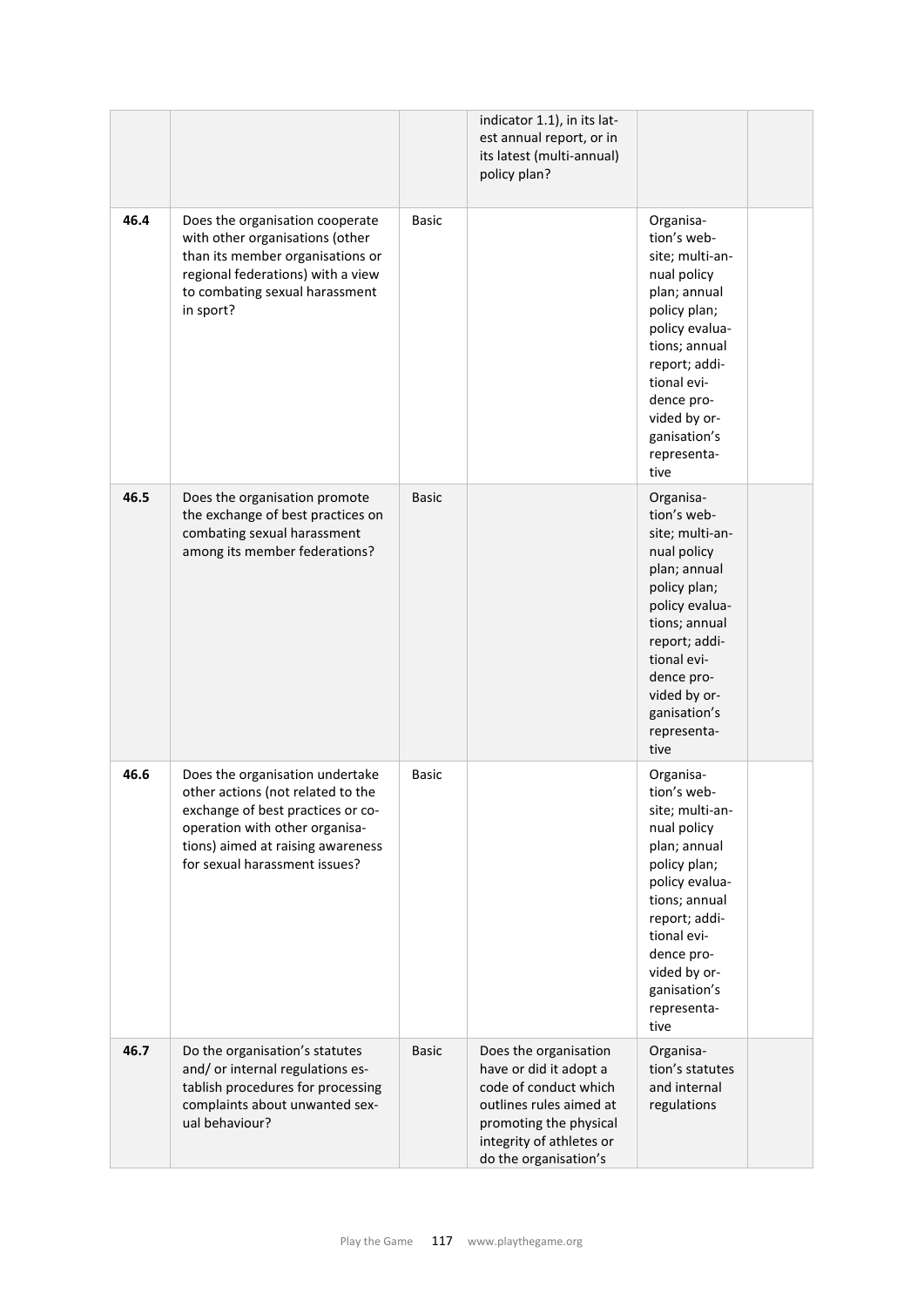| | | | | | |
|---|---|---|---|---|---|
| | | | indicator 1.1), in its latest annual report, or in its latest (multi-annual) policy plan? | | |
| 46.4 | Does the organisation cooperate with other organisations (other than its member organisations or regional federations) with a view to combating sexual harassment in sport? | Basic | | Organisation's website; multi-annual policy plan; annual policy plan; policy evaluations; annual report; additional evidence provided by organisation's representative | |
| 46.5 | Does the organisation promote the exchange of best practices on combating sexual harassment among its member federations? | Basic | | Organisation's website; multi-annual policy plan; annual policy plan; policy evaluations; annual report; additional evidence provided by organisation's representative | |
| 46.6 | Does the organisation undertake other actions (not related to the exchange of best practices or cooperation with other organisations) aimed at raising awareness for sexual harassment issues? | Basic | | Organisation's website; multi-annual policy plan; annual policy plan; policy evaluations; annual report; additional evidence provided by organisation's representative | |
| 46.7 | Do the organisation's statutes and/ or internal regulations establish procedures for processing complaints about unwanted sexual behaviour? | Basic | Does the organisation have or did it adopt a code of conduct which outlines rules aimed at promoting the physical integrity of athletes or do the organisation's | Organisation's statutes and internal regulations | |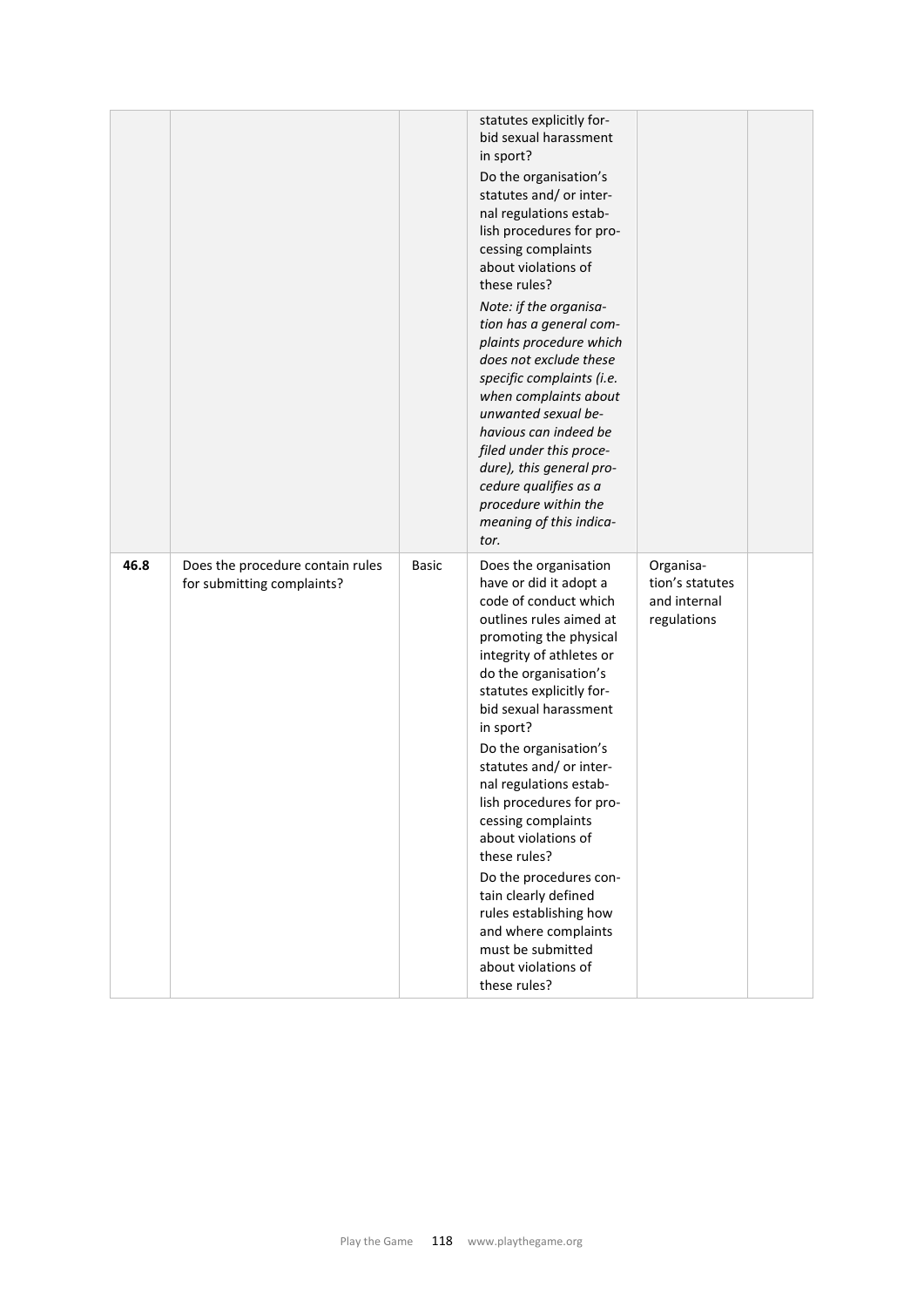| | | | | | |
|---|---|---|---|---|---|
| | | | statutes explicitly forbid sexual harassment in sport?<br><br>Do the organisation's statutes and/ or internal regulations establish procedures for processing complaints about violations of these rules?<br><br>*Note: if the organisation has a general complaints procedure which does not exclude these specific complaints (i.e. when complaints about unwanted sexual behavious can indeed be filed under this procedure), this general procedure qualifies as a procedure within the meaning of this indicator.* | | |
| **46.8** | Does the procedure contain rules for submitting complaints? | Basic | Does the organisation have or did it adopt a code of conduct which outlines rules aimed at promoting the physical integrity of athletes or do the organisation's statutes explicitly forbid sexual harassment in sport?<br><br>Do the organisation's statutes and/ or internal regulations establish procedures for processing complaints about violations of these rules?<br><br>Do the procedures contain clearly defined rules establishing how and where complaints must be submitted about violations of these rules? | Organisation's statutes and internal regulations | |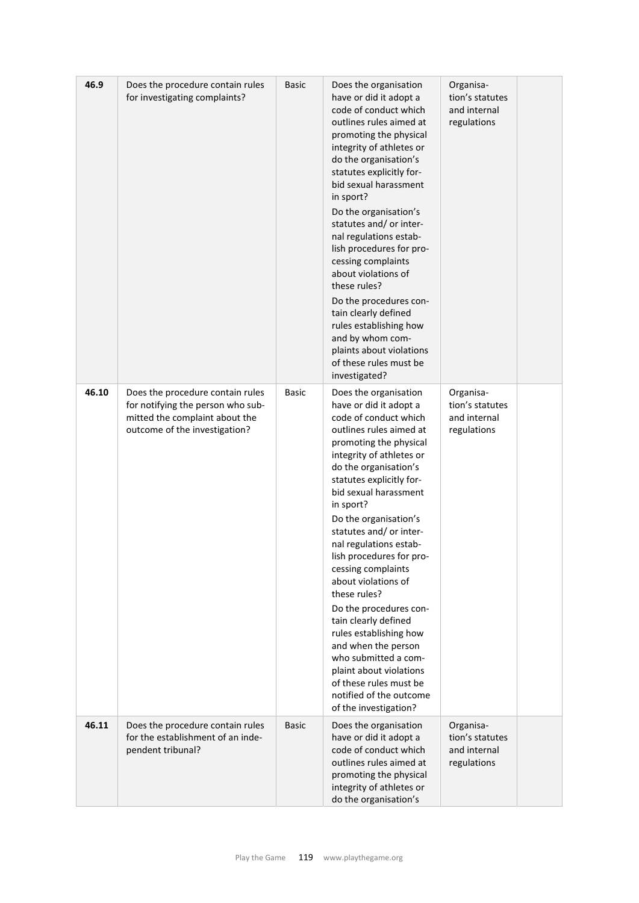| | | | | | |
|---|---|---|---|---|---|
| **46.9** | Does the procedure contain rules for investigating complaints? | Basic | Does the organisation have or did it adopt a code of conduct which outlines rules aimed at promoting the physical integrity of athletes or do the organisation's statutes explicitly forbid sexual harassment in sport?<br>Do the organisation's statutes and/ or internal regulations establish procedures for processing complaints about violations of these rules?<br>Do the procedures contain clearly defined rules establishing how and by whom complaints about violations of these rules must be investigated? | Organisation's statutes and internal regulations | |
| **46.10** | Does the procedure contain rules for notifying the person who submitted the complaint about the outcome of the investigation? | Basic | Does the organisation have or did it adopt a code of conduct which outlines rules aimed at promoting the physical integrity of athletes or do the organisation's statutes explicitly forbid sexual harassment in sport?<br>Do the organisation's statutes and/ or internal regulations establish procedures for processing complaints about violations of these rules?<br>Do the procedures contain clearly defined rules establishing how and when the person who submitted a complaint about violations of these rules must be notified of the outcome of the investigation? | Organisation's statutes and internal regulations | |
| **46.11** | Does the procedure contain rules for the establishment of an independent tribunal? | Basic | Does the organisation have or did it adopt a code of conduct which outlines rules aimed at promoting the physical integrity of athletes or do the organisation's | Organisation's statutes and internal regulations | |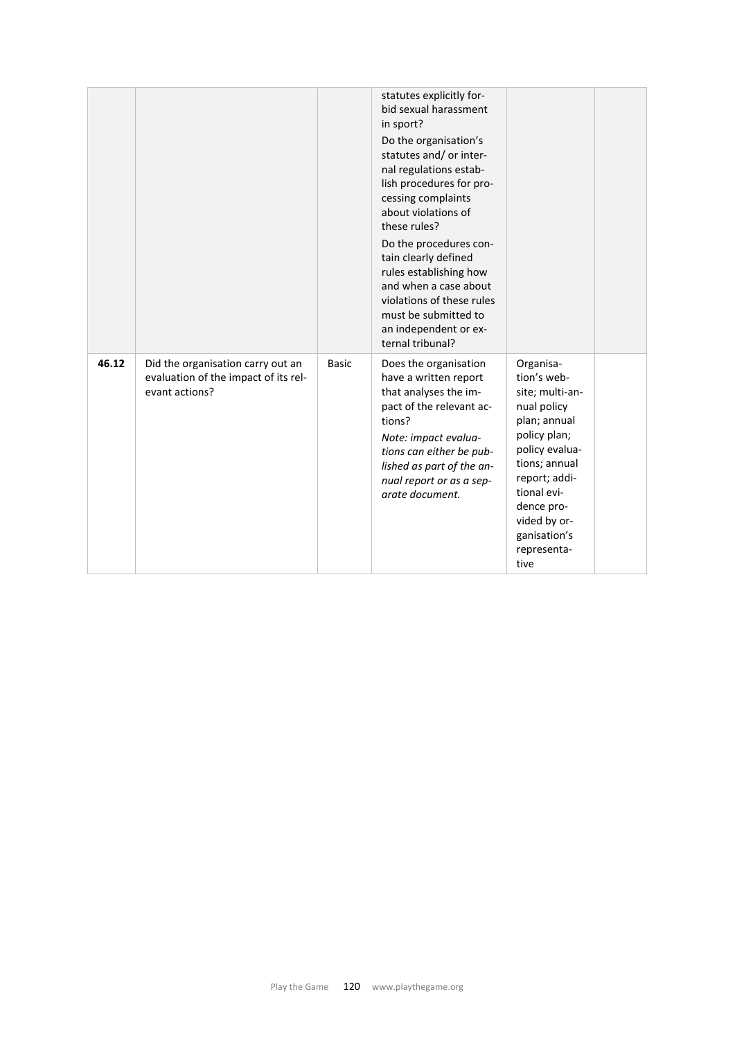|  |  |  | statutes explicitly forbid sexual harassment in sport?<br>Do the organisation's statutes and/ or internal regulations establish procedures for processing complaints about violations of these rules?<br>Do the procedures contain clearly defined rules establishing how and when a case about violations of these rules must be submitted to an independent or external tribunal? |  |  |
|---|---|---|---|---|---|
| **46.12** | Did the organisation carry out an evaluation of the impact of its relevant actions? | Basic | Does the organisation have a written report that analyses the impact of the relevant actions?<br>*Note: impact evaluations can either be published as part of the annual report or as a separate document.* | Organisation's website; multi-annual policy plan; annual policy plan; policy evaluations; annual report; additional evidence provided by organisation's representative |  |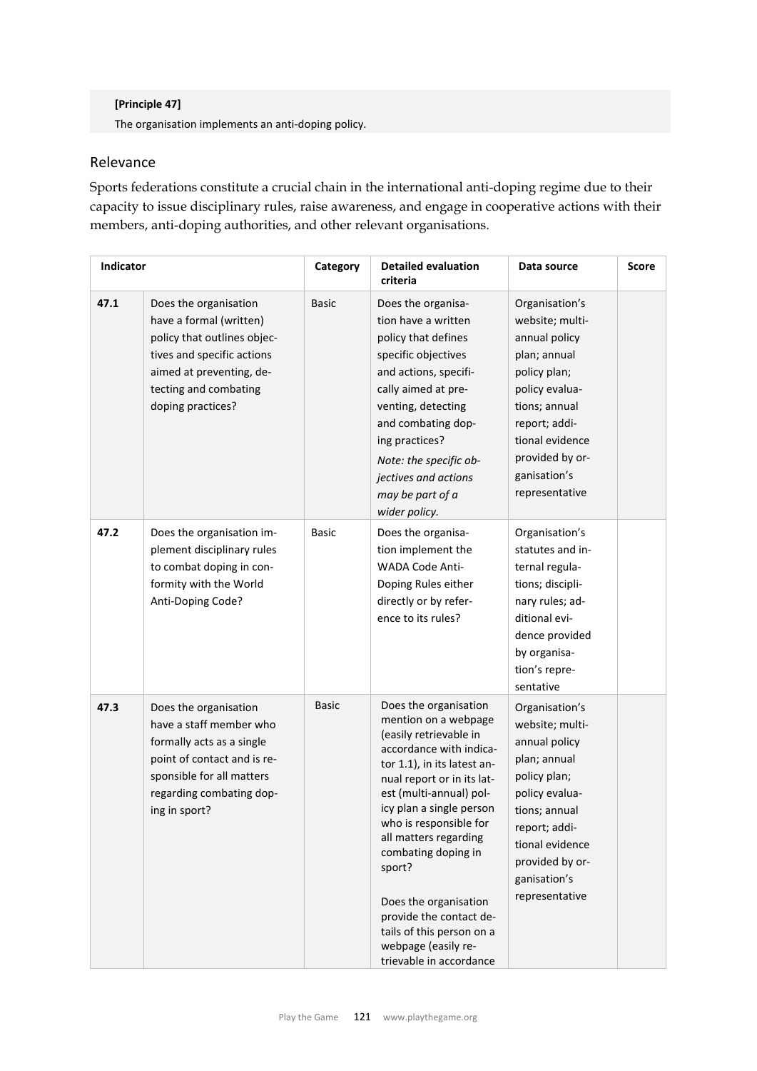**[Principle 47]**

The organisation implements an anti-doping policy.

## Relevance

Sports federations constitute a crucial chain in the international anti-doping regime due to their capacity to issue disciplinary rules, raise awareness, and engage in cooperative actions with their members, anti-doping authorities, and other relevant organisations.

| Indicator | | Category | Detailed evaluation criteria | Data source | Score |
|---|---|---|---|---|---|
| **47.1** | Does the organisation have a formal (written) policy that outlines objectives and specific actions aimed at preventing, detecting and combating doping practices? | Basic | Does the organisation have a written policy that defines specific objectives and actions, specifically aimed at preventing, detecting and combating doping practices?<br>*Note: the specific objectives and actions may be part of a wider policy.* | Organisation's website; multi-annual policy plan; annual policy plan; policy evaluations; annual report; additional evidence provided by organisation's representative | |
| **47.2** | Does the organisation implement disciplinary rules to combat doping in conformity with the World Anti-Doping Code? | Basic | Does the organisation implement the WADA Code Anti-Doping Rules either directly or by reference to its rules? | Organisation's statutes and internal regulations; disciplinary rules; additional evidence provided by organisation's representative | |
| **47.3** | Does the organisation have a staff member who formally acts as a single point of contact and is responsible for all matters regarding combating doping in sport? | Basic | Does the organisation mention on a webpage (easily retrievable in accordance with indicator 1.1), in its latest annual report or in its latest (multi-annual) policy plan a single person who is responsible for all matters regarding combating doping in sport?<br><br>Does the organisation provide the contact details of this person on a webpage (easily retrievable in accordance | Organisation's website; multi-annual policy plan; annual policy plan; policy evaluations; annual report; additional evidence provided by organisation's representative | |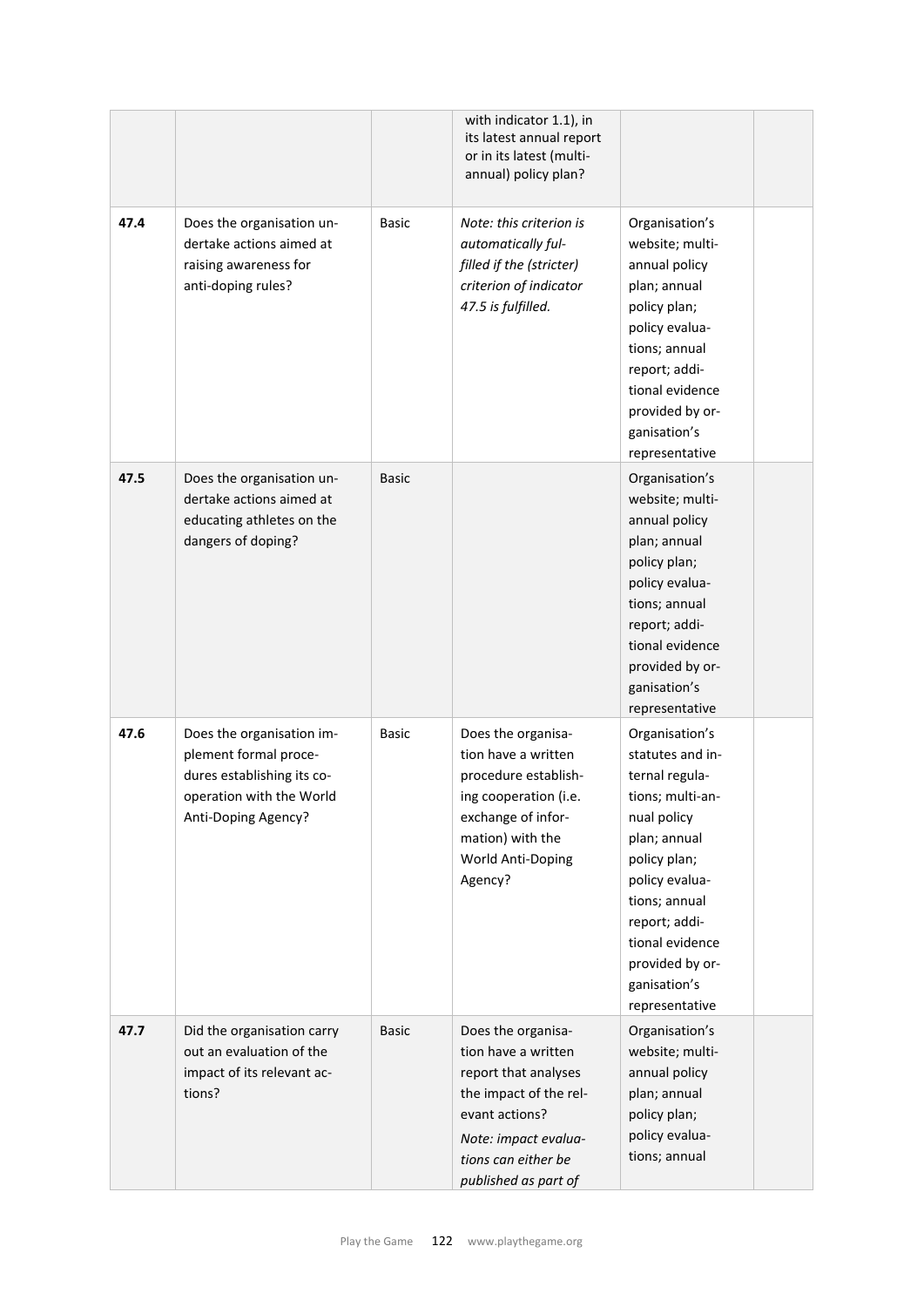| | | | | | |
|---|---|---|---|---|---|
| | | | with indicator 1.1), in its latest annual report or in its latest (multi-annual) policy plan? | | |
| 47.4 | Does the organisation undertake actions aimed at raising awareness for anti-doping rules? | Basic | *Note: this criterion is automatically fulfilled if the (stricter) criterion of indicator 47.5 is fulfilled.* | Organisation's website; multi-annual policy plan; annual policy plan; policy evaluations; annual report; additional evidence provided by organisation's representative | |
| 47.5 | Does the organisation undertake actions aimed at educating athletes on the dangers of doping? | Basic | | Organisation's website; multi-annual policy plan; annual policy plan; policy evaluations; annual report; additional evidence provided by organisation's representative | |
| 47.6 | Does the organisation implement formal procedures establishing its co-operation with the World Anti-Doping Agency? | Basic | Does the organisation have a written procedure establishing cooperation (i.e. exchange of information) with the World Anti-Doping Agency? | Organisation's statutes and internal regulations; multi-annual policy plan; annual policy plan; policy evaluations; annual report; additional evidence provided by organisation's representative | |
| 47.7 | Did the organisation carry out an evaluation of the impact of its relevant actions? | Basic | Does the organisation have a written report that analyses the impact of the relevant actions? *Note: impact evaluations can either be published as part of* | Organisation's website; multi-annual policy plan; annual policy plan; policy evaluations; annual | |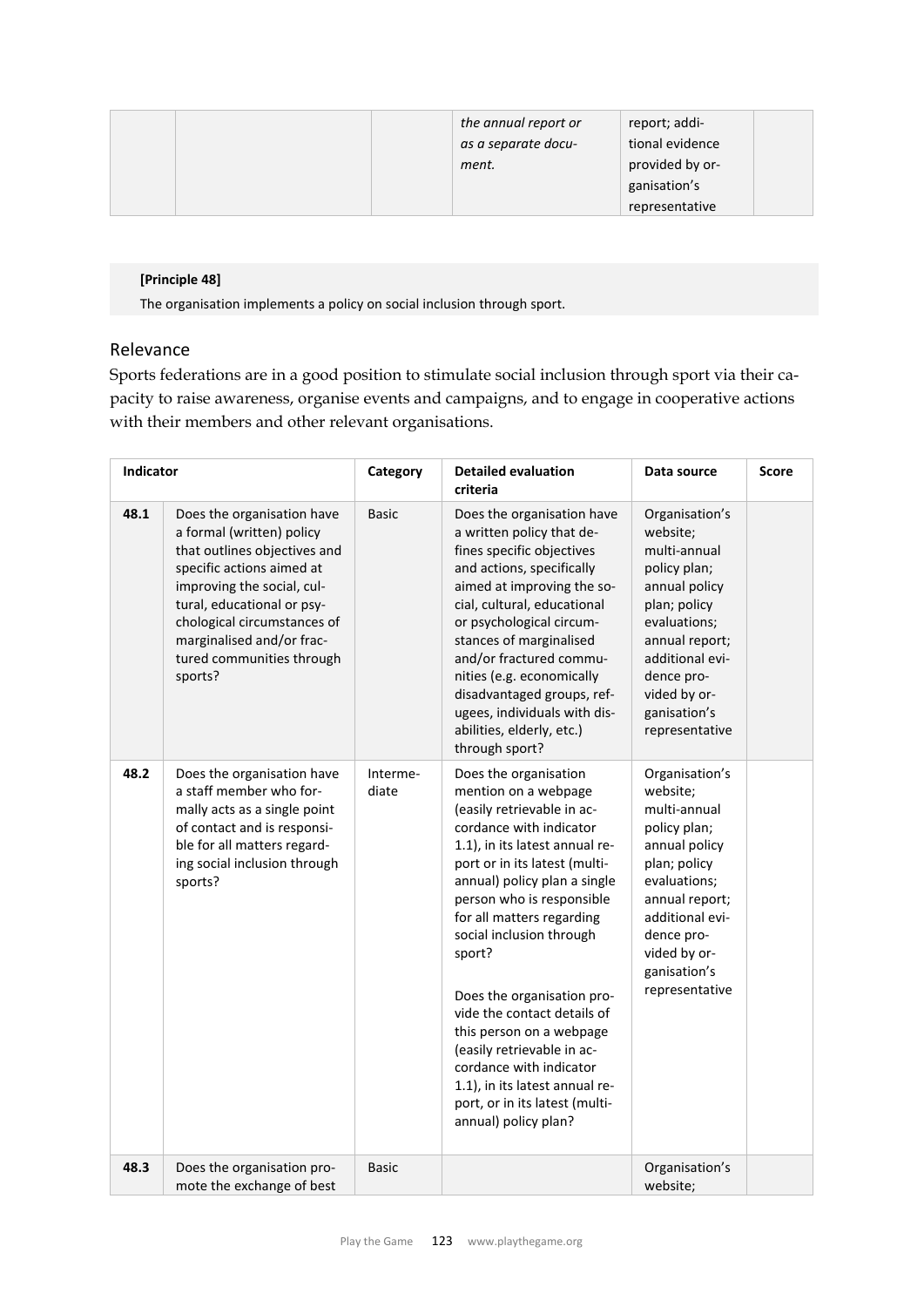| | | | the annual report or as a separate document. | report; additional evidence provided by organisation's representative | |
|---|---|---|---|---|---|

**[Principle 48]**

The organisation implements a policy on social inclusion through sport.

## Relevance

Sports federations are in a good position to stimulate social inclusion through sport via their capacity to raise awareness, organise events and campaigns, and to engage in cooperative actions with their members and other relevant organisations.

| Indicator | | Category | Detailed evaluation criteria | Data source | Score |
|---|---|---|---|---|---|
| 48.1 | Does the organisation have a formal (written) policy that outlines objectives and specific actions aimed at improving the social, cultural, educational or psychological circumstances of marginalised and/or fractured communities through sports? | Basic | Does the organisation have a written policy that defines specific objectives and actions, specifically aimed at improving the social, cultural, educational or psychological circumstances of marginalised and/or fractured communities (e.g. economically disadvantaged groups, refugees, individuals with disabilities, elderly, etc.) through sport? | Organisation's website; multi-annual policy plan; annual policy plan; policy evaluations; annual report; additional evidence provided by organisation's representative | |
| 48.2 | Does the organisation have a staff member who formally acts as a single point of contact and is responsible for all matters regarding social inclusion through sports? | Intermediate | Does the organisation mention on a webpage (easily retrievable in accordance with indicator 1.1), in its latest annual report or in its latest (multi-annual) policy plan a single person who is responsible for all matters regarding social inclusion through sport?<br><br>Does the organisation provide the contact details of this person on a webpage (easily retrievable in accordance with indicator 1.1), in its latest annual report, or in its latest (multi-annual) policy plan? | Organisation's website; multi-annual policy plan; annual policy plan; policy evaluations; annual report; additional evidence provided by organisation's representative | |
| 48.3 | Does the organisation promote the exchange of best | Basic | | Organisation's website; | |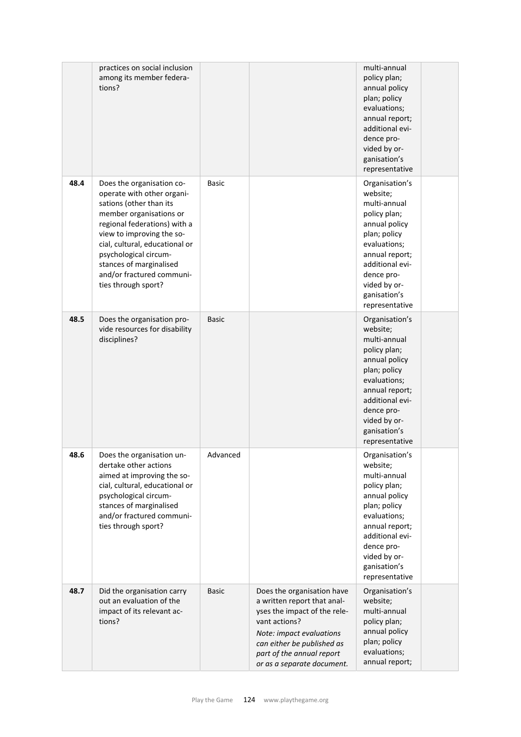| | | | | | |
|---|---|---|---|---|---|
| | practices on social inclusion among its member federations? | | | multi-annual policy plan; annual policy plan; policy evaluations; annual report; additional evidence provided by organisation's representative | |
| **48.4** | Does the organisation cooperate with other organisations (other than its member organisations or regional federations) with a view to improving the social, cultural, educational or psychological circumstances of marginalised and/or fractured communities through sport? | Basic | | Organisation's website; multi-annual policy plan; annual policy plan; policy evaluations; annual report; additional evidence provided by organisation's representative | |
| **48.5** | Does the organisation provide resources for disability disciplines? | Basic | | Organisation's website; multi-annual policy plan; annual policy plan; policy evaluations; annual report; additional evidence provided by organisation's representative | |
| **48.6** | Does the organisation undertake other actions aimed at improving the social, cultural, educational or psychological circumstances of marginalised and/or fractured communities through sport? | Advanced | | Organisation's website; multi-annual policy plan; annual policy plan; policy evaluations; annual report; additional evidence provided by organisation's representative | |
| **48.7** | Did the organisation carry out an evaluation of the impact of its relevant actions? | Basic | Does the organisation have a written report that analyses the impact of the relevant actions? *Note: impact evaluations can either be published as part of the annual report or as a separate document.* | Organisation's website; multi-annual policy plan; annual policy plan; policy evaluations; annual report; | |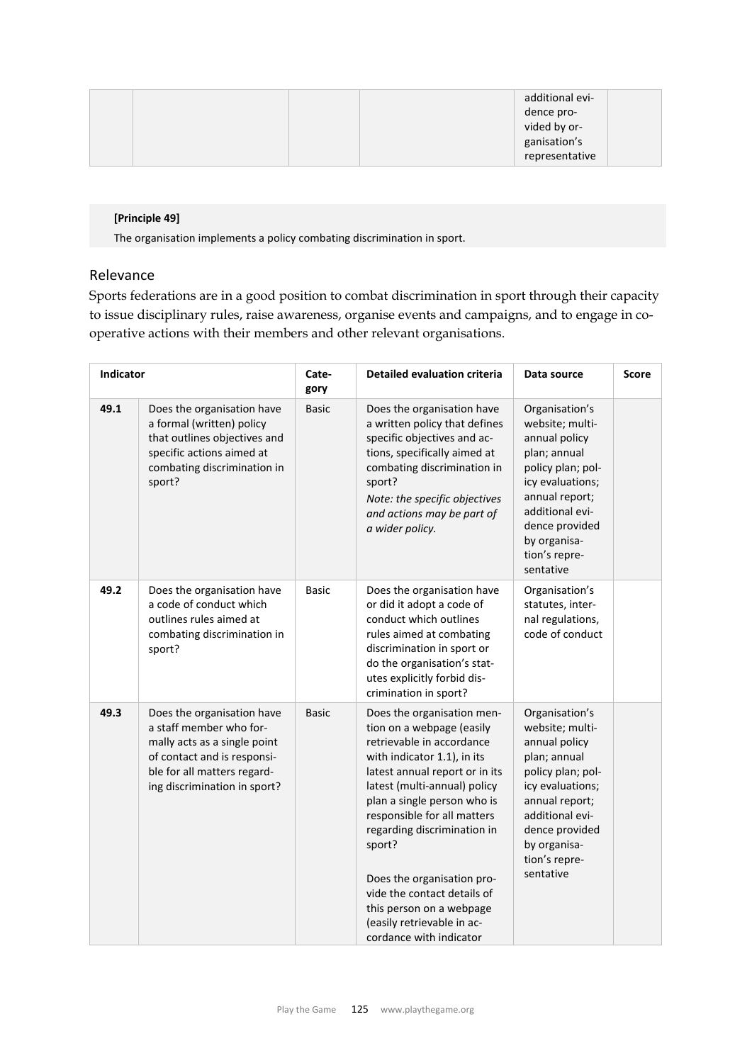| | | | | additional evidence provided by organisation's representative | |
|---|---|---|---|---|---|

**[Principle 49]**

The organisation implements a policy combating discrimination in sport.

## Relevance

Sports federations are in a good position to combat discrimination in sport through their capacity to issue disciplinary rules, raise awareness, organise events and campaigns, and to engage in co-operative actions with their members and other relevant organisations.

| Indicator | | Category | Detailed evaluation criteria | Data source | Score |
|---|---|---|---|---|---|
| 49.1 | Does the organisation have a formal (written) policy that outlines objectives and specific actions aimed at combating discrimination in sport? | Basic | Does the organisation have a written policy that defines specific objectives and actions, specifically aimed at combating discrimination in sport? *Note: the specific objectives and actions may be part of a wider policy.* | Organisation's website; multi-annual policy plan; annual policy plan; policy evaluations; annual report; additional evidence provided by organisation's representative | |
| 49.2 | Does the organisation have a code of conduct which outlines rules aimed at combating discrimination in sport? | Basic | Does the organisation have or did it adopt a code of conduct which outlines rules aimed at combating discrimination in sport or do the organisation's statutes explicitly forbid discrimination in sport? | Organisation's statutes, internal regulations, code of conduct | |
| 49.3 | Does the organisation have a staff member who formally acts as a single point of contact and is responsible for all matters regarding discrimination in sport? | Basic | Does the organisation mention on a webpage (easily retrievable in accordance with indicator 1.1), in its latest annual report or in its latest (multi-annual) policy plan a single person who is responsible for all matters regarding discrimination in sport? <br><br> Does the organisation provide the contact details of this person on a webpage (easily retrievable in accordance with indicator | Organisation's website; multi-annual policy plan; annual policy plan; policy evaluations; annual report; additional evidence provided by organisation's representative | |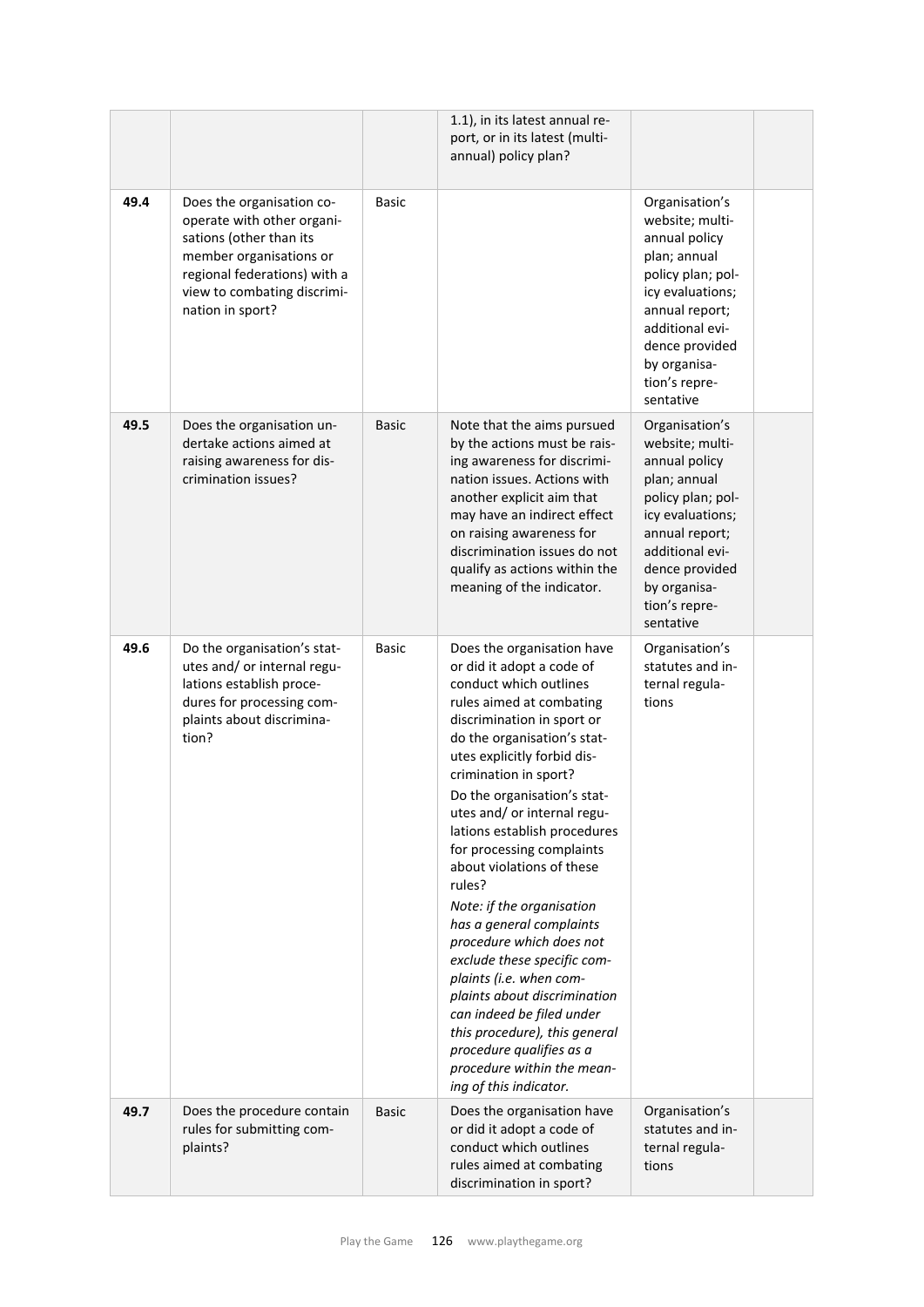| | | | | | |
|---|---|---|---|---|---|
| | | | 1.1), in its latest annual report, or in its latest (multi-annual) policy plan? | | |
| 49.4 | Does the organisation cooperate with other organisations (other than its member organisations or regional federations) with a view to combating discrimination in sport? | Basic | | Organisation's website; multi-annual policy plan; annual policy plan; policy evaluations; annual report; additional evidence provided by organisation's representative | |
| 49.5 | Does the organisation undertake actions aimed at raising awareness for discrimination issues? | Basic | Note that the aims pursued by the actions must be raising awareness for discrimination issues. Actions with another explicit aim that may have an indirect effect on raising awareness for discrimination issues do not qualify as actions within the meaning of the indicator. | Organisation's website; multi-annual policy plan; annual policy plan; policy evaluations; annual report; additional evidence provided by organisation's representative | |
| 49.6 | Do the organisation's statutes and/ or internal regulations establish procedures for processing complaints about discrimination? | Basic | Does the organisation have or did it adopt a code of conduct which outlines rules aimed at combating discrimination in sport or do the organisation's statutes explicitly forbid discrimination in sport? Do the organisation's statutes and/ or internal regulations establish procedures for processing complaints about violations of these rules? *Note: if the organisation has a general complaints procedure which does not exclude these specific complaints (i.e. when complaints about discrimination can indeed be filed under this procedure), this general procedure qualifies as a procedure within the meaning of this indicator.* | Organisation's statutes and internal regulations | |
| 49.7 | Does the procedure contain rules for submitting complaints? | Basic | Does the organisation have or did it adopt a code of conduct which outlines rules aimed at combating discrimination in sport? | Organisation's statutes and internal regulations | |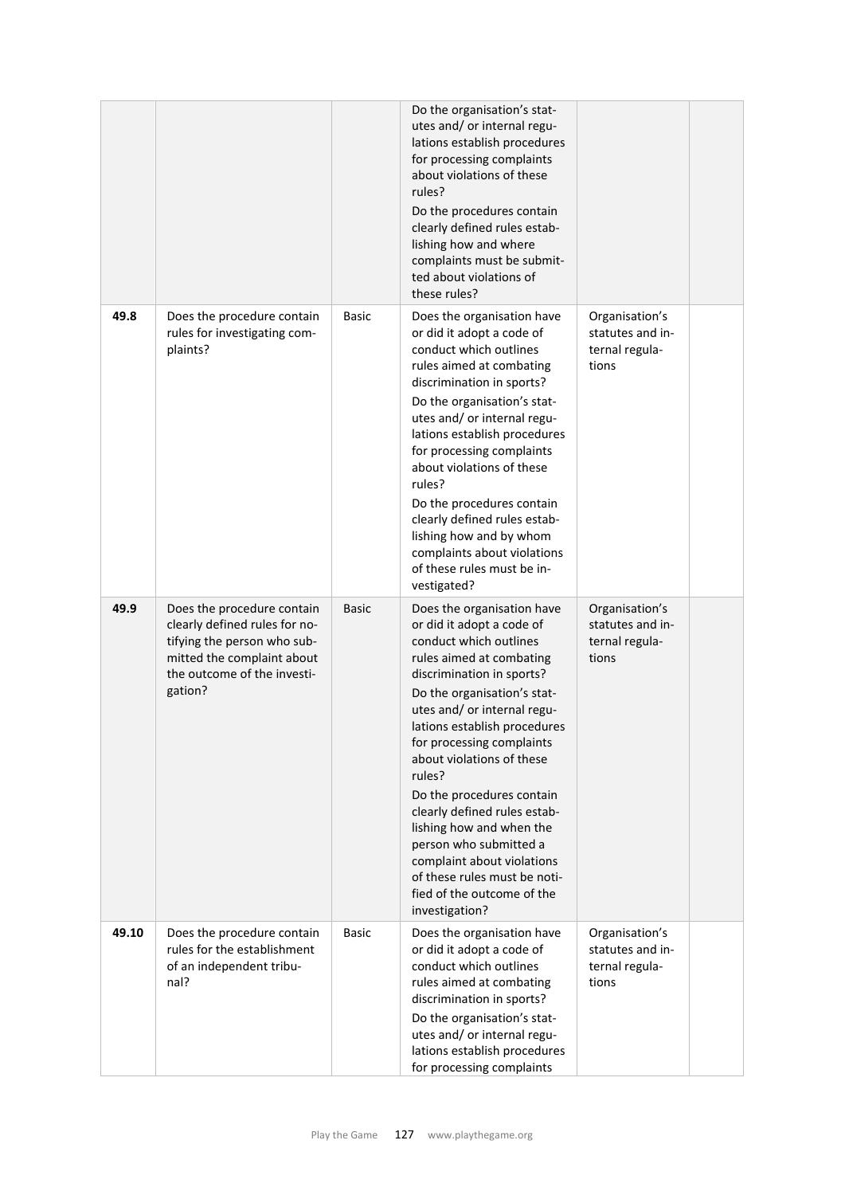|  |  |  |  |  |  |
|---|---|---|---|---|---|
|  |  |  | Do the organisation's statutes and/ or internal regulations establish procedures for processing complaints about violations of these rules?<br>Do the procedures contain clearly defined rules establishing how and where complaints must be submitted about violations of these rules? |  |  |
| 49.8 | Does the procedure contain rules for investigating complaints? | Basic | Does the organisation have or did it adopt a code of conduct which outlines rules aimed at combating discrimination in sports?<br>Do the organisation's statutes and/ or internal regulations establish procedures for processing complaints about violations of these rules?<br>Do the procedures contain clearly defined rules establishing how and by whom complaints about violations of these rules must be investigated? | Organisation's statutes and internal regulations |  |
| 49.9 | Does the procedure contain clearly defined rules for notifying the person who submitted the complaint about the outcome of the investigation? | Basic | Does the organisation have or did it adopt a code of conduct which outlines rules aimed at combating discrimination in sports?<br>Do the organisation's statutes and/ or internal regulations establish procedures for processing complaints about violations of these rules?<br>Do the procedures contain clearly defined rules establishing how and when the person who submitted a complaint about violations of these rules must be notified of the outcome of the investigation? | Organisation's statutes and internal regulations |  |
| 49.10 | Does the procedure contain rules for the establishment of an independent tribunal? | Basic | Does the organisation have or did it adopt a code of conduct which outlines rules aimed at combating discrimination in sports?<br>Do the organisation's statutes and/ or internal regulations establish procedures for processing complaints | Organisation's statutes and internal regulations |  |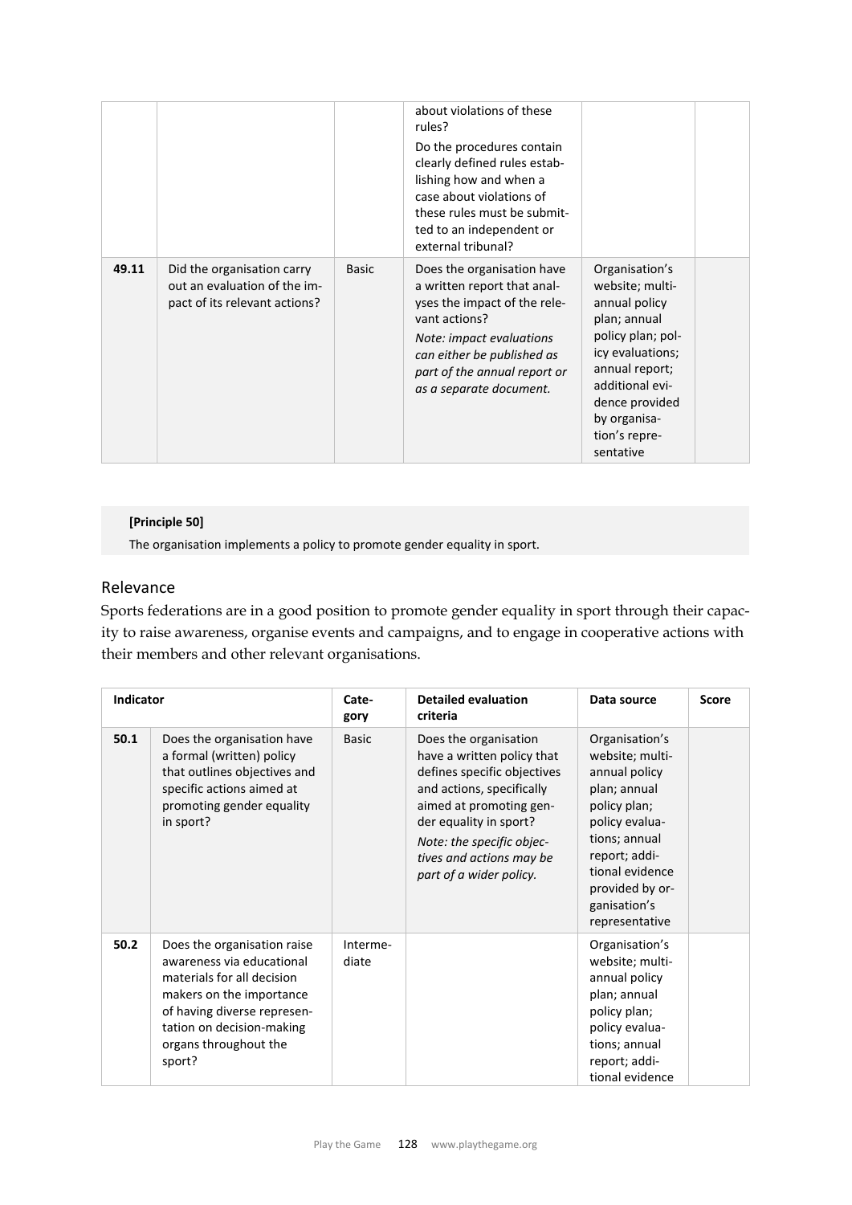| | | | | | |
|---|---|---|---|---|---|
| | | | about violations of these rules? Do the procedures contain clearly defined rules establishing how and when a case about violations of these rules must be submitted to an independent or external tribunal? | | |
| 49.11 | Did the organisation carry out an evaluation of the impact of its relevant actions? | Basic | Does the organisation have a written report that analyses the impact of the relevant actions? *Note: impact evaluations can either be published as part of the annual report or as a separate document.* | Organisation's website; multi-annual policy plan; annual policy plan; policy evaluations; annual report; additional evidence provided by organisation's representative | |

**[Principle 50]**

The organisation implements a policy to promote gender equality in sport.

## Relevance

Sports federations are in a good position to promote gender equality in sport through their capacity to raise awareness, organise events and campaigns, and to engage in cooperative actions with their members and other relevant organisations.

| Indicator | | Category | Detailed evaluation criteria | Data source | Score |
|---|---|---|---|---|---|
| 50.1 | Does the organisation have a formal (written) policy that outlines objectives and specific actions aimed at promoting gender equality in sport? | Basic | Does the organisation have a written policy that defines specific objectives and actions, specifically aimed at promoting gender equality in sport? *Note: the specific objectives and actions may be part of a wider policy.* | Organisation's website; multi-annual policy plan; annual policy plan; policy evaluations; annual report; additional evidence provided by organisation's representative | |
| 50.2 | Does the organisation raise awareness via educational materials for all decision makers on the importance of having diverse representation on decision-making organs throughout the sport? | Intermediate | | Organisation's website; multi-annual policy plan; annual policy plan; policy evaluations; annual report; additional evidence | |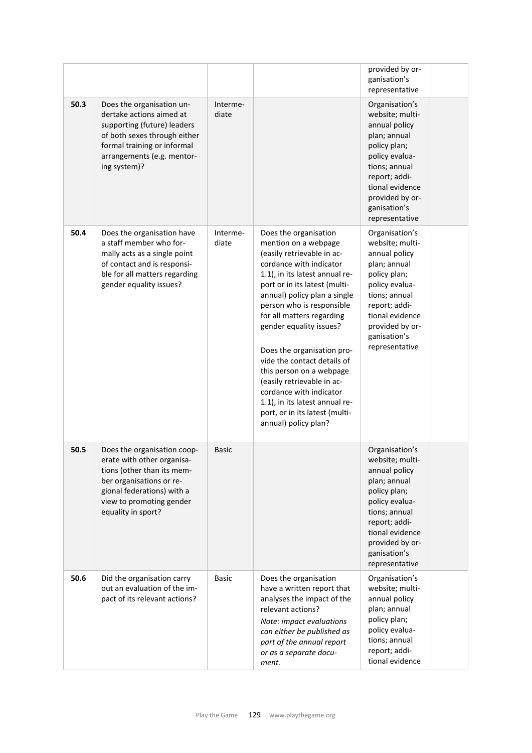| | | | | provided by organisation's representative | |
|---|---|---|---|---|---|
| 50.3 | Does the organisation undertake actions aimed at supporting (future) leaders of both sexes through either formal training or informal arrangements (e.g. mentoring system)? | Intermediate | | Organisation's website; multi-annual policy plan; annual policy plan; policy evaluations; annual report; additional evidence provided by organisation's representative | |
| 50.4 | Does the organisation have a staff member who formally acts as a single point of contact and is responsible for all matters regarding gender equality issues? | Intermediate | Does the organisation mention on a webpage (easily retrievable in accordance with indicator 1.1), in its latest annual report or in its latest (multi-annual) policy plan a single person who is responsible for all matters regarding gender equality issues?<br><br>Does the organisation provide the contact details of this person on a webpage (easily retrievable in accordance with indicator 1.1), in its latest annual report, or in its latest (multi-annual) policy plan? | Organisation's website; multi-annual policy plan; annual policy plan; policy evaluations; annual report; additional evidence provided by organisation's representative | |
| 50.5 | Does the organisation cooperate with other organisations (other than its member organisations or regional federations) with a view to promoting gender equality in sport? | Basic | | Organisation's website; multi-annual policy plan; annual policy plan; policy evaluations; annual report; additional evidence provided by organisation's representative | |
| 50.6 | Did the organisation carry out an evaluation of the impact of its relevant actions? | Basic | Does the organisation have a written report that analyses the impact of the relevant actions?<br>*Note: impact evaluations can either be published as part of the annual report or as a separate document.* | Organisation's website; multi-annual policy plan; annual policy plan; policy evaluations; annual report; additional evidence | |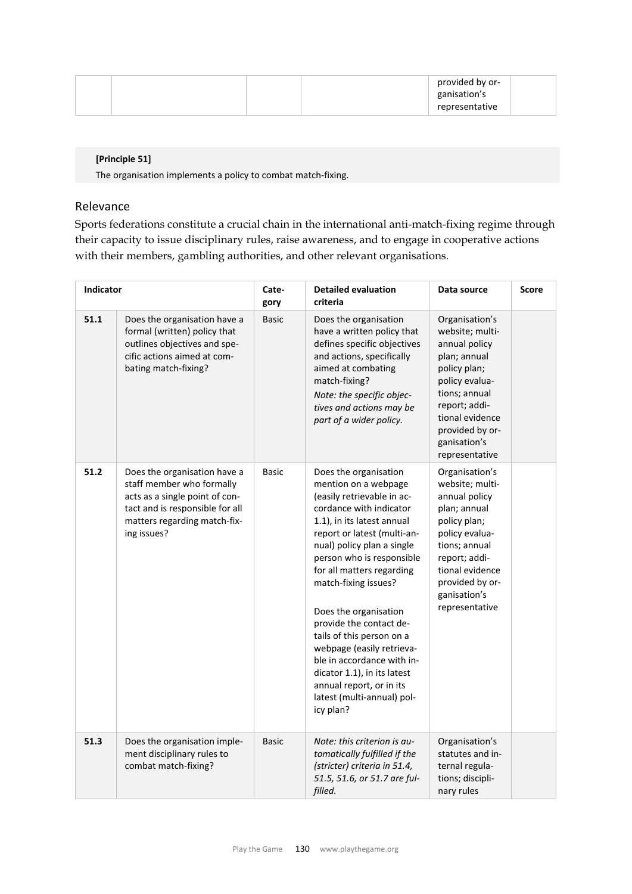| | | | | provided by organisation's representative | |
|---|---|---|---|---|---|

**[Principle 51]**

The organisation implements a policy to combat match-fixing.

## Relevance

Sports federations constitute a crucial chain in the international anti-match-fixing regime through their capacity to issue disciplinary rules, raise awareness, and to engage in cooperative actions with their members, gambling authorities, and other relevant organisations.

| Indicator | | Category | Detailed evaluation criteria | Data source | Score |
|---|---|---|---|---|---|
| 51.1 | Does the organisation have a formal (written) policy that outlines objectives and specific actions aimed at combating match-fixing? | Basic | Does the organisation have a written policy that defines specific objectives and actions, specifically aimed at combating match-fixing? *Note: the specific objectives and actions may be part of a wider policy.* | Organisation's website; multi-annual policy plan; annual policy plan; policy evaluations; annual report; additional evidence provided by organisation's representative | |
| 51.2 | Does the organisation have a staff member who formally acts as a single point of contact and is responsible for all matters regarding match-fixing issues? | Basic | Does the organisation mention on a webpage (easily retrievable in accordance with indicator 1.1), in its latest annual report or latest (multi-annual) policy plan a single person who is responsible for all matters regarding match-fixing issues?<br><br>Does the organisation provide the contact details of this person on a webpage (easily retrievable in accordance with indicator 1.1), in its latest annual report, or in its latest (multi-annual) policy plan? | Organisation's website; multi-annual policy plan; annual policy plan; policy evaluations; annual report; additional evidence provided by organisation's representative | |
| 51.3 | Does the organisation implement disciplinary rules to combat match-fixing? | Basic | *Note: this criterion is automatically fulfilled if the (stricter) criteria in 51.4, 51.5, 51.6, or 51.7 are fulfilled.* | Organisation's statutes and internal regulations; disciplinary rules | |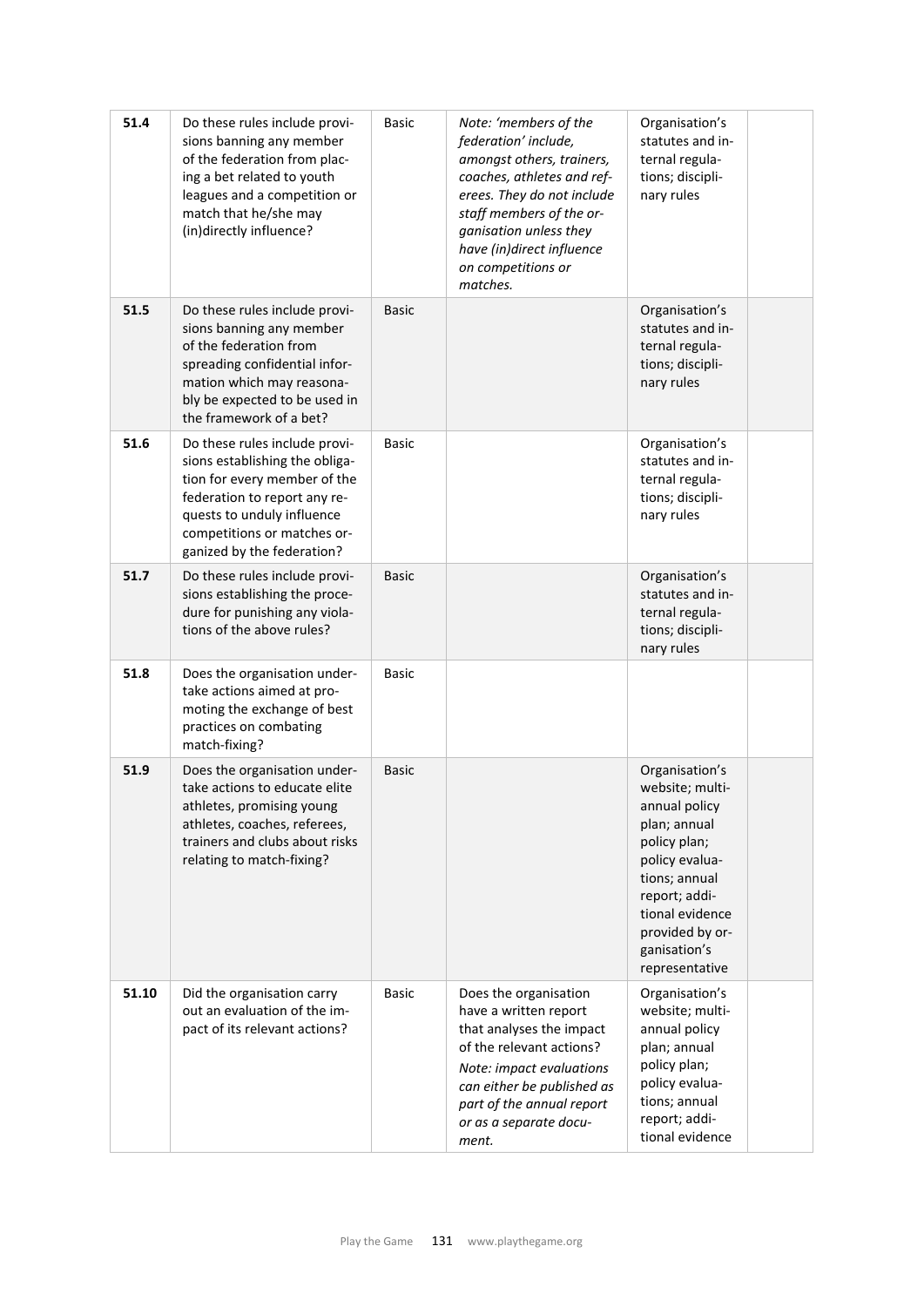| | | | | | |
|---|---|---|---|---|---|
| 51.4 | Do these rules include provisions banning any member of the federation from placing a bet related to youth leagues and a competition or match that he/she may (in)directly influence? | Basic | *Note: 'members of the federation' include, amongst others, trainers, coaches, athletes and referees. They do not include staff members of the organisation unless they have (in)direct influence on competitions or matches.* | Organisation's statutes and internal regulations; disciplinary rules | |
| 51.5 | Do these rules include provisions banning any member of the federation from spreading confidential information which may reasonably be expected to be used in the framework of a bet? | Basic | | Organisation's statutes and internal regulations; disciplinary rules | |
| 51.6 | Do these rules include provisions establishing the obligation for every member of the federation to report any requests to unduly influence competitions or matches organized by the federation? | Basic | | Organisation's statutes and internal regulations; disciplinary rules | |
| 51.7 | Do these rules include provisions establishing the procedure for punishing any violations of the above rules? | Basic | | Organisation's statutes and internal regulations; disciplinary rules | |
| 51.8 | Does the organisation undertake actions aimed at promoting the exchange of best practices on combating match-fixing? | Basic | | | |
| 51.9 | Does the organisation undertake actions to educate elite athletes, promising young athletes, coaches, referees, trainers and clubs about risks relating to match-fixing? | Basic | | Organisation's website; multi-annual policy plan; annual policy plan; policy evaluations; annual report; additional evidence provided by organisation's representative | |
| 51.10 | Did the organisation carry out an evaluation of the impact of its relevant actions? | Basic | Does the organisation have a written report that analyses the impact of the relevant actions? *Note: impact evaluations can either be published as part of the annual report or as a separate document.* | Organisation's website; multi-annual policy plan; annual policy plan; policy evaluations; annual report; additional evidence | |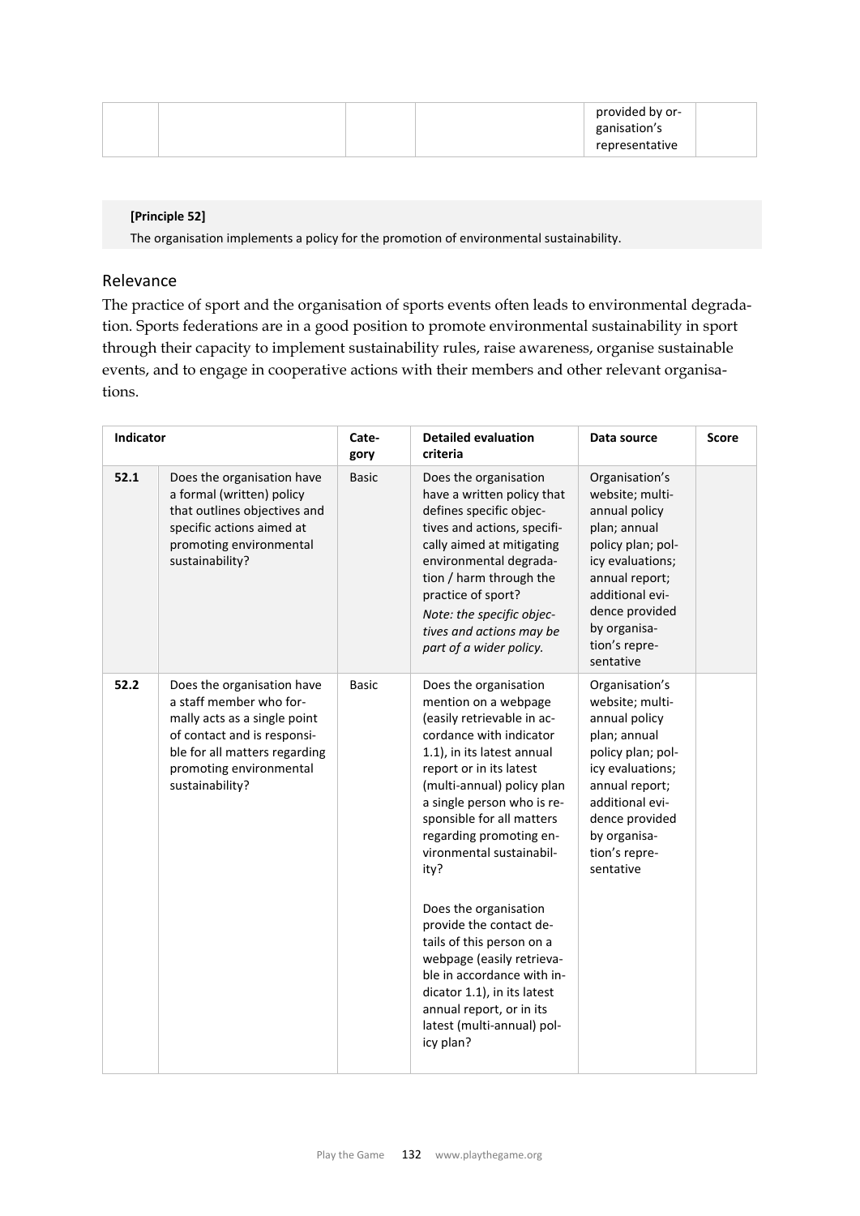| | | | | provided by organisation's representative | |
|---|---|---|---|---|---|

**[Principle 52]**

The organisation implements a policy for the promotion of environmental sustainability.

## Relevance

The practice of sport and the organisation of sports events often leads to environmental degradation. Sports federations are in a good position to promote environmental sustainability in sport through their capacity to implement sustainability rules, raise awareness, organise sustainable events, and to engage in cooperative actions with their members and other relevant organisations.

| Indicator | | Category | Detailed evaluation criteria | Data source | Score |
|---|---|---|---|---|---|
| 52.1 | Does the organisation have a formal (written) policy that outlines objectives and specific actions aimed at promoting environmental sustainability? | Basic | Does the organisation have a written policy that defines specific objectives and actions, specifically aimed at mitigating environmental degradation / harm through the practice of sport? *Note: the specific objectives and actions may be part of a wider policy.* | Organisation's website; multi-annual policy plan; annual policy plan; policy evaluations; annual report; additional evidence provided by organisation's representative | |
| 52.2 | Does the organisation have a staff member who formally acts as a single point of contact and is responsible for all matters regarding promoting environmental sustainability? | Basic | Does the organisation mention on a webpage (easily retrievable in accordance with indicator 1.1), in its latest annual report or in its latest (multi-annual) policy plan a single person who is responsible for all matters regarding promoting environmental sustainability?<br><br>Does the organisation provide the contact details of this person on a webpage (easily retrievable in accordance with indicator 1.1), in its latest annual report, or in its latest (multi-annual) policy plan? | Organisation's website; multi-annual policy plan; annual policy plan; policy evaluations; annual report; additional evidence provided by organisation's representative | |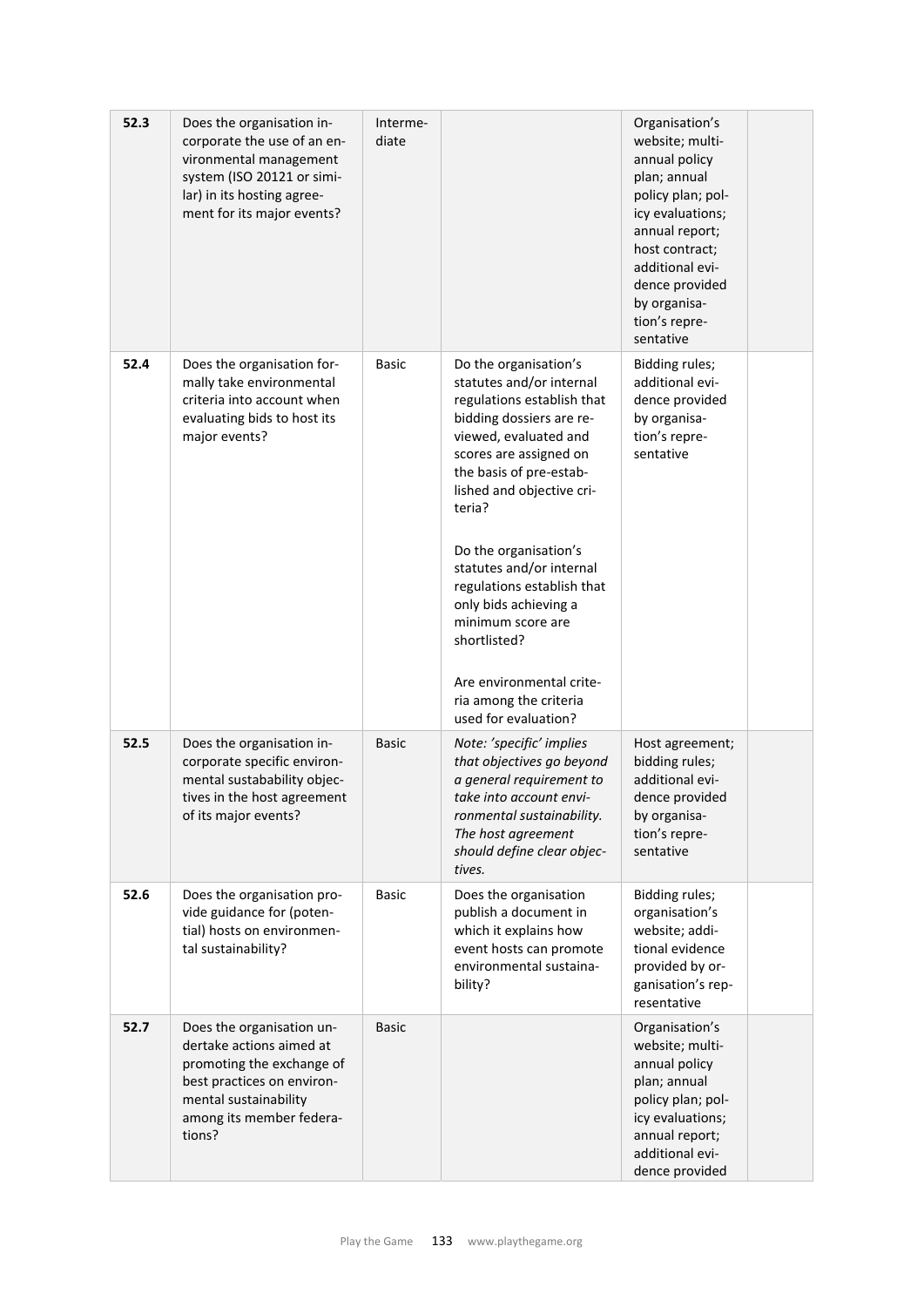| | | | | | |
|---|---|---|---|---|---|
| 52.3 | Does the organisation incorporate the use of an environmental management system (ISO 20121 or similar) in its hosting agreement for its major events? | Intermediate | | Organisation's website; multi-annual policy plan; annual policy plan; policy evaluations; annual report; host contract; additional evidence provided by organisation's representative | |
| 52.4 | Does the organisation formally take environmental criteria into account when evaluating bids to host its major events? | Basic | Do the organisation's statutes and/or internal regulations establish that bidding dossiers are reviewed, evaluated and scores are assigned on the basis of pre-established and objective criteria?<br><br>Do the organisation's statutes and/or internal regulations establish that only bids achieving a minimum score are shortlisted?<br><br>Are environmental criteria among the criteria used for evaluation? | Bidding rules; additional evidence provided by organisation's representative | |
| 52.5 | Does the organisation incorporate specific environmental sustabability objectives in the host agreement of its major events? | Basic | *Note: 'specific' implies that objectives go beyond a general requirement to take into account environmental sustainability. The host agreement should define clear objectives.* | Host agreement; bidding rules; additional evidence provided by organisation's representative | |
| 52.6 | Does the organisation provide guidance for (potential) hosts on environmental sustainability? | Basic | Does the organisation publish a document in which it explains how event hosts can promote environmental sustainability? | Bidding rules; organisation's website; additional evidence provided by organisation's representative | |
| 52.7 | Does the organisation undertake actions aimed at promoting the exchange of best practices on environmental sustainability among its member federations? | Basic | | Organisation's website; multi-annual policy plan; annual policy plan; policy evaluations; annual report; additional evidence provided | |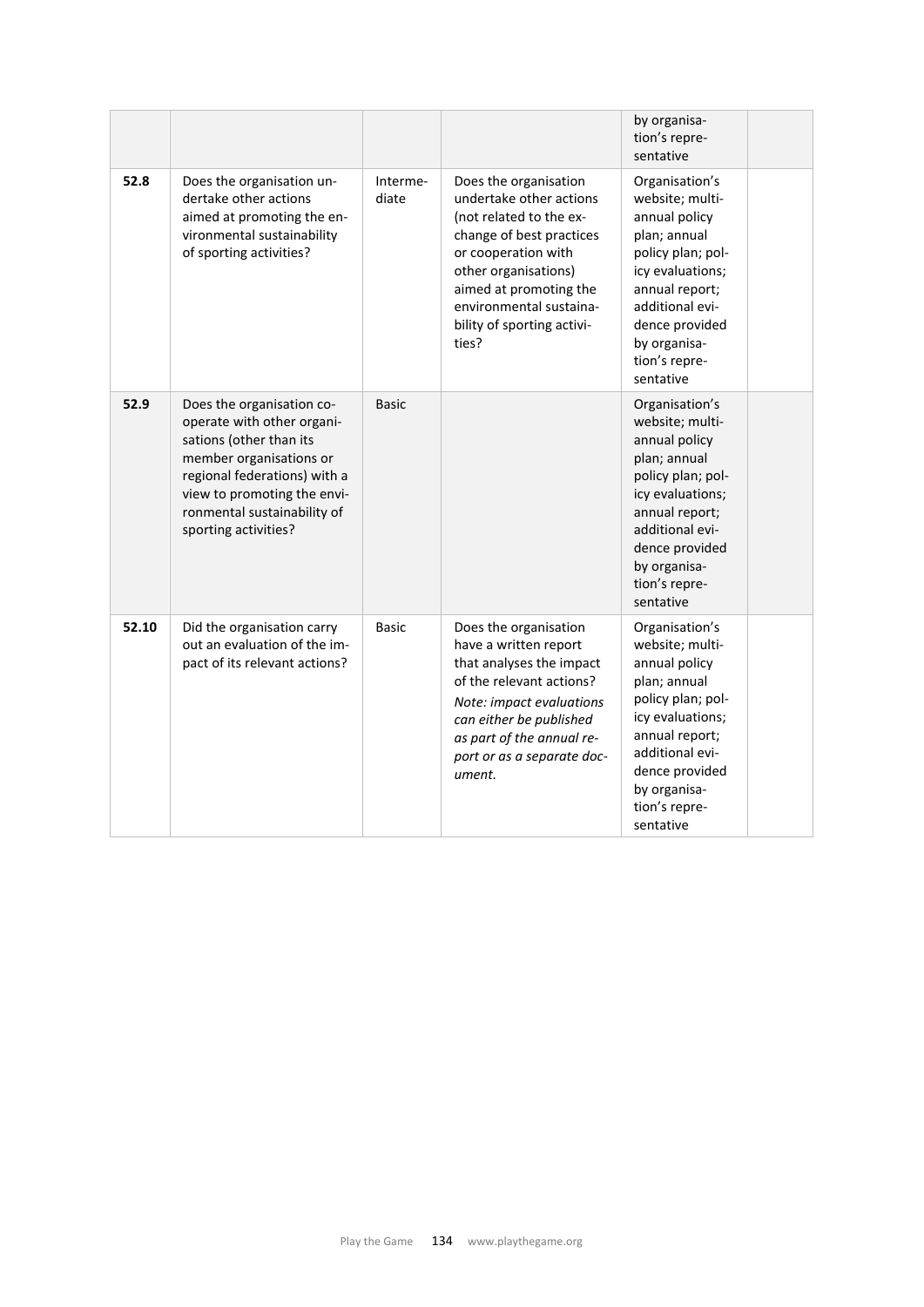| | | | | | |
|---|---|---|---|---|---|
| | | | | by organisation's representative | |
| **52.8** | Does the organisation undertake other actions aimed at promoting the environmental sustainability of sporting activities? | Intermediate | Does the organisation undertake other actions (not related to the exchange of best practices or cooperation with other organisations) aimed at promoting the environmental sustainability of sporting activities? | Organisation's website; multi-annual policy plan; annual policy plan; policy evaluations; annual report; additional evidence provided by organisation's representative | |
| **52.9** | Does the organisation cooperate with other organisations (other than its member organisations or regional federations) with a view to promoting the environmental sustainability of sporting activities? | Basic | | Organisation's website; multi-annual policy plan; annual policy plan; policy evaluations; annual report; additional evidence provided by organisation's representative | |
| **52.10** | Did the organisation carry out an evaluation of the impact of its relevant actions? | Basic | Does the organisation have a written report that analyses the impact of the relevant actions? *Note: impact evaluations can either be published as part of the annual report or as a separate document.* | Organisation's website; multi-annual policy plan; annual policy plan; policy evaluations; annual report; additional evidence provided by organisation's representative | |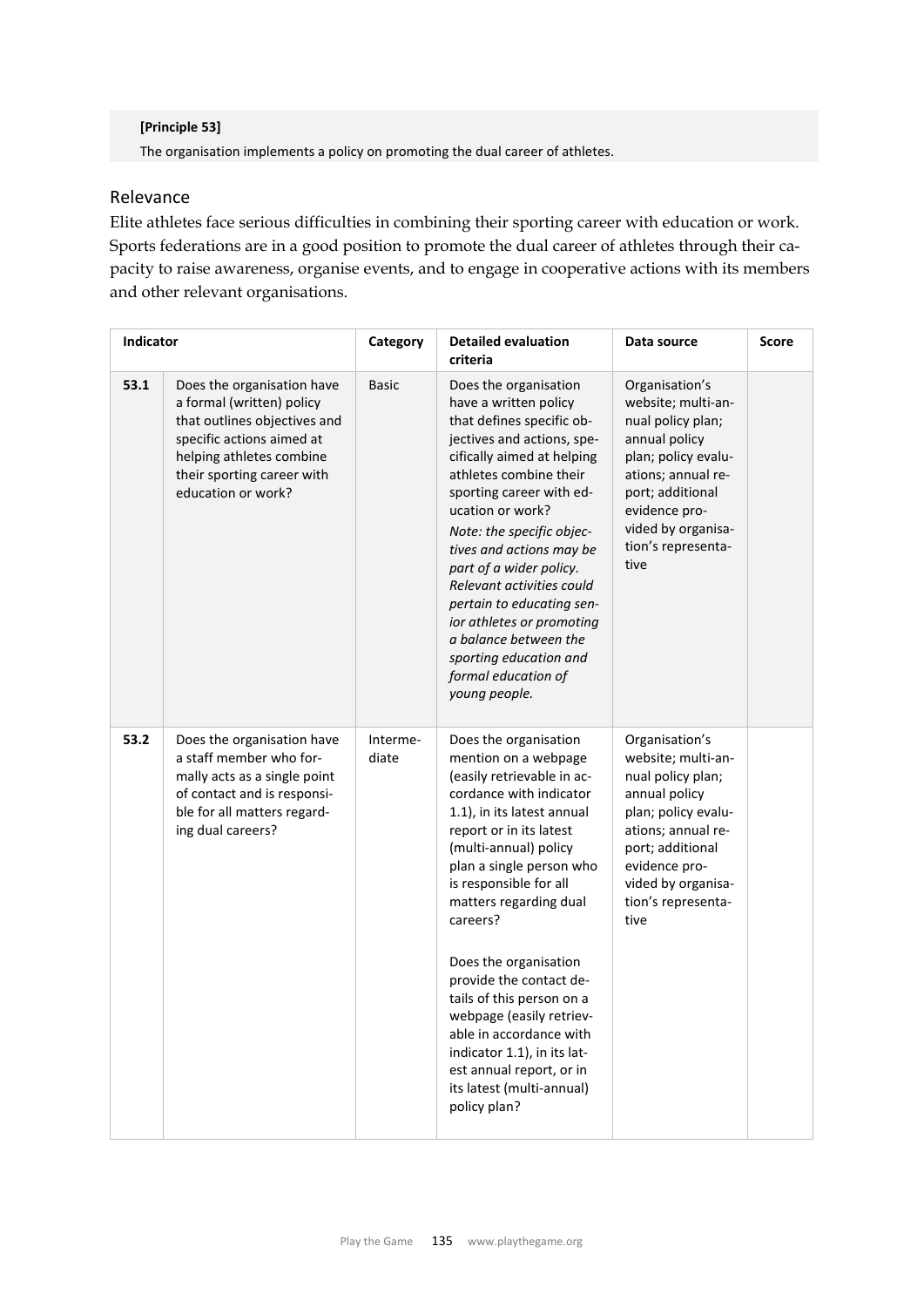**[Principle 53]**

The organisation implements a policy on promoting the dual career of athletes.

## Relevance

Elite athletes face serious difficulties in combining their sporting career with education or work. Sports federations are in a good position to promote the dual career of athletes through their capacity to raise awareness, organise events, and to engage in cooperative actions with its members and other relevant organisations.

| Indicator | | Category | Detailed evaluation criteria | Data source | Score |
|---|---|---|---|---|---|
| **53.1** | Does the organisation have a formal (written) policy that outlines objectives and specific actions aimed at helping athletes combine their sporting career with education or work? | Basic | Does the organisation have a written policy that defines specific objectives and actions, specifically aimed at helping athletes combine their sporting career with education or work? *Note: the specific objectives and actions may be part of a wider policy. Relevant activities could pertain to educating senior athletes or promoting a balance between the sporting education and formal education of young people.* | Organisation's website; multi-annual policy plan; annual policy plan; policy evaluations; annual report; additional evidence provided by organisation's representative | |
| **53.2** | Does the organisation have a staff member who formally acts as a single point of contact and is responsible for all matters regarding dual careers? | Intermediate | Does the organisation mention on a webpage (easily retrievable in accordance with indicator 1.1), in its latest annual report or in its latest (multi-annual) policy plan a single person who is responsible for all matters regarding dual careers? <br><br> Does the organisation provide the contact details of this person on a webpage (easily retrievable in accordance with indicator 1.1), in its latest annual report, or in its latest (multi-annual) policy plan? | Organisation's website; multi-annual policy plan; annual policy plan; policy evaluations; annual report; additional evidence provided by organisation's representative | |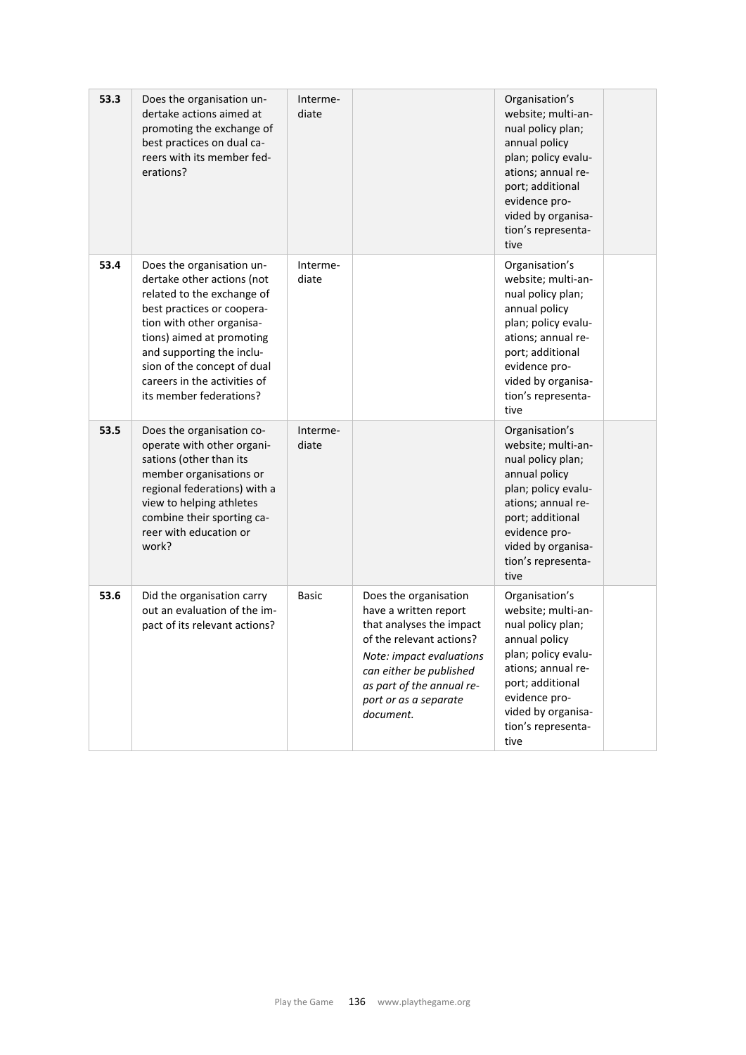| | | | | | |
|---|---|---|---|---|---|
| **53.3** | Does the organisation undertake actions aimed at promoting the exchange of best practices on dual careers with its member federations? | Intermediate | | Organisation's website; multi-annual policy plan; annual policy plan; policy evaluations; annual report; additional evidence provided by organisation's representative | |
| **53.4** | Does the organisation undertake other actions (not related to the exchange of best practices or cooperation with other organisations) aimed at promoting and supporting the inclusion of the concept of dual careers in the activities of its member federations? | Intermediate | | Organisation's website; multi-annual policy plan; annual policy plan; policy evaluations; annual report; additional evidence provided by organisation's representative | |
| **53.5** | Does the organisation cooperate with other organisations (other than its member organisations or regional federations) with a view to helping athletes combine their sporting career with education or work? | Intermediate | | Organisation's website; multi-annual policy plan; annual policy plan; policy evaluations; annual report; additional evidence provided by organisation's representative | |
| **53.6** | Did the organisation carry out an evaluation of the impact of its relevant actions? | Basic | Does the organisation have a written report that analyses the impact of the relevant actions? *Note: impact evaluations can either be published as part of the annual report or as a separate document.* | Organisation's website; multi-annual policy plan; annual policy plan; policy evaluations; annual report; additional evidence provided by organisation's representative | |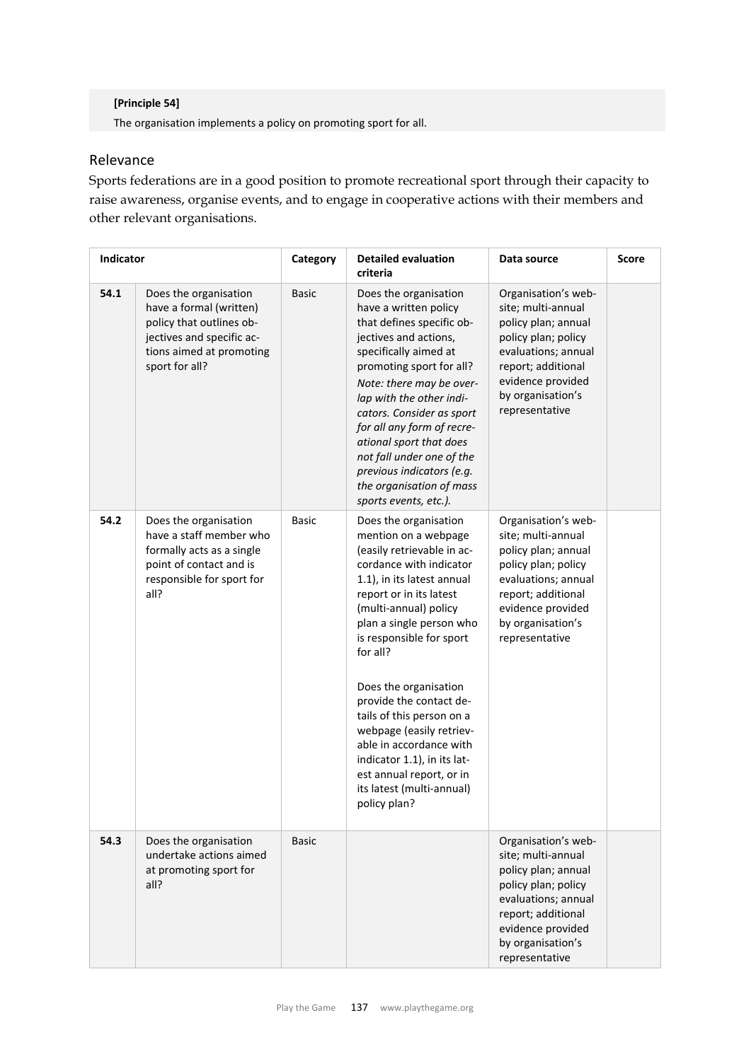**[Principle 54]**

The organisation implements a policy on promoting sport for all.

## Relevance

Sports federations are in a good position to promote recreational sport through their capacity to raise awareness, organise events, and to engage in cooperative actions with their members and other relevant organisations.

| Indicator | | Category | Detailed evaluation criteria | Data source | Score |
|---|---|---|---|---|---|
| 54.1 | Does the organisation have a formal (written) policy that outlines objectives and specific actions aimed at promoting sport for all? | Basic | Does the organisation have a written policy that defines specific objectives and actions, specifically aimed at promoting sport for all? *Note: there may be overlap with the other indicators. Consider as sport for all any form of recreational sport that does not fall under one of the previous indicators (e.g. the organisation of mass sports events, etc.).* | Organisation's website; multi-annual policy plan; annual policy plan; policy evaluations; annual report; additional evidence provided by organisation's representative | |
| 54.2 | Does the organisation have a staff member who formally acts as a single point of contact and is responsible for sport for all? | Basic | Does the organisation mention on a webpage (easily retrievable in accordance with indicator 1.1), in its latest annual report or in its latest (multi-annual) policy plan a single person who is responsible for sport for all? <br><br> Does the organisation provide the contact details of this person on a webpage (easily retrievable in accordance with indicator 1.1), in its latest annual report, or in its latest (multi-annual) policy plan? | Organisation's website; multi-annual policy plan; annual policy plan; policy evaluations; annual report; additional evidence provided by organisation's representative | |
| 54.3 | Does the organisation undertake actions aimed at promoting sport for all? | Basic | | Organisation's website; multi-annual policy plan; annual policy plan; policy evaluations; annual report; additional evidence provided by organisation's representative | |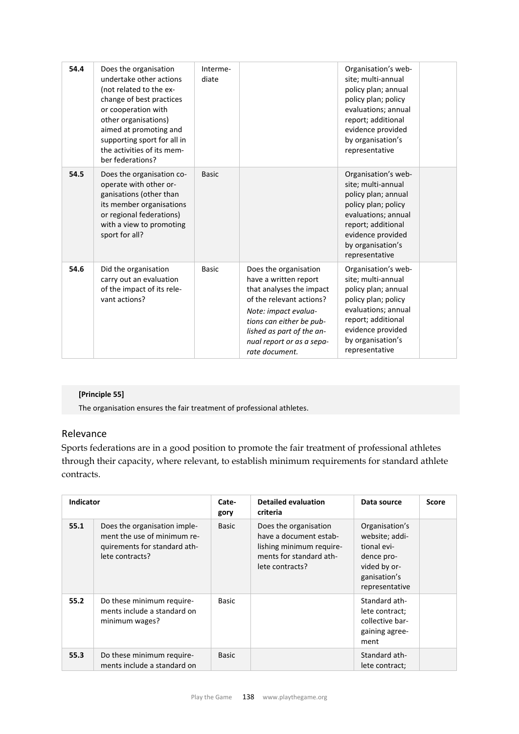| | | | | | |
|---|---|---|---|---|---|
| **54.4** | Does the organisation undertake other actions (not related to the exchange of best practices or cooperation with other organisations) aimed at promoting and supporting sport for all in the activities of its member federations? | Intermediate | | Organisation's website; multi-annual policy plan; annual policy plan; policy evaluations; annual report; additional evidence provided by organisation's representative | |
| **54.5** | Does the organisation cooperate with other organisations (other than its member organisations or regional federations) with a view to promoting sport for all? | Basic | | Organisation's website; multi-annual policy plan; annual policy plan; policy evaluations; annual report; additional evidence provided by organisation's representative | |
| **54.6** | Did the organisation carry out an evaluation of the impact of its relevant actions? | Basic | Does the organisation have a written report that analyses the impact of the relevant actions? *Note: impact evaluations can either be published as part of the annual report or as a separate document.* | Organisation's website; multi-annual policy plan; annual policy plan; policy evaluations; annual report; additional evidence provided by organisation's representative | |

**[Principle 55]**

The organisation ensures the fair treatment of professional athletes.

## Relevance

Sports federations are in a good position to promote the fair treatment of professional athletes through their capacity, where relevant, to establish minimum requirements for standard athlete contracts.

| Indicator | | Category | Detailed evaluation criteria | Data source | Score |
|---|---|---|---|---|---|
| **55.1** | Does the organisation implement the use of minimum requirements for standard athlete contracts? | Basic | Does the organisation have a document establishing minimum requirements for standard athlete contracts? | Organisation's website; additional evidence provided by organisation's representative | |
| **55.2** | Do these minimum requirements include a standard on minimum wages? | Basic | | Standard athlete contract; collective bargaining agreement | |
| **55.3** | Do these minimum requirements include a standard on | Basic | | Standard athlete contract; | |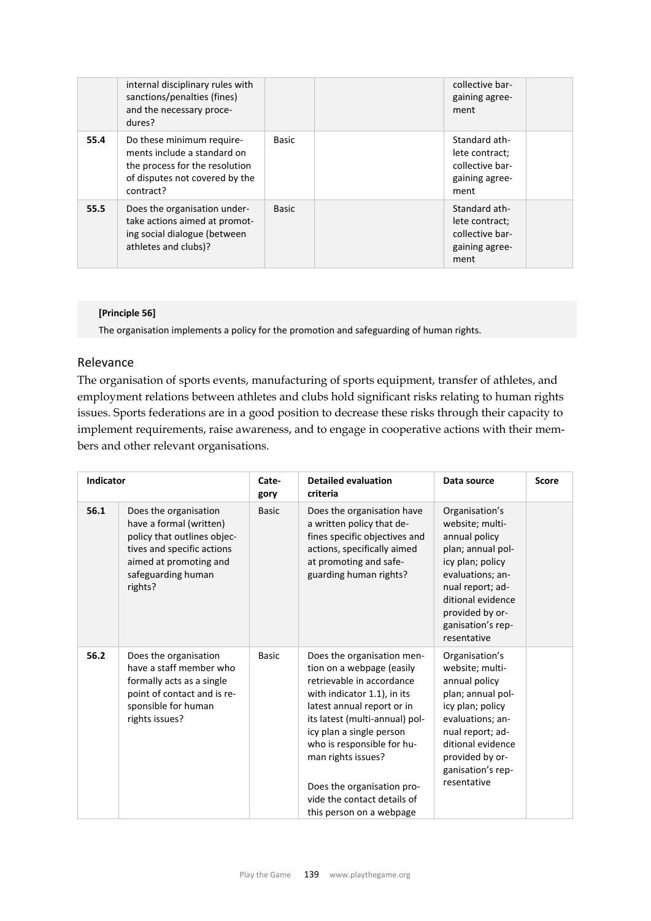| | | | | | |
|---|---|---|---|---|---|
| | internal disciplinary rules with sanctions/penalties (fines) and the necessary procedures? | | | collective bargaining agreement | |
| **55.4** | Do these minimum requirements include a standard on the process for the resolution of disputes not covered by the contract? | Basic | | Standard athlete contract; collective bargaining agreement | |
| **55.5** | Does the organisation undertake actions aimed at promoting social dialogue (between athletes and clubs)? | Basic | | Standard athlete contract; collective bargaining agreement | |

**[Principle 56]**

The organisation implements a policy for the promotion and safeguarding of human rights.

## Relevance

The organisation of sports events, manufacturing of sports equipment, transfer of athletes, and employment relations between athletes and clubs hold significant risks relating to human rights issues. Sports federations are in a good position to decrease these risks through their capacity to implement requirements, raise awareness, and to engage in cooperative actions with their members and other relevant organisations.

| Indicator | | Category | Detailed evaluation criteria | Data source | Score |
|---|---|---|---|---|---|
| **56.1** | Does the organisation have a formal (written) policy that outlines objectives and specific actions aimed at promoting and safeguarding human rights? | Basic | Does the organisation have a written policy that defines specific objectives and actions, specifically aimed at promoting and safeguarding human rights? | Organisation's website; multi-annual policy plan; annual policy plan; policy evaluations; annual report; additional evidence provided by organisation's representative | |
| **56.2** | Does the organisation have a staff member who formally acts as a single point of contact and is responsible for human rights issues? | Basic | Does the organisation mention on a webpage (easily retrievable in accordance with indicator 1.1), in its latest annual report or in its latest (multi-annual) policy plan a single person who is responsible for human rights issues?<br><br>Does the organisation provide the contact details of this person on a webpage | Organisation's website; multi-annual policy plan; annual policy plan; policy evaluations; annual report; additional evidence provided by organisation's representative | |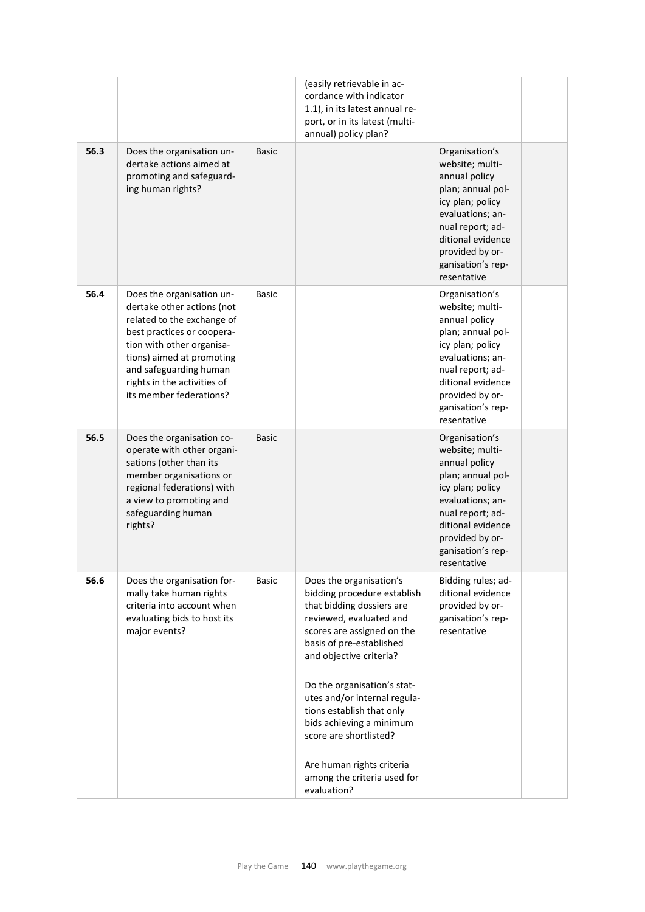| | | | | | |
|---|---|---|---|---|---|
| | | | (easily retrievable in accordance with indicator 1.1), in its latest annual report, or in its latest (multi-annual) policy plan? | | |
| **56.3** | Does the organisation undertake actions aimed at promoting and safeguarding human rights? | Basic | | Organisation's website; multi-annual policy plan; annual policy plan; policy evaluations; annual report; additional evidence provided by organisation's representative | |
| **56.4** | Does the organisation undertake other actions (not related to the exchange of best practices or cooperation with other organisations) aimed at promoting and safeguarding human rights in the activities of its member federations? | Basic | | Organisation's website; multi-annual policy plan; annual policy plan; policy evaluations; annual report; additional evidence provided by organisation's representative | |
| **56.5** | Does the organisation cooperate with other organisations (other than its member organisations or regional federations) with a view to promoting and safeguarding human rights? | Basic | | Organisation's website; multi-annual policy plan; annual policy plan; policy evaluations; annual report; additional evidence provided by organisation's representative | |
| **56.6** | Does the organisation formally take human rights criteria into account when evaluating bids to host its major events? | Basic | Does the organisation's bidding procedure establish that bidding dossiers are reviewed, evaluated and scores are assigned on the basis of pre-established and objective criteria?<br><br>Do the organisation's statutes and/or internal regulations establish that only bids achieving a minimum score are shortlisted?<br><br>Are human rights criteria among the criteria used for evaluation? | Bidding rules; additional evidence provided by organisation's representative | |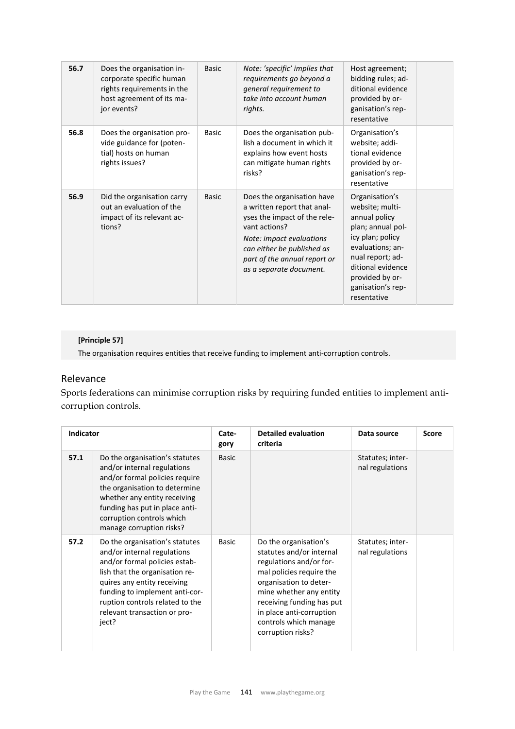| | | | | | |
|---|---|---|---|---|---|
| **56.7** | Does the organisation incorporate specific human rights requirements in the host agreement of its major events? | Basic | *Note: 'specific' implies that requirements go beyond a general requirement to take into account human rights.* | Host agreement; bidding rules; additional evidence provided by organisation's representative | |
| **56.8** | Does the organisation provide guidance for (potential) hosts on human rights issues? | Basic | Does the organisation publish a document in which it explains how event hosts can mitigate human rights risks? | Organisation's website; additional evidence provided by organisation's representative | |
| **56.9** | Did the organisation carry out an evaluation of the impact of its relevant actions? | Basic | Does the organisation have a written report that analyses the impact of the relevant actions? *Note: impact evaluations can either be published as part of the annual report or as a separate document.* | Organisation's website; multi-annual policy plan; annual policy plan; policy evaluations; annual report; additional evidence provided by organisation's representative | |

**[Principle 57]**

The organisation requires entities that receive funding to implement anti-corruption controls.

## Relevance

Sports federations can minimise corruption risks by requiring funded entities to implement anti-corruption controls.

| Indicator | | Category | Detailed evaluation criteria | Data source | Score |
|---|---|---|---|---|---|
| **57.1** | Do the organisation's statutes and/or internal regulations and/or formal policies require the organisation to determine whether any entity receiving funding has put in place anti-corruption controls which manage corruption risks? | Basic | | Statutes; internal regulations | |
| **57.2** | Do the organisation's statutes and/or internal regulations and/or formal policies establish that the organisation requires any entity receiving funding to implement anti-corruption controls related to the relevant transaction or project? | Basic | Do the organisation's statutes and/or internal regulations and/or formal policies require the organisation to determine whether any entity receiving funding has put in place anti-corruption controls which manage corruption risks? | Statutes; internal regulations | |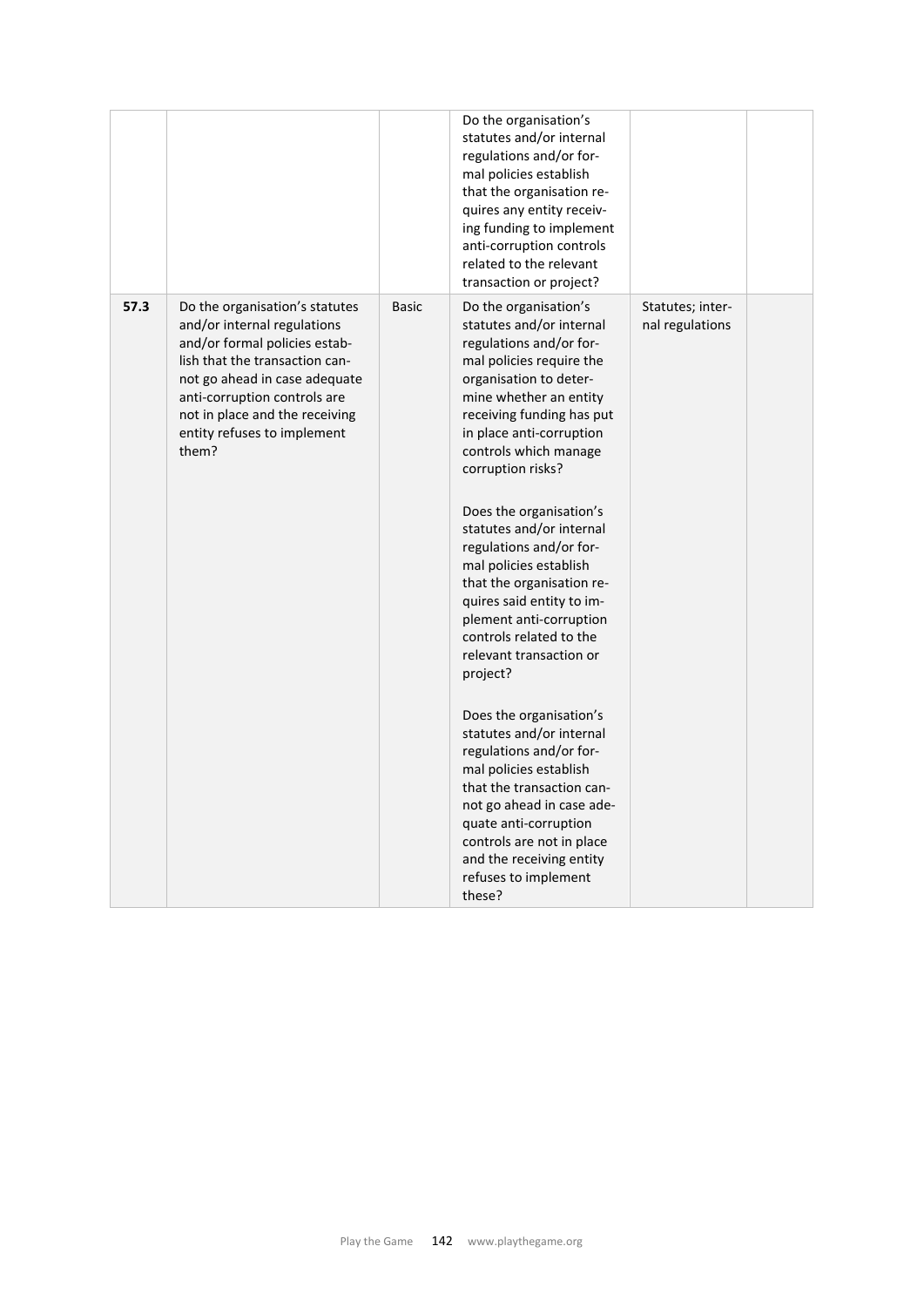| | | | | | |
|---|---|---|---|---|---|
| | | | Do the organisation's statutes and/or internal regulations and/or formal policies establish that the organisation requires any entity receiving funding to implement anti-corruption controls related to the relevant transaction or project? | | |
| **57.3** | Do the organisation's statutes and/or internal regulations and/or formal policies establish that the transaction cannot go ahead in case adequate anti-corruption controls are not in place and the receiving entity refuses to implement them? | Basic | Do the organisation's statutes and/or internal regulations and/or formal policies require the organisation to determine whether an entity receiving funding has put in place anti-corruption controls which manage corruption risks?<br><br>Does the organisation's statutes and/or internal regulations and/or formal policies establish that the organisation requires said entity to implement anti-corruption controls related to the relevant transaction or project?<br><br>Does the organisation's statutes and/or internal regulations and/or formal policies establish that the transaction cannot go ahead in case adequate anti-corruption controls are not in place and the receiving entity refuses to implement these? | Statutes; internal regulations | |